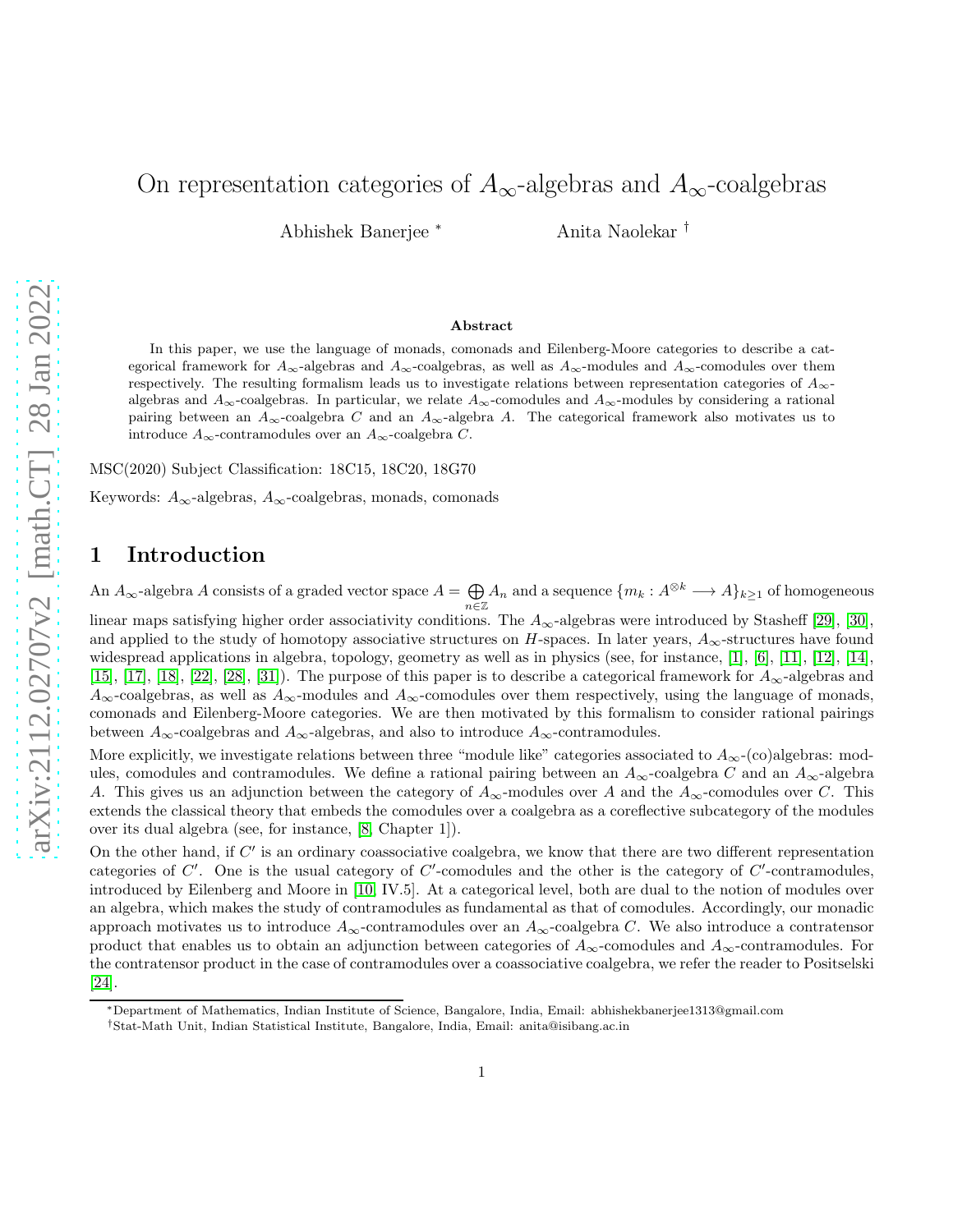# On representation categories of $A_\infty$-algebras and $A_\infty$-coalgebras

Abhishek Banerjee [*] Anita Naolekar [†]

## Abstract

In this paper, we use the language of monads, comonads and Eilenberg-Moore categories to describe a categorical framework for $A_\infty$-algebras and $A_\infty$-coalgebras, as well as $A_\infty$-modules and $A_\infty$-comodules over them respectively. The resulting formalism leads us to investigate relations between representation categories of $A_\infty$-algebras and $A_\infty$-coalgebras. In particular, we relate $A_\infty$-comodules and $A_\infty$-modules by considering a rational pairing between an $A_\infty$-coalgebra $C$ and an $A_\infty$-algebra $A$. The categorical framework also motivates us to introduce $A_\infty$-contramodules over an $A_\infty$-coalgebra $C$.

MSC(2020) Subject Classification: 18C15, 18C20, 18G70

Keywords: $A_\infty$-algebras, $A_\infty$-coalgebras, monads, comonads

## 1 Introduction

An $A_\infty$-algebra $A$ consists of a graded vector space $A = \bigoplus_{n\in\mathbb{Z}} A_n$ and a sequence $\{m_k : A^{\otimes k} \longrightarrow A\}_{k\geq 1}$ of homogeneous linear maps satisfying higher order associativity conditions. The $A_\infty$-algebras were introduced by Stasheff [29], [30], and applied to the study of homotopy associative structures on $H$-spaces. In later years, $A_\infty$-structures have found widespread applications in algebra, topology, geometry as well as in physics (see, for instance, [1], [6], [11], [12], [14], [15], [17], [18], [22], [28], [31]). The purpose of this paper is to describe a categorical framework for $A_\infty$-algebras and $A_\infty$-coalgebras, as well as $A_\infty$-modules and $A_\infty$-comodules over them respectively, using the language of monads, comonads and Eilenberg-Moore categories. We are then motivated by this formalism to consider rational pairings between $A_\infty$-coalgebras and $A_\infty$-algebras, and also to introduce $A_\infty$-contramodules.

More explicitly, we investigate relations between three "module like" categories associated to $A_\infty$-(co)algebras: modules, comodules and contramodules. We define a rational pairing between an $A_\infty$-coalgebra $C$ and an $A_\infty$-algebra $A$. This gives us an adjunction between the category of $A_\infty$-modules over $A$ and the $A_\infty$-comodules over $C$. This extends the classical theory that embeds the comodules over a coalgebra as a coreflective subcategory of the modules over its dual algebra (see, for instance, [8, Chapter 1]).

On the other hand, if $C'$ is an ordinary coassociative coalgebra, we know that there are two different representation categories of $C'$. One is the usual category of $C'$-comodules and the other is the category of $C'$-contramodules, introduced by Eilenberg and Moore in [10, IV.5]. At a categorical level, both are dual to the notion of modules over an algebra, which makes the study of contramodules as fundamental as that of comodules. Accordingly, our monadic approach motivates us to introduce $A_\infty$-contramodules over an $A_\infty$-coalgebra $C$. We also introduce a contratensor product that enables us to obtain an adjunction between categories of $A_\infty$-comodules and $A_\infty$-contramodules. For the contratensor product in the case of contramodules over a coassociative coalgebra, we refer the reader to Positselski [24].

[*] Department of Mathematics, Indian Institute of Science, Bangalore, India, Email: abhishekbanerjee1313@gmail.com

[†] Stat-Math Unit, Indian Statistical Institute, Bangalore, India, Email: anita@isibang.ac.in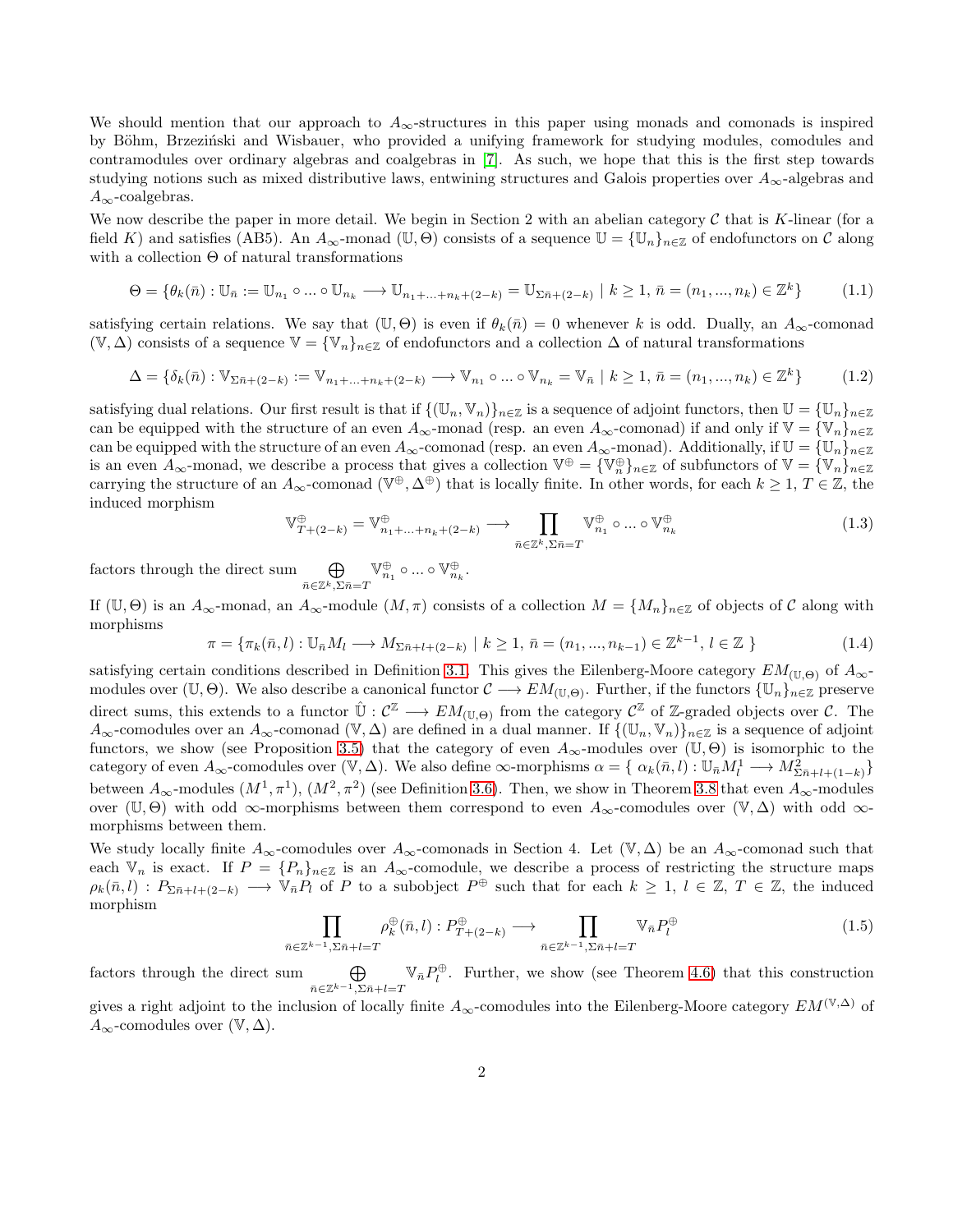We should mention that our approach to $A_\infty$-structures in this paper using monads and comonads is inspired by Böhm, Brzeziński and Wisbauer, who provided a unifying framework for studying modules, comodules and contramodules over ordinary algebras and coalgebras in [7]. As such, we hope that this is the first step towards studying notions such as mixed distributive laws, entwining structures and Galois properties over $A_\infty$-algebras and $A_\infty$-coalgebras.

We now describe the paper in more detail. We begin in Section 2 with an abelian category $\mathcal{C}$ that is $K$-linear (for a field $K$) and satisfies (AB5). An $A_\infty$-monad $(\mathbb{U}, \Theta)$ consists of a sequence $\mathbb{U} = \{\mathbb{U}_n\}_{n\in\mathbb{Z}}$ of endofunctors on $\mathcal{C}$ along with a collection $\Theta$ of natural transformations

$$\Theta = \{\theta_k(\bar{n}) : \mathbb{U}_{\bar{n}} := \mathbb{U}_{n_1} \circ ... \circ \mathbb{U}_{n_k} \longrightarrow \mathbb{U}_{n_1+...+n_k+(2-k)} = \mathbb{U}_{\Sigma\bar{n}+(2-k)} \mid k \geq 1,\ \bar{n} = (n_1, ..., n_k) \in \mathbb{Z}^k\} \tag{1.1}$$

satisfying certain relations. We say that $(\mathbb{U}, \Theta)$ is even if $\theta_k(\bar{n}) = 0$ whenever $k$ is odd. Dually, an $A_\infty$-comonad $(\mathbb{V}, \Delta)$ consists of a sequence $\mathbb{V} = \{\mathbb{V}_n\}_{n\in\mathbb{Z}}$ of endofunctors and a collection $\Delta$ of natural transformations

$$\Delta = \{\delta_k(\bar{n}) : \mathbb{V}_{\Sigma\bar{n}+(2-k)} := \mathbb{V}_{n_1+...+n_k+(2-k)} \longrightarrow \mathbb{V}_{n_1} \circ ... \circ \mathbb{V}_{n_k} = \mathbb{V}_{\bar{n}} \mid k \geq 1,\ \bar{n} = (n_1, ..., n_k) \in \mathbb{Z}^k\} \tag{1.2}$$

satisfying dual relations. Our first result is that if $\{(\mathbb{U}_n, \mathbb{V}_n)\}_{n\in\mathbb{Z}}$ is a sequence of adjoint functors, then $\mathbb{U} = \{\mathbb{U}_n\}_{n\in\mathbb{Z}}$ can be equipped with the structure of an even $A_\infty$-monad (resp. an even $A_\infty$-comonad) if and only if $\mathbb{V} = \{\mathbb{V}_n\}_{n\in\mathbb{Z}}$ can be equipped with the structure of an even $A_\infty$-comonad (resp. an even $A_\infty$-monad). Additionally, if $\mathbb{U} = \{\mathbb{U}_n\}_{n\in\mathbb{Z}}$ is an even $A_\infty$-monad, we describe a process that gives a collection $\mathbb{V}^\oplus = \{\mathbb{V}_n^\oplus\}_{n\in\mathbb{Z}}$ of subfunctors of $\mathbb{V} = \{\mathbb{V}_n\}_{n\in\mathbb{Z}}$ carrying the structure of an $A_\infty$-comonad $(\mathbb{V}^\oplus, \Delta^\oplus)$ that is locally finite. In other words, for each $k \geq 1$, $T \in \mathbb{Z}$, the induced morphism

$$\mathbb{V}^\oplus_{T+(2-k)} = \mathbb{V}^\oplus_{n_1+...+n_k+(2-k)} \longrightarrow \prod_{\bar{n}\in\mathbb{Z}^k, \Sigma\bar{n}=T} \mathbb{V}^\oplus_{n_1} \circ ... \circ \mathbb{V}^\oplus_{n_k} \tag{1.3}$$

factors through the direct sum $\bigoplus_{\bar{n}\in\mathbb{Z}^k, \Sigma\bar{n}=T} \mathbb{V}^\oplus_{n_1} \circ ... \circ \mathbb{V}^\oplus_{n_k}$.

If $(\mathbb{U}, \Theta)$ is an $A_\infty$-monad, an $A_\infty$-module $(M, \pi)$ consists of a collection $M = \{M_n\}_{n\in\mathbb{Z}}$ of objects of $\mathcal{C}$ along with morphisms

$$\pi = \{\pi_k(\bar{n}, l) : \mathbb{U}_{\bar{n}} M_l \longrightarrow M_{\Sigma\bar{n}+l+(2-k)} \mid k \geq 1,\ \bar{n} = (n_1, ..., n_{k-1}) \in \mathbb{Z}^{k-1},\ l \in \mathbb{Z}\ \} \tag{1.4}$$

satisfying certain conditions described in Definition 3.1. This gives the Eilenberg-Moore category $EM_{(\mathbb{U},\Theta)}$ of $A_\infty$-modules over $(\mathbb{U}, \Theta)$. We also describe a canonical functor $\mathcal{C} \longrightarrow EM_{(\mathbb{U},\Theta)}$. Further, if the functors $\{\mathbb{U}_n\}_{n\in\mathbb{Z}}$ preserve direct sums, this extends to a functor $\hat{\mathbb{U}} : \mathcal{C}^{\mathbb{Z}} \longrightarrow EM_{(\mathbb{U},\Theta)}$ from the category $\mathcal{C}^{\mathbb{Z}}$ of $\mathbb{Z}$-graded objects over $\mathcal{C}$. The $A_\infty$-comodules over an $A_\infty$-comonad $(\mathbb{V}, \Delta)$ are defined in a dual manner. If $\{(\mathbb{U}_n, \mathbb{V}_n)\}_{n\in\mathbb{Z}}$ is a sequence of adjoint functors, we show (see Proposition 3.5) that the category of even $A_\infty$-modules over $(\mathbb{U}, \Theta)$ is isomorphic to the category of even $A_\infty$-comodules over $(\mathbb{V}, \Delta)$. We also define $\infty$-morphisms $\alpha = \{\ \alpha_k(\bar{n}, l) : \mathbb{U}_{\bar{n}} M^1_l \longrightarrow M^2_{\Sigma\bar{n}+l+(1-k)}\}$ between $A_\infty$-modules $(M^1, \pi^1)$, $(M^2, \pi^2)$ (see Definition 3.6). Then, we show in Theorem 3.8 that even $A_\infty$-modules over $(\mathbb{U}, \Theta)$ with odd $\infty$-morphisms between them correspond to even $A_\infty$-comodules over $(\mathbb{V}, \Delta)$ with odd $\infty$-morphisms between them.

We study locally finite $A_\infty$-comodules over $A_\infty$-comonads in Section 4. Let $(\mathbb{V}, \Delta)$ be an $A_\infty$-comonad such that each $\mathbb{V}_n$ is exact. If $P = \{P_n\}_{n\in\mathbb{Z}}$ is an $A_\infty$-comodule, we describe a process of restricting the structure maps $\rho_k(\bar{n}, l) : P_{\Sigma\bar{n}+l+(2-k)} \longrightarrow \mathbb{V}_{\bar{n}} P_l$ of $P$ to a subobject $P^\oplus$ such that for each $k \geq 1$, $l \in \mathbb{Z}$, $T \in \mathbb{Z}$, the induced morphism

$$\prod_{\bar{n}\in\mathbb{Z}^{k-1}, \Sigma\bar{n}+l=T} \rho^\oplus_k(\bar{n}, l) : P^\oplus_{T+(2-k)} \longrightarrow \prod_{\bar{n}\in\mathbb{Z}^{k-1}, \Sigma\bar{n}+l=T} \mathbb{V}_{\bar{n}} P^\oplus_l \tag{1.5}$$

factors through the direct sum $\bigoplus_{\bar{n}\in\mathbb{Z}^{k-1}, \Sigma\bar{n}+l=T} \mathbb{V}_{\bar{n}} P^\oplus_l$. Further, we show (see Theorem 4.6) that this construction gives a right adjoint to the inclusion of locally finite $A_\infty$-comodules into the Eilenberg-Moore category $EM^{(\mathbb{V},\Delta)}$ of $A_\infty$-comodules over $(\mathbb{V}, \Delta)$.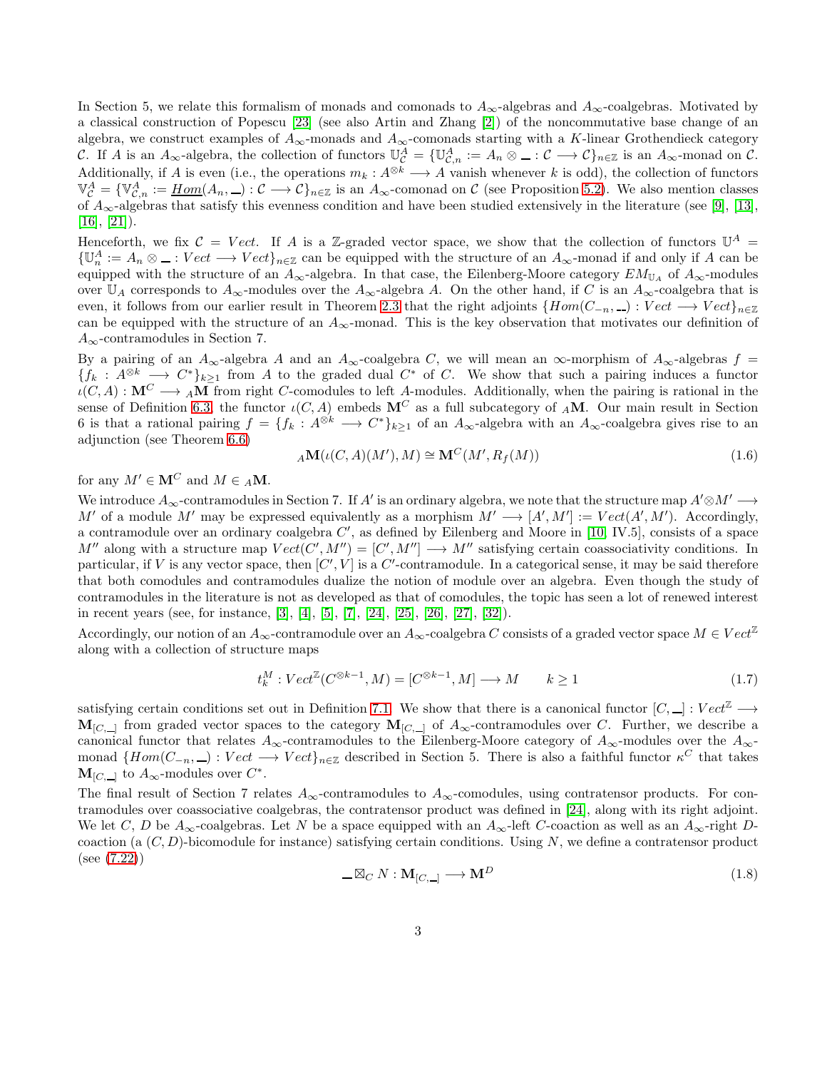In Section 5, we relate this formalism of monads and comonads to $A_\infty$-algebras and $A_\infty$-coalgebras. Motivated by a classical construction of Popescu [23] (see also Artin and Zhang [2]) of the noncommutative base change of an algebra, we construct examples of $A_\infty$-monads and $A_\infty$-comonads starting with a $K$-linear Grothendieck category $\mathcal{C}$. If $A$ is an $A_\infty$-algebra, the collection of functors $\mathbb{U}^A_{\mathcal{C}} = \{\mathbb{U}^A_{\mathcal{C},n} := A_n \otimes \_ : \mathcal{C} \longrightarrow \mathcal{C}\}_{n\in\mathbb{Z}}$ is an $A_\infty$-monad on $\mathcal{C}$. Additionally, if $A$ is even (i.e., the operations $m_k : A^{\otimes k} \longrightarrow A$ vanish whenever $k$ is odd), the collection of functors $\mathbb{V}^A_{\mathcal{C}} = \{\mathbb{V}^A_{\mathcal{C},n} := \underline{Hom}(A_n, \_) : \mathcal{C} \longrightarrow \mathcal{C}\}_{n\in\mathbb{Z}}$ is an $A_\infty$-comonad on $\mathcal{C}$ (see Proposition 5.2). We also mention classes of $A_\infty$-algebras that satisfy this evenness condition and have been studied extensively in the literature (see [9], [13], [16], [21]).

Henceforth, we fix $\mathcal{C} = Vect$. If $A$ is a $\mathbb{Z}$-graded vector space, we show that the collection of functors $\mathbb{U}^A = \{\mathbb{U}^A_n := A_n \otimes \_ : Vect \longrightarrow Vect\}_{n\in\mathbb{Z}}$ can be equipped with the structure of an $A_\infty$-monad if and only if $A$ can be equipped with the structure of an $A_\infty$-algebra. In that case, the Eilenberg-Moore category $EM_{\mathbb{U}_A}$ of $A_\infty$-modules over $\mathbb{U}_A$ corresponds to $A_\infty$-modules over the $A_\infty$-algebra $A$. On the other hand, if $C$ is an $A_\infty$-coalgebra that is even, it follows from our earlier result in Theorem 2.3 that the right adjoints $\{Hom(C_{-n}, \_) : Vect \longrightarrow Vect\}_{n\in\mathbb{Z}}$ can be equipped with the structure of an $A_\infty$-monad. This is the key observation that motivates our definition of $A_\infty$-contramodules in Section 7.

By a pairing of an $A_\infty$-algebra $A$ and an $A_\infty$-coalgebra $C$, we will mean an $\infty$-morphism of $A_\infty$-algebras $f = \{f_k : A^{\otimes k} \longrightarrow C^*\}_{k\geq 1}$ from $A$ to the graded dual $C^*$ of $C$. We show that such a pairing induces a functor $\iota(C, A) : \mathbf{M}^C \longrightarrow {}_A\mathbf{M}$ from right $C$-comodules to left $A$-modules. Additionally, when the pairing is rational in the sense of Definition 6.3, the functor $\iota(C, A)$ embeds $\mathbf{M}^C$ as a full subcategory of ${}_A\mathbf{M}$. Our main result in Section 6 is that a rational pairing $f = \{f_k : A^{\otimes k} \longrightarrow C^*\}_{k\geq 1}$ of an $A_\infty$-algebra with an $A_\infty$-coalgebra gives rise to an adjunction (see Theorem 6.6)

$$
{}_A\mathbf{M}(\iota(C, A)(M'), M) \cong \mathbf{M}^C(M', R_f(M)) \tag{1.6}
$$

for any $M' \in \mathbf{M}^C$ and $M \in {}_A\mathbf{M}$.

We introduce $A_\infty$-contramodules in Section 7. If $A'$ is an ordinary algebra, we note that the structure map $A' \otimes M' \longrightarrow M'$ of a module $M'$ may be expressed equivalently as a morphism $M' \longrightarrow [A', M'] := Vect(A', M')$. Accordingly, a contramodule over an ordinary coalgebra $C'$, as defined by Eilenberg and Moore in [10, IV.5], consists of a space $M''$ along with a structure map $Vect(C', M'') = [C', M''] \longrightarrow M''$ satisfying certain coassociativity conditions. In particular, if $V$ is any vector space, then $[C', V]$ is a $C'$-contramodule. In a categorical sense, it may be said therefore that both comodules and contramodules dualize the notion of module over an algebra. Even though the study of contramodules in the literature is not as developed as that of comodules, the topic has seen a lot of renewed interest in recent years (see, for instance, [3], [4], [5], [7], [24], [25], [26], [27], [32]).

Accordingly, our notion of an $A_\infty$-contramodule over an $A_\infty$-coalgebra $C$ consists of a graded vector space $M \in Vect^{\mathbb{Z}}$ along with a collection of structure maps

$$
t^M_k : Vect^{\mathbb{Z}}(C^{\otimes k-1}, M) = [C^{\otimes k-1}, M] \longrightarrow M \qquad k \geq 1 \tag{1.7}
$$

satisfying certain conditions set out in Definition 7.1. We show that there is a canonical functor $[C, \_] : Vect^{\mathbb{Z}} \longrightarrow \mathbf{M}_{[C,\_]}$ from graded vector spaces to the category $\mathbf{M}_{[C,\_]}$ of $A_\infty$-contramodules over $C$. Further, we describe a canonical functor that relates $A_\infty$-contramodules to the Eilenberg-Moore category of $A_\infty$-modules over the $A_\infty$-monad $\{Hom(C_{-n}, \_) : Vect \longrightarrow Vect\}_{n\in\mathbb{Z}}$ described in Section 5. There is also a faithful functor $\kappa^C$ that takes $\mathbf{M}_{[C,\_]}$ to $A_\infty$-modules over $C^*$.

The final result of Section 7 relates $A_\infty$-contramodules to $A_\infty$-comodules, using contratensor products. For contramodules over coassociative coalgebras, the contratensor product was defined in [24], along with its right adjoint. We let $C$, $D$ be $A_\infty$-coalgebras. Let $N$ be a space equipped with an $A_\infty$-left $C$-coaction as well as an $A_\infty$-right $D$-coaction (a $(C, D)$-bicomodule for instance) satisfying certain conditions. Using $N$, we define a contratensor product (see (7.22))

$$
\_ \boxtimes_C N : \mathbf{M}_{[C,\_]} \longrightarrow \mathbf{M}^D \tag{1.8}
$$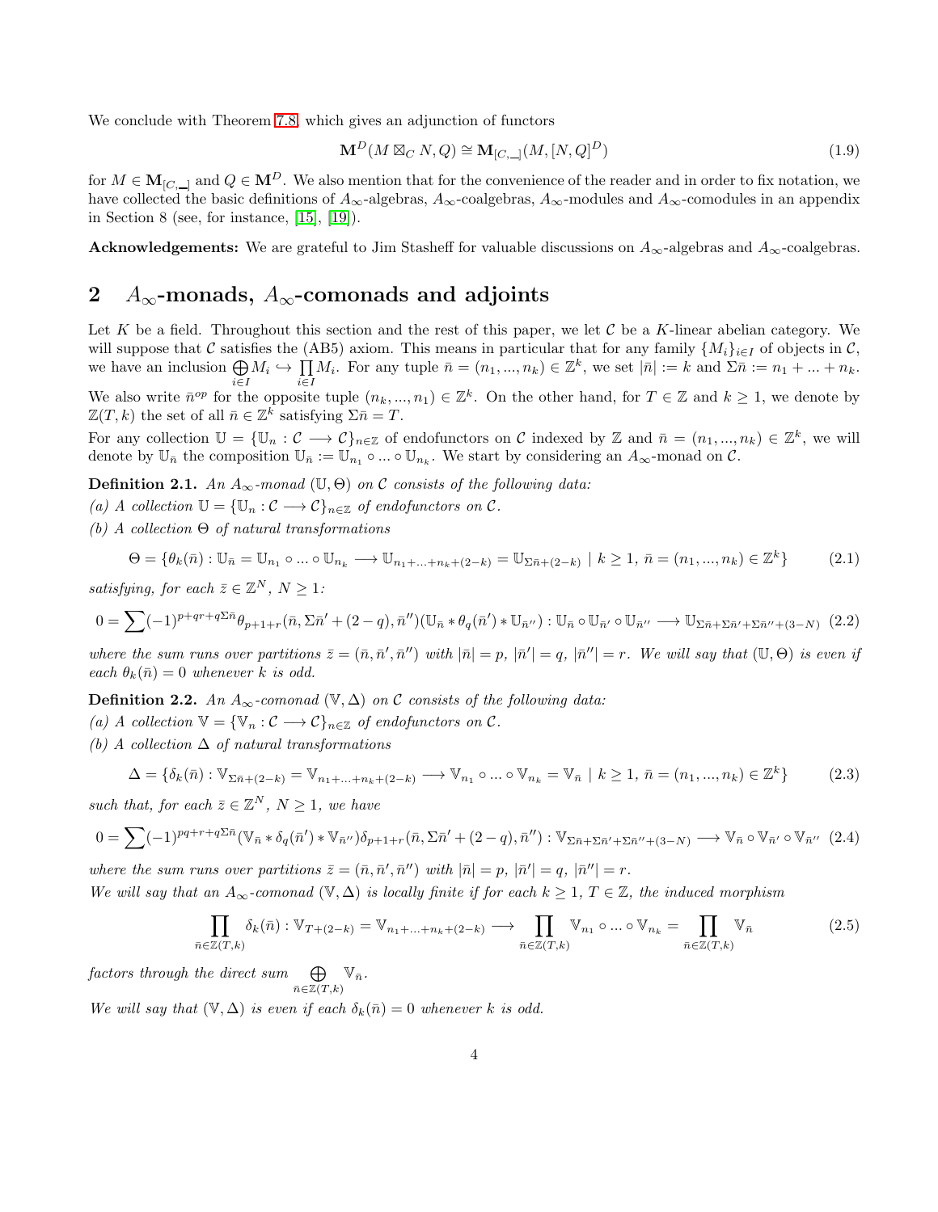We conclude with Theorem 7.8, which gives an adjunction of functors

$$\mathbf{M}^D(M \boxtimes_C N, Q) \cong \mathbf{M}_{[C,\_]}(M, [N,Q]^D) \tag{1.9}$$

for $M \in \mathbf{M}_{[C,\_]}$ and $Q \in \mathbf{M}^D$. We also mention that for the convenience of the reader and in order to fix notation, we have collected the basic definitions of $A_\infty$-algebras, $A_\infty$-coalgebras, $A_\infty$-modules and $A_\infty$-comodules in an appendix in Section 8 (see, for instance, [15], [19]).

**Acknowledgements:** We are grateful to Jim Stasheff for valuable discussions on $A_\infty$-algebras and $A_\infty$-coalgebras.

## 2 $A_\infty$-monads, $A_\infty$-comonads and adjoints

Let $K$ be a field. Throughout this section and the rest of this paper, we let $\mathcal{C}$ be a $K$-linear abelian category. We will suppose that $\mathcal{C}$ satisfies the (AB5) axiom. This means in particular that for any family $\{M_i\}_{i\in I}$ of objects in $\mathcal{C}$, we have an inclusion $\bigoplus_{i\in I} M_i \hookrightarrow \prod_{i\in I} M_i$. For any tuple $\bar{n} = (n_1, ..., n_k) \in \mathbb{Z}^k$, we set $|\bar{n}| := k$ and $\Sigma\bar{n} := n_1 + ... + n_k$. We also write $\bar{n}^{op}$ for the opposite tuple $(n_k, ..., n_1) \in \mathbb{Z}^k$. On the other hand, for $T \in \mathbb{Z}$ and $k \geq 1$, we denote by $\mathbb{Z}(T, k)$ the set of all $\bar{n} \in \mathbb{Z}^k$ satisfying $\Sigma\bar{n} = T$.

For any collection $\mathbb{U} = \{\mathbb{U}_n : \mathcal{C} \longrightarrow \mathcal{C}\}_{n\in\mathbb{Z}}$ of endofunctors on $\mathcal{C}$ indexed by $\mathbb{Z}$ and $\bar{n} = (n_1, ..., n_k) \in \mathbb{Z}^k$, we will denote by $\mathbb{U}_{\bar{n}}$ the composition $\mathbb{U}_{\bar{n}} := \mathbb{U}_{n_1} \circ ... \circ \mathbb{U}_{n_k}$. We start by considering an $A_\infty$-monad on $\mathcal{C}$.

**Definition 2.1.** *An $A_\infty$-monad $(\mathbb{U}, \Theta)$ on $\mathcal{C}$ consists of the following data:*

*(a) A collection $\mathbb{U} = \{\mathbb{U}_n : \mathcal{C} \longrightarrow \mathcal{C}\}_{n\in\mathbb{Z}}$ of endofunctors on $\mathcal{C}$.*

*(b) A collection $\Theta$ of natural transformations*

$$\Theta = \{\theta_k(\bar{n}) : \mathbb{U}_{\bar{n}} = \mathbb{U}_{n_1} \circ ... \circ \mathbb{U}_{n_k} \longrightarrow \mathbb{U}_{n_1+...+n_k+(2-k)} = \mathbb{U}_{\Sigma\bar{n}+(2-k)} \mid k \geq 1,\ \bar{n} = (n_1, ..., n_k) \in \mathbb{Z}^k\} \tag{2.1}$$

*satisfying, for each $\bar{z} \in \mathbb{Z}^N$, $N \geq 1$:*

$$0 = \sum (-1)^{p+qr+q\Sigma\bar{n}} \theta_{p+1+r}(\bar{n}, \Sigma\bar{n}' + (2-q), \bar{n}'')(\mathbb{U}_{\bar{n}} * \theta_q(\bar{n}') * \mathbb{U}_{\bar{n}''}) : \mathbb{U}_{\bar{n}} \circ \mathbb{U}_{\bar{n}'} \circ \mathbb{U}_{\bar{n}''} \longrightarrow \mathbb{U}_{\Sigma\bar{n}+\Sigma\bar{n}'+\Sigma\bar{n}''+(3-N)} \tag{2.2}$$

*where the sum runs over partitions $\bar{z} = (\bar{n}, \bar{n}', \bar{n}'')$ with $|\bar{n}| = p$, $|\bar{n}'| = q$, $|\bar{n}''| = r$. We will say that $(\mathbb{U}, \Theta)$ is even if each $\theta_k(\bar{n}) = 0$ whenever $k$ is odd.*

**Definition 2.2.** *An $A_\infty$-comonad $(\mathbb{V}, \Delta)$ on $\mathcal{C}$ consists of the following data:*

*(a) A collection $\mathbb{V} = \{\mathbb{V}_n : \mathcal{C} \longrightarrow \mathcal{C}\}_{n\in\mathbb{Z}}$ of endofunctors on $\mathcal{C}$.*

*(b) A collection $\Delta$ of natural transformations*

$$\Delta = \{\delta_k(\bar{n}) : \mathbb{V}_{\Sigma\bar{n}+(2-k)} = \mathbb{V}_{n_1+...+n_k+(2-k)} \longrightarrow \mathbb{V}_{n_1} \circ ... \circ \mathbb{V}_{n_k} = \mathbb{V}_{\bar{n}} \mid k \geq 1,\ \bar{n} = (n_1, ..., n_k) \in \mathbb{Z}^k\} \tag{2.3}$$

*such that, for each $\bar{z} \in \mathbb{Z}^N$, $N \geq 1$, we have*

$$0 = \sum (-1)^{pq+r+q\Sigma\bar{n}} (\mathbb{V}_{\bar{n}} * \delta_q(\bar{n}') * \mathbb{V}_{\bar{n}''})\delta_{p+1+r}(\bar{n}, \Sigma\bar{n}' + (2-q), \bar{n}'') : \mathbb{V}_{\Sigma\bar{n}+\Sigma\bar{n}'+\Sigma\bar{n}''+(3-N)} \longrightarrow \mathbb{V}_{\bar{n}} \circ \mathbb{V}_{\bar{n}'} \circ \mathbb{V}_{\bar{n}''} \tag{2.4}$$

*where the sum runs over partitions $\bar{z} = (\bar{n}, \bar{n}', \bar{n}'')$ with $|\bar{n}| = p$, $|\bar{n}'| = q$, $|\bar{n}''| = r$.*

*We will say that an $A_\infty$-comonad $(\mathbb{V}, \Delta)$ is locally finite if for each $k \geq 1$, $T \in \mathbb{Z}$, the induced morphism*

$$\prod_{\bar{n}\in\mathbb{Z}(T,k)} \delta_k(\bar{n}) : \mathbb{V}_{T+(2-k)} = \mathbb{V}_{n_1+...+n_k+(2-k)} \longrightarrow \prod_{\bar{n}\in\mathbb{Z}(T,k)} \mathbb{V}_{n_1} \circ ... \circ \mathbb{V}_{n_k} = \prod_{\bar{n}\in\mathbb{Z}(T,k)} \mathbb{V}_{\bar{n}} \tag{2.5}$$

*factors through the direct sum $\bigoplus_{\bar{n}\in\mathbb{Z}(T,k)} \mathbb{V}_{\bar{n}}$.*

*We will say that $(\mathbb{V}, \Delta)$ is even if each $\delta_k(\bar{n}) = 0$ whenever $k$ is odd.*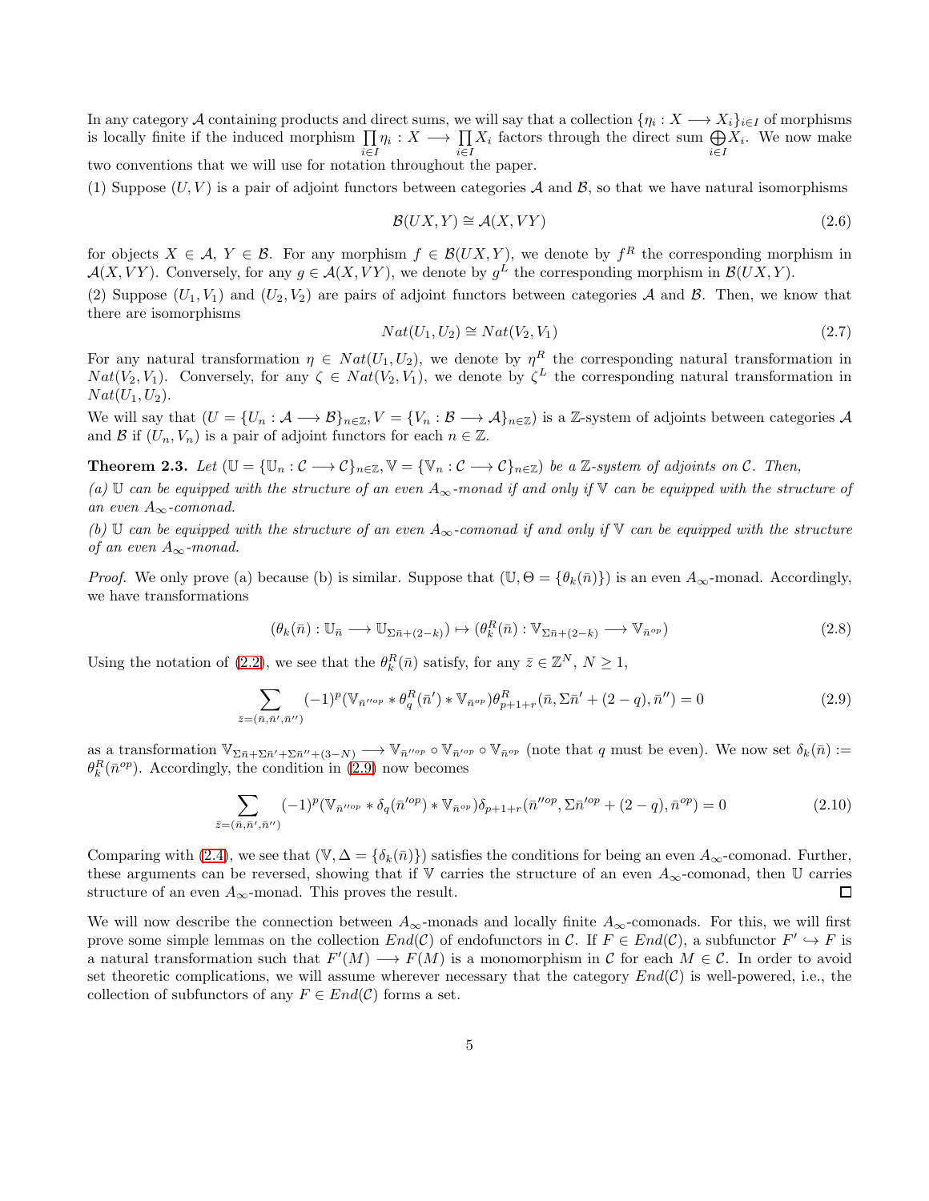In any category $\mathcal{A}$ containing products and direct sums, we will say that a collection $\{\eta_i : X \longrightarrow X_i\}_{i\in I}$ of morphisms is locally finite if the induced morphism $\prod\limits_{i\in I}\eta_i : X \longrightarrow \prod\limits_{i\in I} X_i$ factors through the direct sum $\bigoplus\limits_{i\in I} X_i$. We now make two conventions that we will use for notation throughout the paper.

(1) Suppose $(U, V)$ is a pair of adjoint functors between categories $\mathcal{A}$ and $\mathcal{B}$, so that we have natural isomorphisms

$$\mathcal{B}(UX, Y) \cong \mathcal{A}(X, VY) \tag{2.6}$$

for objects $X \in \mathcal{A}$, $Y \in \mathcal{B}$. For any morphism $f \in \mathcal{B}(UX, Y)$, we denote by $f^R$ the corresponding morphism in $\mathcal{A}(X, VY)$. Conversely, for any $g \in \mathcal{A}(X, VY)$, we denote by $g^L$ the corresponding morphism in $\mathcal{B}(UX, Y)$.

(2) Suppose $(U_1, V_1)$ and $(U_2, V_2)$ are pairs of adjoint functors between categories $\mathcal{A}$ and $\mathcal{B}$. Then, we know that there are isomorphisms

$$Nat(U_1, U_2) \cong Nat(V_2, V_1) \tag{2.7}$$

For any natural transformation $\eta \in Nat(U_1, U_2)$, we denote by $\eta^R$ the corresponding natural transformation in $Nat(V_2, V_1)$. Conversely, for any $\zeta \in Nat(V_2, V_1)$, we denote by $\zeta^L$ the corresponding natural transformation in $Nat(U_1, U_2)$.

We will say that $(U = \{U_n : \mathcal{A} \longrightarrow \mathcal{B}\}_{n\in\mathbb{Z}}, V = \{V_n : \mathcal{B} \longrightarrow \mathcal{A}\}_{n\in\mathbb{Z}})$ is a $\mathbb{Z}$-system of adjoints between categories $\mathcal{A}$ and $\mathcal{B}$ if $(U_n, V_n)$ is a pair of adjoint functors for each $n \in \mathbb{Z}$.

**Theorem 2.3.** *Let $(\mathbb{U} = \{\mathbb{U}_n : \mathcal{C} \longrightarrow \mathcal{C}\}_{n\in\mathbb{Z}}, \mathbb{V} = \{\mathbb{V}_n : \mathcal{C} \longrightarrow \mathcal{C}\}_{n\in\mathbb{Z}})$ be a $\mathbb{Z}$-system of adjoints on $\mathcal{C}$. Then,*

*(a) $\mathbb{U}$ can be equipped with the structure of an even $A_\infty$-monad if and only if $\mathbb{V}$ can be equipped with the structure of an even $A_\infty$-comonad.*

*(b) $\mathbb{U}$ can be equipped with the structure of an even $A_\infty$-comonad if and only if $\mathbb{V}$ can be equipped with the structure of an even $A_\infty$-monad.*

*Proof.* We only prove (a) because (b) is similar. Suppose that $(\mathbb{U}, \Theta = \{\theta_k(\bar{n})\})$ is an even $A_\infty$-monad. Accordingly, we have transformations

$$(\theta_k(\bar{n}) : \mathbb{U}_{\bar{n}} \longrightarrow \mathbb{U}_{\Sigma\bar{n}+(2-k)}) \mapsto (\theta_k^R(\bar{n}) : \mathbb{V}_{\Sigma\bar{n}+(2-k)} \longrightarrow \mathbb{V}_{\bar{n}^{op}}) \tag{2.8}$$

Using the notation of (2.2), we see that the $\theta_k^R(\bar{n})$ satisfy, for any $\bar{z} \in \mathbb{Z}^N$, $N \geq 1$,

$$\sum_{\bar{z}=(\bar{n},\bar{n}',\bar{n}'')} (-1)^p (\mathbb{V}_{\bar{n}''^{op}} * \theta_q^R(\bar{n}') * \mathbb{V}_{\bar{n}^{op}})\theta_{p+1+r}^R(\bar{n}, \Sigma\bar{n}' + (2-q), \bar{n}'') = 0 \tag{2.9}$$

as a transformation $\mathbb{V}_{\Sigma\bar{n}+\Sigma\bar{n}'+\Sigma\bar{n}''+(3-N)} \longrightarrow \mathbb{V}_{\bar{n}''^{op}} \circ \mathbb{V}_{\bar{n}'^{op}} \circ \mathbb{V}_{\bar{n}^{op}}$ (note that $q$ must be even). We now set $\delta_k(\bar{n}) := \theta_k^R(\bar{n}^{op})$. Accordingly, the condition in (2.9) now becomes

$$\sum_{\bar{z}=(\bar{n},\bar{n}',\bar{n}'')} (-1)^p (\mathbb{V}_{\bar{n}''^{op}} * \delta_q(\bar{n}'^{op}) * \mathbb{V}_{\bar{n}^{op}})\delta_{p+1+r}(\bar{n}''^{op}, \Sigma\bar{n}'^{op} + (2-q), \bar{n}^{op}) = 0 \tag{2.10}$$

Comparing with (2.4), we see that $(\mathbb{V}, \Delta = \{\delta_k(\bar{n})\})$ satisfies the conditions for being an even $A_\infty$-comonad. Further, these arguments can be reversed, showing that if $\mathbb{V}$ carries the structure of an even $A_\infty$-comonad, then $\mathbb{U}$ carries structure of an even $A_\infty$-monad. This proves the result. ◻

We will now describe the connection between $A_\infty$-monads and locally finite $A_\infty$-comonads. For this, we will first prove some simple lemmas on the collection $End(\mathcal{C})$ of endofunctors in $\mathcal{C}$. If $F \in End(\mathcal{C})$, a subfunctor $F' \hookrightarrow F$ is a natural transformation such that $F'(M) \longrightarrow F(M)$ is a monomorphism in $\mathcal{C}$ for each $M \in \mathcal{C}$. In order to avoid set theoretic complications, we will assume wherever necessary that the category $End(\mathcal{C})$ is well-powered, i.e., the collection of subfunctors of any $F \in End(\mathcal{C})$ forms a set.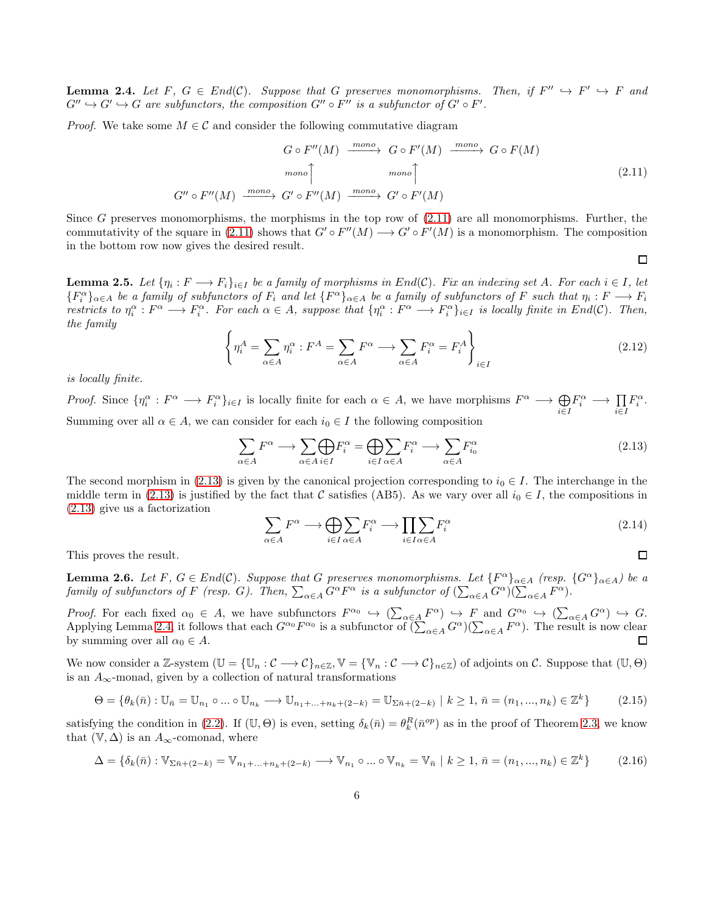**Lemma 2.4.** *Let $F$, $G \in End(\mathcal{C})$. Suppose that $G$ preserves monomorphisms. Then, if $F'' \hookrightarrow F' \hookrightarrow F$ and $G'' \hookrightarrow G' \hookrightarrow G$ are subfunctors, the composition $G'' \circ F''$ is a subfunctor of $G' \circ F'$.*

*Proof.* We take some $M \in \mathcal{C}$ and consider the following commutative diagram

$$\begin{array}{ccccc} & & G \circ F''(M) & \xrightarrow{mono} & G \circ F'(M) & \xrightarrow{mono} & G \circ F(M) \\ & & {\scriptstyle mono}\uparrow & & {\scriptstyle mono}\uparrow & & \\ G'' \circ F''(M) & \xrightarrow{mono} & G' \circ F''(M) & \xrightarrow{mono} & G' \circ F'(M) & & \end{array} \tag{2.11}$$

Since $G$ preserves monomorphisms, the morphisms in the top row of (2.11) are all monomorphisms. Further, the commutativity of the square in (2.11) shows that $G' \circ F''(M) \longrightarrow G' \circ F'(M)$ is a monomorphism. The composition in the bottom row now gives the desired result. $\square$

**Lemma 2.5.** *Let $\{\eta_i : F \longrightarrow F_i\}_{i\in I}$ be a family of morphisms in $End(\mathcal{C})$. Fix an indexing set $A$. For each $i \in I$, let $\{F_i^\alpha\}_{\alpha\in A}$ be a family of subfunctors of $F_i$ and let $\{F^\alpha\}_{\alpha\in A}$ be a family of subfunctors of $F$ such that $\eta_i : F \longrightarrow F_i$ restricts to $\eta_i^\alpha : F^\alpha \longrightarrow F_i^\alpha$. For each $\alpha \in A$, suppose that $\{\eta_i^\alpha : F^\alpha \longrightarrow F_i^\alpha\}_{i\in I}$ is locally finite in $End(\mathcal{C})$. Then, the family*

$$\left\{ \eta_i^A = \sum_{\alpha\in A} \eta_i^\alpha : F^A = \sum_{\alpha\in A} F^\alpha \longrightarrow \sum_{\alpha\in A} F_i^\alpha = F_i^A \right\}_{i\in I} \tag{2.12}$$

*is locally finite.*

*Proof.* Since $\{\eta_i^\alpha : F^\alpha \longrightarrow F_i^\alpha\}_{i\in I}$ is locally finite for each $\alpha \in A$, we have morphisms $F^\alpha \longrightarrow \bigoplus_{i\in I} F_i^\alpha \longrightarrow \prod_{i\in I} F_i^\alpha$. Summing over all $\alpha \in A$, we can consider for each $i_0 \in I$ the following composition

$$\sum_{\alpha\in A} F^\alpha \longrightarrow \sum_{\alpha\in A}\bigoplus_{i\in I} F_i^\alpha = \bigoplus_{i\in I}\sum_{\alpha\in A} F_i^\alpha \longrightarrow \sum_{\alpha\in A} F_{i_0}^\alpha \tag{2.13}$$

The second morphism in (2.13) is given by the canonical projection corresponding to $i_0 \in I$. The interchange in the middle term in (2.13) is justified by the fact that $\mathcal{C}$ satisfies (AB5). As we vary over all $i_0 \in I$, the compositions in (2.13) give us a factorization

$$\sum_{\alpha\in A} F^\alpha \longrightarrow \bigoplus_{i\in I}\sum_{\alpha\in A} F_i^\alpha \longrightarrow \prod_{i\in I}\sum_{\alpha\in A} F_i^\alpha \tag{2.14}$$

This proves the result. $\square$

**Lemma 2.6.** *Let $F$, $G \in End(\mathcal{C})$. Suppose that $G$ preserves monomorphisms. Let $\{F^\alpha\}_{\alpha\in A}$ (resp. $\{G^\alpha\}_{\alpha\in A}$) be a family of subfunctors of $F$ (resp. $G$). Then, $\sum_{\alpha\in A} G^\alpha F^\alpha$ is a subfunctor of $(\sum_{\alpha\in A} G^\alpha)(\sum_{\alpha\in A} F^\alpha)$.*

*Proof.* For each fixed $\alpha_0 \in A$, we have subfunctors $F^{\alpha_0} \hookrightarrow (\sum_{\alpha\in A} F^\alpha) \hookrightarrow F$ and $G^{\alpha_0} \hookrightarrow (\sum_{\alpha\in A} G^\alpha) \hookrightarrow G$. Applying Lemma 2.4, it follows that each $G^{\alpha_0}F^{\alpha_0}$ is a subfunctor of $(\sum_{\alpha\in A} G^\alpha)(\sum_{\alpha\in A} F^\alpha)$. The result is now clear by summing over all $\alpha_0 \in A$. $\square$

We now consider a $\mathbb{Z}$-system $(\mathbb{U} = \{\mathbb{U}_n : \mathcal{C} \longrightarrow \mathcal{C}\}_{n\in\mathbb{Z}}, \mathbb{V} = \{\mathbb{V}_n : \mathcal{C} \longrightarrow \mathcal{C}\}_{n\in\mathbb{Z}})$ of adjoints on $\mathcal{C}$. Suppose that $(\mathbb{U}, \Theta)$ is an $A_\infty$-monad, given by a collection of natural transformations

$$\Theta = \{\theta_k(\bar{n}) : \mathbb{U}_{\bar{n}} = \mathbb{U}_{n_1} \circ ... \circ \mathbb{U}_{n_k} \longrightarrow \mathbb{U}_{n_1+...+n_k+(2-k)} = \mathbb{U}_{\Sigma\bar{n}+(2-k)} \mid k \geq 1, \bar{n} = (n_1, ..., n_k) \in \mathbb{Z}^k\} \tag{2.15}$$

satisfying the condition in (2.2). If $(\mathbb{U}, \Theta)$ is even, setting $\delta_k(\bar{n}) = \theta_k^R(\bar{n}^{op})$ as in the proof of Theorem 2.3, we know that $(\mathbb{V}, \Delta)$ is an $A_\infty$-comonad, where

$$\Delta = \{\delta_k(\bar{n}) : \mathbb{V}_{\Sigma\bar{n}+(2-k)} = \mathbb{V}_{n_1+...+n_k+(2-k)} \longrightarrow \mathbb{V}_{n_1} \circ ... \circ \mathbb{V}_{n_k} = \mathbb{V}_{\bar{n}} \mid k \geq 1, \bar{n} = (n_1, ..., n_k) \in \mathbb{Z}^k\} \tag{2.16}$$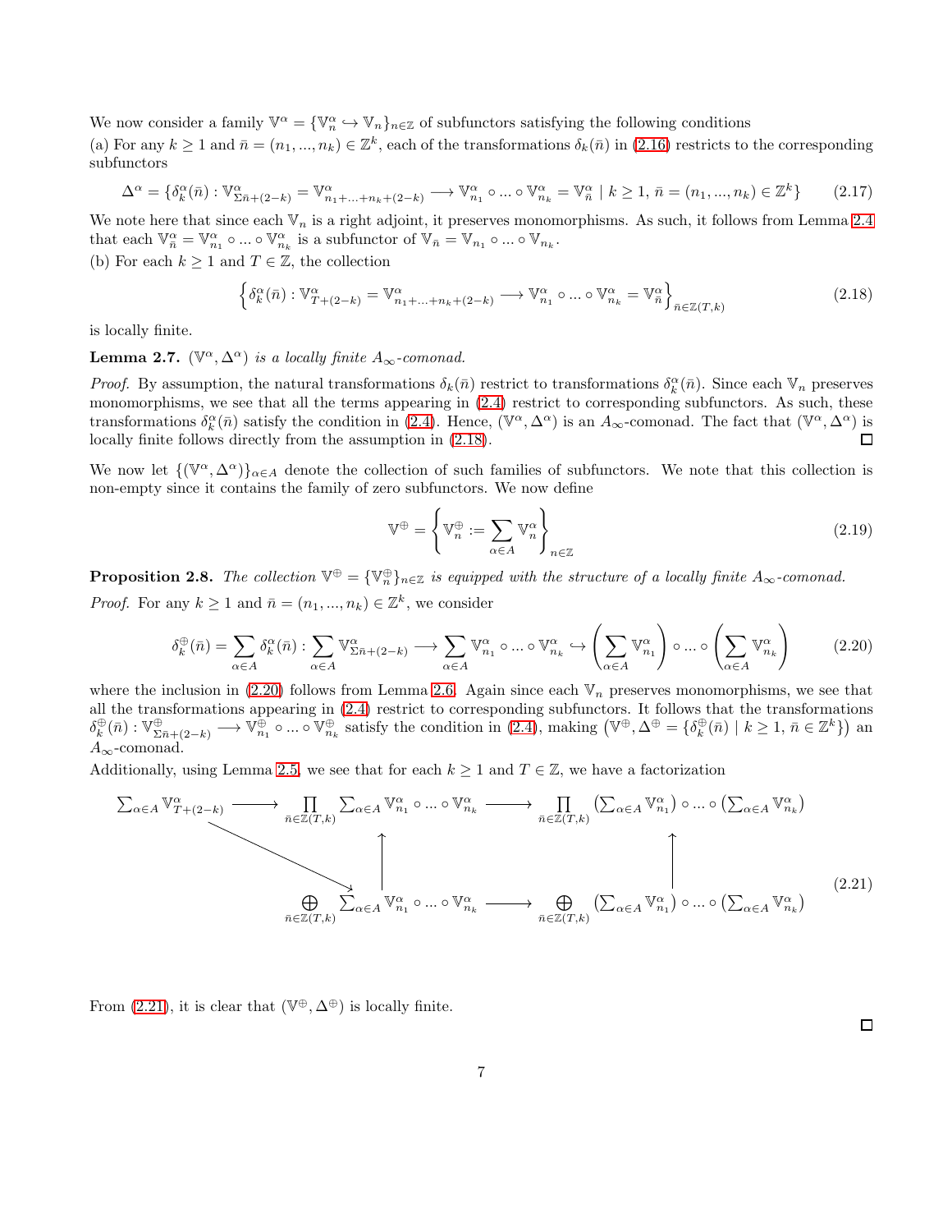We now consider a family $\mathbb{V}^\alpha = \{\mathbb{V}^\alpha_n \hookrightarrow \mathbb{V}_n\}_{n\in\mathbb{Z}}$ of subfunctors satisfying the following conditions

(a) For any $k \geq 1$ and $\bar{n} = (n_1, ..., n_k) \in \mathbb{Z}^k$, each of the transformations $\delta_k(\bar{n})$ in (2.16) restricts to the corresponding subfunctors

$$\Delta^\alpha = \{\delta^\alpha_k(\bar{n}) : \mathbb{V}^\alpha_{\Sigma\bar{n}+(2-k)} = \mathbb{V}^\alpha_{n_1+...+n_k+(2-k)} \longrightarrow \mathbb{V}^\alpha_{n_1} \circ ... \circ \mathbb{V}^\alpha_{n_k} = \mathbb{V}^\alpha_{\bar{n}} \mid k \geq 1, \bar{n} = (n_1, ..., n_k) \in \mathbb{Z}^k\} \tag{2.17}$$

We note here that since each $\mathbb{V}_n$ is a right adjoint, it preserves monomorphisms. As such, it follows from Lemma 2.4 that each $\mathbb{V}^\alpha_{\bar{n}} = \mathbb{V}^\alpha_{n_1} \circ ... \circ \mathbb{V}^\alpha_{n_k}$ is a subfunctor of $\mathbb{V}_{\bar{n}} = \mathbb{V}_{n_1} \circ ... \circ \mathbb{V}_{n_k}$.

(b) For each $k \geq 1$ and $T \in \mathbb{Z}$, the collection

$$\left\{\delta^\alpha_k(\bar{n}) : \mathbb{V}^\alpha_{T+(2-k)} = \mathbb{V}^\alpha_{n_1+...+n_k+(2-k)} \longrightarrow \mathbb{V}^\alpha_{n_1} \circ ... \circ \mathbb{V}^\alpha_{n_k} = \mathbb{V}^\alpha_{\bar{n}}\right\}_{\bar{n}\in\mathbb{Z}(T,k)} \tag{2.18}$$

is locally finite.

**Lemma 2.7.** *$(\mathbb{V}^\alpha, \Delta^\alpha)$ is a locally finite $A_\infty$-comonad.*

*Proof.* By assumption, the natural transformations $\delta_k(\bar{n})$ restrict to transformations $\delta^\alpha_k(\bar{n})$. Since each $\mathbb{V}_n$ preserves monomorphisms, we see that all the terms appearing in (2.4) restrict to corresponding subfunctors. As such, these transformations $\delta^\alpha_k(\bar{n})$ satisfy the condition in (2.4). Hence, $(\mathbb{V}^\alpha, \Delta^\alpha)$ is an $A_\infty$-comonad. The fact that $(\mathbb{V}^\alpha, \Delta^\alpha)$ is locally finite follows directly from the assumption in (2.18). $\square$

We now let $\{(\mathbb{V}^\alpha, \Delta^\alpha)\}_{\alpha\in A}$ denote the collection of such families of subfunctors. We note that this collection is non-empty since it contains the family of zero subfunctors. We now define

$$\mathbb{V}^\oplus = \left\{\mathbb{V}^\oplus_n := \sum_{\alpha\in A} \mathbb{V}^\alpha_n\right\}_{n\in\mathbb{Z}} \tag{2.19}$$

**Proposition 2.8.** *The collection $\mathbb{V}^\oplus = \{\mathbb{V}^\oplus_n\}_{n\in\mathbb{Z}}$ is equipped with the structure of a locally finite $A_\infty$-comonad.*

*Proof.* For any $k \geq 1$ and $\bar{n} = (n_1, ..., n_k) \in \mathbb{Z}^k$, we consider

$$\delta^\oplus_k(\bar{n}) = \sum_{\alpha\in A} \delta^\alpha_k(\bar{n}) : \sum_{\alpha\in A} \mathbb{V}^\alpha_{\Sigma\bar{n}+(2-k)} \longrightarrow \sum_{\alpha\in A} \mathbb{V}^\alpha_{n_1} \circ ... \circ \mathbb{V}^\alpha_{n_k} \hookrightarrow \left(\sum_{\alpha\in A} \mathbb{V}^\alpha_{n_1}\right) \circ ... \circ \left(\sum_{\alpha\in A} \mathbb{V}^\alpha_{n_k}\right) \tag{2.20}$$

where the inclusion in (2.20) follows from Lemma 2.6. Again since each $\mathbb{V}_n$ preserves monomorphisms, we see that all the transformations appearing in (2.4) restrict to corresponding subfunctors. It follows that the transformations $\delta^\oplus_k(\bar{n}) : \mathbb{V}^\oplus_{\Sigma\bar{n}+(2-k)} \longrightarrow \mathbb{V}^\oplus_{n_1} \circ ... \circ \mathbb{V}^\oplus_{n_k}$ satisfy the condition in (2.4), making $\left(\mathbb{V}^\oplus, \Delta^\oplus = \{\delta^\oplus_k(\bar{n}) \mid k \geq 1, \bar{n} \in \mathbb{Z}^k\}\right)$ an $A_\infty$-comonad.

Additionally, using Lemma 2.5, we see that for each $k \geq 1$ and $T \in \mathbb{Z}$, we have a factorization

$$\begin{array}{ccccc}
\sum_{\alpha\in A} \mathbb{V}^\alpha_{T+(2-k)} & \longrightarrow & \prod\limits_{\bar{n}\in\mathbb{Z}(T,k)} \sum_{\alpha\in A} \mathbb{V}^\alpha_{n_1} \circ ... \circ \mathbb{V}^\alpha_{n_k} & \longrightarrow & \prod\limits_{\bar{n}\in\mathbb{Z}(T,k)} \left(\sum_{\alpha\in A} \mathbb{V}^\alpha_{n_1}\right) \circ ... \circ \left(\sum_{\alpha\in A} \mathbb{V}^\alpha_{n_k}\right) \\
& \searrow & \uparrow & & \uparrow \\
& & \bigoplus\limits_{\bar{n}\in\mathbb{Z}(T,k)} \sum_{\alpha\in A} \mathbb{V}^\alpha_{n_1} \circ ... \circ \mathbb{V}^\alpha_{n_k} & \longrightarrow & \bigoplus\limits_{\bar{n}\in\mathbb{Z}(T,k)} \left(\sum_{\alpha\in A} \mathbb{V}^\alpha_{n_1}\right) \circ ... \circ \left(\sum_{\alpha\in A} \mathbb{V}^\alpha_{n_k}\right)
\end{array} \tag{2.21}$$

From (2.21), it is clear that $(\mathbb{V}^\oplus, \Delta^\oplus)$ is locally finite. $\square$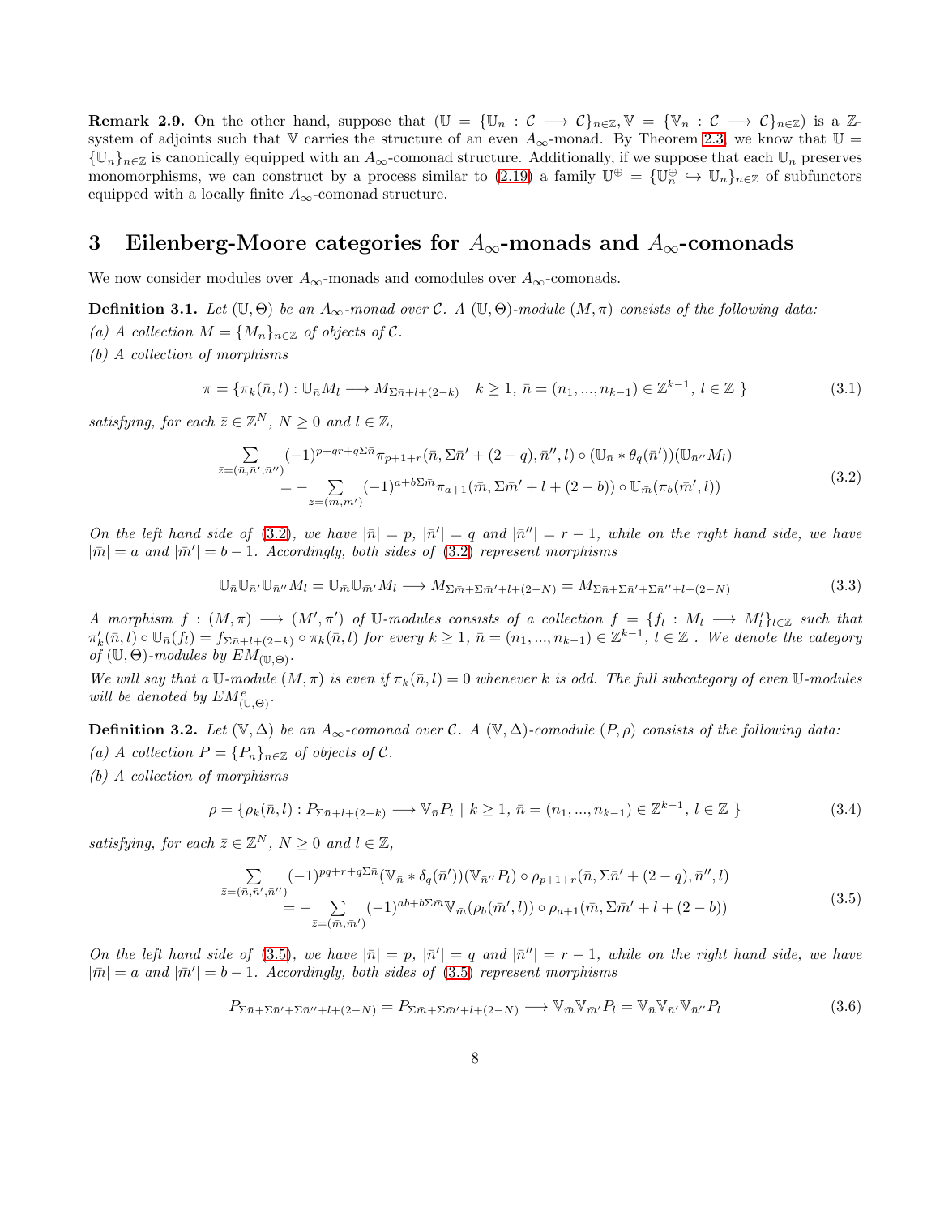**Remark 2.9.** On the other hand, suppose that $(\mathbb{U} = \{\mathbb{U}_n : \mathcal{C} \longrightarrow \mathcal{C}\}_{n\in\mathbb{Z}}, \mathbb{V} = \{\mathbb{V}_n : \mathcal{C} \longrightarrow \mathcal{C}\}_{n\in\mathbb{Z}})$ is a $\mathbb{Z}$-system of adjoints such that $\mathbb{V}$ carries the structure of an even $A_\infty$-monad. By Theorem 2.3, we know that $\mathbb{U} = \{\mathbb{U}_n\}_{n\in\mathbb{Z}}$ is canonically equipped with an $A_\infty$-comonad structure. Additionally, if we suppose that each $\mathbb{U}_n$ preserves monomorphisms, we can construct by a process similar to (2.19) a family $\mathbb{U}^\oplus = \{\mathbb{U}_n^\oplus \hookrightarrow \mathbb{U}_n\}_{n\in\mathbb{Z}}$ of subfunctors equipped with a locally finite $A_\infty$-comonad structure.

# 3 Eilenberg-Moore categories for $A_\infty$-monads and $A_\infty$-comonads

We now consider modules over $A_\infty$-monads and comodules over $A_\infty$-comonads.

**Definition 3.1.** *Let $(\mathbb{U}, \Theta)$ be an $A_\infty$-monad over $\mathcal{C}$. A $(\mathbb{U}, \Theta)$-module $(M, \pi)$ consists of the following data:*

*(a) A collection $M = \{M_n\}_{n\in\mathbb{Z}}$ of objects of $\mathcal{C}$.*

*(b) A collection of morphisms*

$$\pi = \{\pi_k(\bar{n}, l) : \mathbb{U}_{\bar{n}} M_l \longrightarrow M_{\Sigma\bar{n}+l+(2-k)} \mid k \geq 1,\ \bar{n} = (n_1, ..., n_{k-1}) \in \mathbb{Z}^{k-1},\ l \in \mathbb{Z}\ \} \tag{3.1}$$

*satisfying, for each $\bar{z} \in \mathbb{Z}^N$, $N \geq 0$ and $l \in \mathbb{Z}$,*

$$\begin{aligned}\sum_{\bar{z}=(\bar{n},\bar{n}',\bar{n}'')} &(-1)^{p+qr+q\Sigma\bar{n}} \pi_{p+1+r}(\bar{n}, \Sigma\bar{n}' + (2-q), \bar{n}'', l) \circ (\mathbb{U}_{\bar{n}} * \theta_q(\bar{n}'))(\mathbb{U}_{\bar{n}''} M_l) \\ &= - \sum_{\bar{z}=(\bar{m},\bar{m}')} (-1)^{a+b\Sigma\bar{m}} \pi_{a+1}(\bar{m}, \Sigma\bar{m}' + l + (2-b)) \circ \mathbb{U}_{\bar{m}}(\pi_b(\bar{m}', l))\end{aligned} \tag{3.2}$$

*On the left hand side of (3.2), we have $|\bar{n}| = p$, $|\bar{n}'| = q$ and $|\bar{n}''| = r - 1$, while on the right hand side, we have $|\bar{m}| = a$ and $|\bar{m}'| = b - 1$. Accordingly, both sides of (3.2) represent morphisms*

$$\mathbb{U}_{\bar{n}} \mathbb{U}_{\bar{n}'} \mathbb{U}_{\bar{n}''} M_l = \mathbb{U}_{\bar{m}} \mathbb{U}_{\bar{m}'} M_l \longrightarrow M_{\Sigma\bar{m}+\Sigma\bar{m}'+l+(2-N)} = M_{\Sigma\bar{n}+\Sigma\bar{n}'+\Sigma\bar{n}''+l+(2-N)} \tag{3.3}$$

*A morphism $f : (M, \pi) \longrightarrow (M', \pi')$ of $\mathbb{U}$-modules consists of a collection $f = \{f_l : M_l \longrightarrow M'_l\}_{l\in\mathbb{Z}}$ such that $\pi'_k(\bar{n}, l) \circ \mathbb{U}_{\bar{n}}(f_l) = f_{\Sigma\bar{n}+l+(2-k)} \circ \pi_k(\bar{n}, l)$ for every $k \geq 1$, $\bar{n} = (n_1, ..., n_{k-1}) \in \mathbb{Z}^{k-1}$, $l \in \mathbb{Z}$ . We denote the category of $(\mathbb{U}, \Theta)$-modules by $EM_{(\mathbb{U},\Theta)}$.*

*We will say that a $\mathbb{U}$-module $(M, \pi)$ is even if $\pi_k(\bar{n}, l) = 0$ whenever $k$ is odd. The full subcategory of even $\mathbb{U}$-modules will be denoted by $EM^e_{(\mathbb{U},\Theta)}$.*

**Definition 3.2.** *Let $(\mathbb{V}, \Delta)$ be an $A_\infty$-comonad over $\mathcal{C}$. A $(\mathbb{V}, \Delta)$-comodule $(P, \rho)$ consists of the following data:*

*(a) A collection $P = \{P_n\}_{n\in\mathbb{Z}}$ of objects of $\mathcal{C}$.*

*(b) A collection of morphisms*

$$\rho = \{\rho_k(\bar{n}, l) : P_{\Sigma\bar{n}+l+(2-k)} \longrightarrow \mathbb{V}_{\bar{n}} P_l \mid k \geq 1,\ \bar{n} = (n_1, ..., n_{k-1}) \in \mathbb{Z}^{k-1},\ l \in \mathbb{Z}\ \} \tag{3.4}$$

*satisfying, for each $\bar{z} \in \mathbb{Z}^N$, $N \geq 0$ and $l \in \mathbb{Z}$,*

$$\begin{aligned}\sum_{\bar{z}=(\bar{n},\bar{n}',\bar{n}'')} &(-1)^{pq+r+q\Sigma\bar{n}} (\mathbb{V}_{\bar{n}} * \delta_q(\bar{n}'))(\mathbb{V}_{\bar{n}''} P_l) \circ \rho_{p+1+r}(\bar{n}, \Sigma\bar{n}' + (2-q), \bar{n}'', l) \\ &= - \sum_{\bar{z}=(\bar{m},\bar{m}')} (-1)^{ab+b\Sigma\bar{m}} \mathbb{V}_{\bar{m}}(\rho_b(\bar{m}', l)) \circ \rho_{a+1}(\bar{m}, \Sigma\bar{m}' + l + (2-b))\end{aligned} \tag{3.5}$$

*On the left hand side of (3.5), we have $|\bar{n}| = p$, $|\bar{n}'| = q$ and $|\bar{n}''| = r - 1$, while on the right hand side, we have $|\bar{m}| = a$ and $|\bar{m}'| = b - 1$. Accordingly, both sides of (3.5) represent morphisms*

$$P_{\Sigma\bar{n}+\Sigma\bar{n}'+\Sigma\bar{n}''+l+(2-N)} = P_{\Sigma\bar{m}+\Sigma\bar{m}'+l+(2-N)} \longrightarrow \mathbb{V}_{\bar{m}} \mathbb{V}_{\bar{m}'} P_l = \mathbb{V}_{\bar{n}} \mathbb{V}_{\bar{n}'} \mathbb{V}_{\bar{n}''} P_l \tag{3.6}$$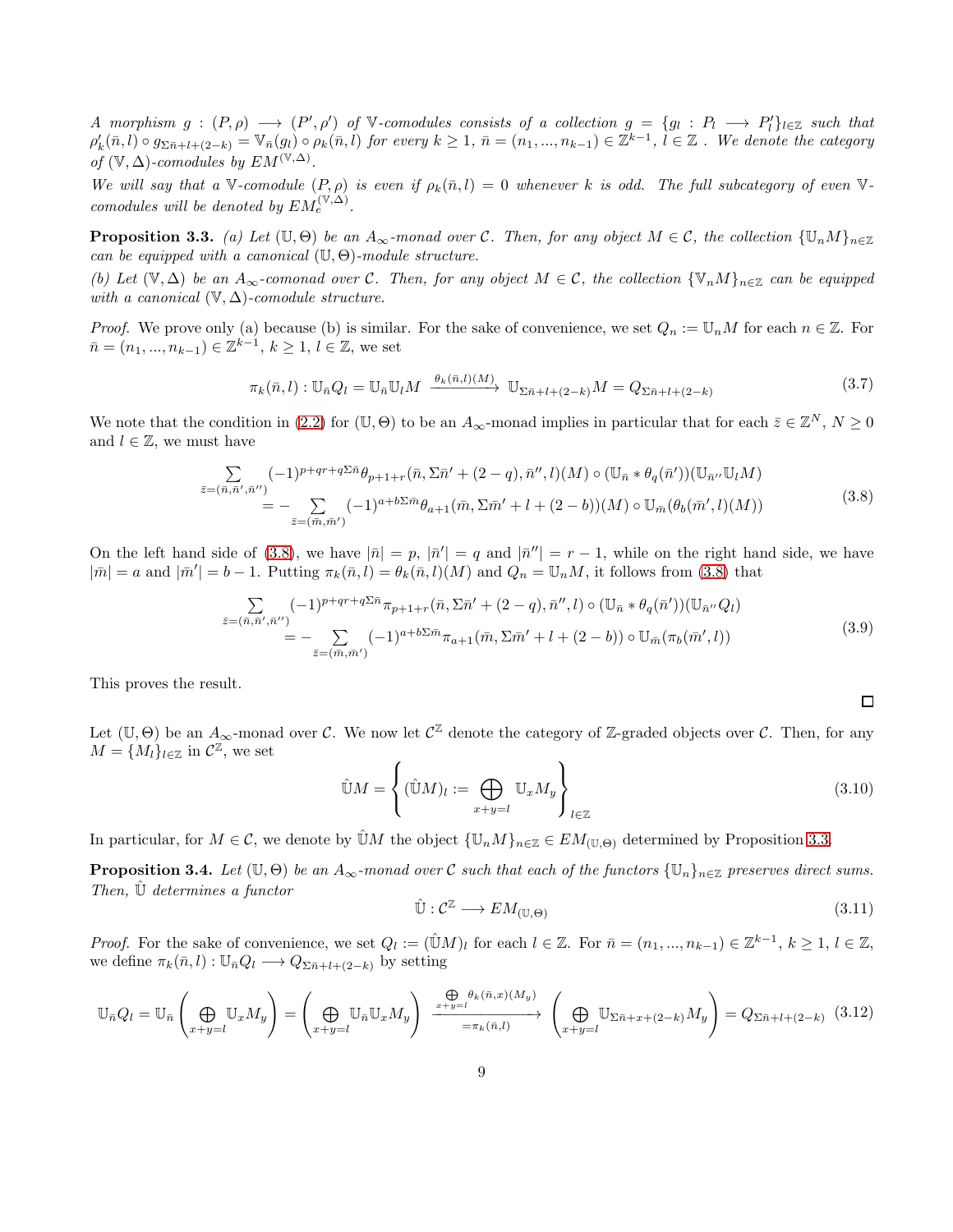*A morphism $g : (P,\rho) \longrightarrow (P',\rho')$ of $\mathbb{V}$-comodules consists of a collection $g = \{g_l : P_l \longrightarrow P'_l\}_{l\in\mathbb{Z}}$ such that $\rho'_k(\bar{n},l)\circ g_{\Sigma\bar{n}+l+(2-k)} = \mathbb{V}_{\bar{n}}(g_l)\circ\rho_k(\bar{n},l)$ for every $k\geq 1$, $\bar{n}=(n_1,...,n_{k-1})\in\mathbb{Z}^{k-1}$, $l\in\mathbb{Z}$ . We denote the category of $(\mathbb{V},\Delta)$-comodules by $EM^{(\mathbb{V},\Delta)}$.*

*We will say that a $\mathbb{V}$-comodule $(P,\rho)$ is even if $\rho_k(\bar{n},l)=0$ whenever $k$ is odd. The full subcategory of even $\mathbb{V}$-comodules will be denoted by $EM_e^{(\mathbb{V},\Delta)}$.*

**Proposition 3.3.** *(a) Let $(\mathbb{U},\Theta)$ be an $A_\infty$-monad over $\mathcal{C}$. Then, for any object $M\in\mathcal{C}$, the collection $\{\mathbb{U}_nM\}_{n\in\mathbb{Z}}$ can be equipped with a canonical $(\mathbb{U},\Theta)$-module structure.*

*(b) Let $(\mathbb{V},\Delta)$ be an $A_\infty$-comonad over $\mathcal{C}$. Then, for any object $M\in\mathcal{C}$, the collection $\{\mathbb{V}_nM\}_{n\in\mathbb{Z}}$ can be equipped with a canonical $(\mathbb{V},\Delta)$-comodule structure.*

*Proof.* We prove only (a) because (b) is similar. For the sake of convenience, we set $Q_n := \mathbb{U}_nM$ for each $n\in\mathbb{Z}$. For $\bar{n}=(n_1,...,n_{k-1})\in\mathbb{Z}^{k-1}$, $k\geq 1$, $l\in\mathbb{Z}$, we set

$$\pi_k(\bar{n},l) : \mathbb{U}_{\bar{n}}Q_l = \mathbb{U}_{\bar{n}}\mathbb{U}_lM \xrightarrow{\theta_k(\bar{n},l)(M)} \mathbb{U}_{\Sigma\bar{n}+l+(2-k)}M = Q_{\Sigma\bar{n}+l+(2-k)} \tag{3.7}$$

We note that the condition in (2.2) for $(\mathbb{U},\Theta)$ to be an $A_\infty$-monad implies in particular that for each $\bar{z}\in\mathbb{Z}^N$, $N\geq 0$ and $l\in\mathbb{Z}$, we must have

$$\begin{aligned}\sum_{\bar{z}=(\bar{n},\bar{n}',\bar{n}'')}&(-1)^{p+qr+q\Sigma\bar{n}}\theta_{p+1+r}(\bar{n},\Sigma\bar{n}'+(2-q),\bar{n}'',l)(M)\circ(\mathbb{U}_{\bar{n}}*\theta_q(\bar{n}'))(\mathbb{U}_{\bar{n}''}\mathbb{U}_lM)\\ &=-\sum_{\bar{z}=(\bar{m},\bar{m}')}(-1)^{a+b\Sigma\bar{m}}\theta_{a+1}(\bar{m},\Sigma\bar{m}'+l+(2-b))(M)\circ\mathbb{U}_{\bar{m}}(\theta_b(\bar{m}',l)(M))\end{aligned}\tag{3.8}$$

On the left hand side of (3.8), we have $|\bar{n}|=p$, $|\bar{n}'|=q$ and $|\bar{n}''|=r-1$, while on the right hand side, we have $|\bar{m}|=a$ and $|\bar{m}'|=b-1$. Putting $\pi_k(\bar{n},l)=\theta_k(\bar{n},l)(M)$ and $Q_n=\mathbb{U}_nM$, it follows from (3.8) that

$$\begin{aligned}\sum_{\bar{z}=(\bar{n},\bar{n}',\bar{n}'')}&(-1)^{p+qr+q\Sigma\bar{n}}\pi_{p+1+r}(\bar{n},\Sigma\bar{n}'+(2-q),\bar{n}'',l)\circ(\mathbb{U}_{\bar{n}}*\theta_q(\bar{n}'))(\mathbb{U}_{\bar{n}''}Q_l)\\ &=-\sum_{\bar{z}=(\bar{m},\bar{m}')}(-1)^{a+b\Sigma\bar{m}}\pi_{a+1}(\bar{m},\Sigma\bar{m}'+l+(2-b))\circ\mathbb{U}_{\bar{m}}(\pi_b(\bar{m}',l))\end{aligned}\tag{3.9}$$

This proves the result. ∎

Let $(\mathbb{U},\Theta)$ be an $A_\infty$-monad over $\mathcal{C}$. We now let $\mathcal{C}^{\mathbb{Z}}$ denote the category of $\mathbb{Z}$-graded objects over $\mathcal{C}$. Then, for any $M=\{M_l\}_{l\in\mathbb{Z}}$ in $\mathcal{C}^{\mathbb{Z}}$, we set

$$\hat{\mathbb{U}}M = \left\{(\hat{\mathbb{U}}M)_l := \bigoplus_{x+y=l}\mathbb{U}_xM_y\right\}_{l\in\mathbb{Z}} \tag{3.10}$$

In particular, for $M\in\mathcal{C}$, we denote by $\hat{\mathbb{U}}M$ the object $\{\mathbb{U}_nM\}_{n\in\mathbb{Z}}\in EM_{(\mathbb{U},\Theta)}$ determined by Proposition 3.3.

**Proposition 3.4.** *Let $(\mathbb{U},\Theta)$ be an $A_\infty$-monad over $\mathcal{C}$ such that each of the functors $\{\mathbb{U}_n\}_{n\in\mathbb{Z}}$ preserves direct sums. Then, $\hat{\mathbb{U}}$ determines a functor*

$$\hat{\mathbb{U}} : \mathcal{C}^{\mathbb{Z}} \longrightarrow EM_{(\mathbb{U},\Theta)} \tag{3.11}$$

*Proof.* For the sake of convenience, we set $Q_l := (\hat{\mathbb{U}}M)_l$ for each $l\in\mathbb{Z}$. For $\bar{n}=(n_1,...,n_{k-1})\in\mathbb{Z}^{k-1}$, $k\geq 1$, $l\in\mathbb{Z}$, we define $\pi_k(\bar{n},l):\mathbb{U}_{\bar{n}}Q_l\longrightarrow Q_{\Sigma\bar{n}+l+(2-k)}$ by setting

$$\mathbb{U}_{\bar{n}}Q_l=\mathbb{U}_{\bar{n}}\left(\bigoplus_{x+y=l}\mathbb{U}_xM_y\right)=\left(\bigoplus_{x+y=l}\mathbb{U}_{\bar{n}}\mathbb{U}_xM_y\right)\xrightarrow[=\pi_k(\bar{n},l)]{\bigoplus_{x+y=l}\theta_k(\bar{n},x)(M_y)}\left(\bigoplus_{x+y=l}\mathbb{U}_{\Sigma\bar{n}+x+(2-k)}M_y\right)=Q_{\Sigma\bar{n}+l+(2-k)} \tag{3.12}$$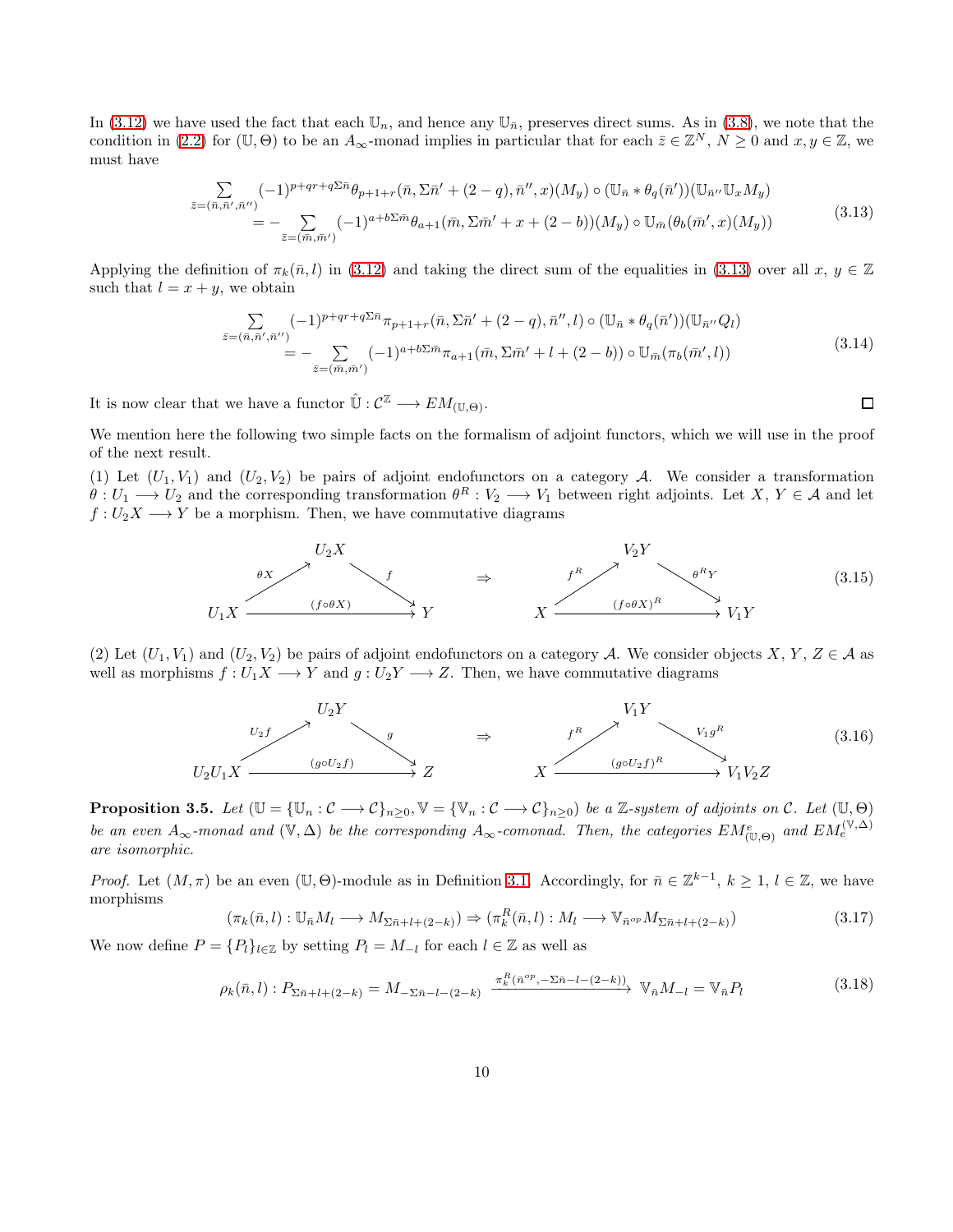In (3.12) we have used the fact that each $\mathbb{U}_n$, and hence any $\mathbb{U}_{\bar{n}}$, preserves direct sums. As in (3.8), we note that the condition in (2.2) for $(\mathbb{U}, \Theta)$ to be an $A_\infty$-monad implies in particular that for each $\bar{z} \in \mathbb{Z}^N$, $N \geq 0$ and $x, y \in \mathbb{Z}$, we must have

$$
\begin{aligned}
\sum_{\bar{z}=(\bar{n},\bar{n}',\bar{n}'')} &(-1)^{p+qr+q\Sigma\bar{n}}\theta_{p+1+r}(\bar{n}, \Sigma\bar{n}' + (2-q), \bar{n}'', x)(M_y) \circ (\mathbb{U}_{\bar{n}} * \theta_q(\bar{n}'))(\mathbb{U}_{\bar{n}''}\mathbb{U}_x M_y) \\
&= -\sum_{\bar{z}=(\bar{m},\bar{m}')} (-1)^{a+b\Sigma\bar{m}}\theta_{a+1}(\bar{m}, \Sigma\bar{m}' + x + (2-b))(M_y) \circ \mathbb{U}_{\bar{m}}(\theta_b(\bar{m}', x)(M_y))
\end{aligned}
\tag{3.13}
$$

Applying the definition of $\pi_k(\bar{n}, l)$ in (3.12) and taking the direct sum of the equalities in (3.13) over all $x, y \in \mathbb{Z}$ such that $l = x + y$, we obtain

$$
\begin{aligned}
\sum_{\bar{z}=(\bar{n},\bar{n}',\bar{n}'')} &(-1)^{p+qr+q\Sigma\bar{n}}\pi_{p+1+r}(\bar{n}, \Sigma\bar{n}' + (2-q), \bar{n}'', l) \circ (\mathbb{U}_{\bar{n}} * \theta_q(\bar{n}'))(\mathbb{U}_{\bar{n}''}Q_l) \\
&= -\sum_{\bar{z}=(\bar{m},\bar{m}')} (-1)^{a+b\Sigma\bar{m}}\pi_{a+1}(\bar{m}, \Sigma\bar{m}' + l + (2-b)) \circ \mathbb{U}_{\bar{m}}(\pi_b(\bar{m}', l))
\end{aligned}
\tag{3.14}
$$

It is now clear that we have a functor $\hat{\mathbb{U}} : \mathcal{C}^{\mathbb{Z}} \longrightarrow EM_{(\mathbb{U},\Theta)}$. $\square$

We mention here the following two simple facts on the formalism of adjoint functors, which we will use in the proof of the next result.

(1) Let $(U_1, V_1)$ and $(U_2, V_2)$ be pairs of adjoint endofunctors on a category $\mathcal{A}$. We consider a transformation $\theta : U_1 \longrightarrow U_2$ and the corresponding transformation $\theta^R : V_2 \longrightarrow V_1$ between right adjoints. Let $X, Y \in \mathcal{A}$ and let $f : U_2X \longrightarrow Y$ be a morphism. Then, we have commutative diagrams

$$
\begin{array}{ccc}
U_1X \xrightarrow{\theta X} U_2X \xrightarrow{f} Y, \quad (f\circ\theta X) : U_1X \longrightarrow Y & \Rightarrow & X \xrightarrow{f^R} V_2Y \xrightarrow{\theta^R Y} V_1Y, \quad (f\circ\theta X)^R : X \longrightarrow V_1Y
\end{array}
\tag{3.15}
$$

(2) Let $(U_1, V_1)$ and $(U_2, V_2)$ be pairs of adjoint endofunctors on a category $\mathcal{A}$. We consider objects $X, Y, Z \in \mathcal{A}$ as well as morphisms $f : U_1X \longrightarrow Y$ and $g : U_2Y \longrightarrow Z$. Then, we have commutative diagrams

$$
\begin{array}{ccc}
U_2U_1X \xrightarrow{U_2f} U_2Y \xrightarrow{g} Z, \quad (g\circ U_2f) : U_2U_1X \longrightarrow Z & \Rightarrow & X \xrightarrow{f^R} V_1Y \xrightarrow{V_1g^R} V_1V_2Z, \quad (g\circ U_2f)^R : X \longrightarrow V_1V_2Z
\end{array}
\tag{3.16}
$$

**Proposition 3.5.** *Let $(\mathbb{U} = \{\mathbb{U}_n : \mathcal{C} \longrightarrow \mathcal{C}\}_{n\geq 0}, \mathbb{V} = \{\mathbb{V}_n : \mathcal{C} \longrightarrow \mathcal{C}\}_{n\geq 0})$ be a $\mathbb{Z}$-system of adjoints on $\mathcal{C}$. Let $(\mathbb{U}, \Theta)$ be an even $A_\infty$-monad and $(\mathbb{V}, \Delta)$ be the corresponding $A_\infty$-comonad. Then, the categories $EM^e_{(\mathbb{U},\Theta)}$ and $EM_e^{(\mathbb{V},\Delta)}$ are isomorphic.*

*Proof.* Let $(M, \pi)$ be an even $(\mathbb{U}, \Theta)$-module as in Definition 3.1. Accordingly, for $\bar{n} \in \mathbb{Z}^{k-1}$, $k \geq 1$, $l \in \mathbb{Z}$, we have morphisms

$$
(\pi_k(\bar{n}, l) : \mathbb{U}_{\bar{n}}M_l \longrightarrow M_{\Sigma\bar{n}+l+(2-k)}) \Rightarrow (\pi_k^R(\bar{n}, l) : M_l \longrightarrow \mathbb{V}_{\bar{n}^{op}}M_{\Sigma\bar{n}+l+(2-k)})
\tag{3.17}
$$

We now define $P = \{P_l\}_{l\in\mathbb{Z}}$ by setting $P_l = M_{-l}$ for each $l \in \mathbb{Z}$ as well as

$$
\rho_k(\bar{n}, l) : P_{\Sigma\bar{n}+l+(2-k)} = M_{-\Sigma\bar{n}-l-(2-k)} \xrightarrow{\pi_k^R(\bar{n}^{op}, -\Sigma\bar{n}-l-(2-k))} \mathbb{V}_{\bar{n}}M_{-l} = \mathbb{V}_{\bar{n}}P_l
\tag{3.18}
$$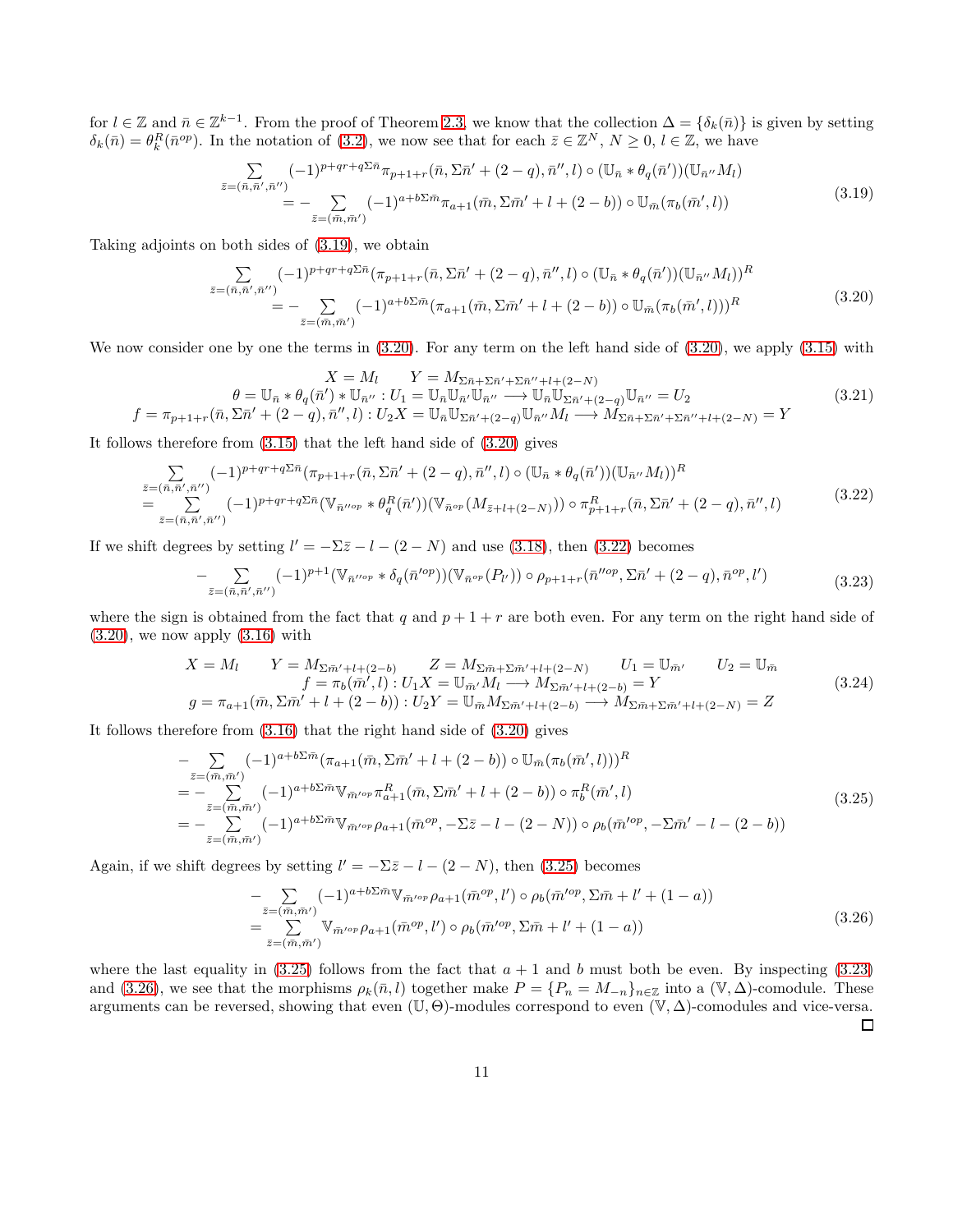for $l \in \mathbb{Z}$ and $\bar{n} \in \mathbb{Z}^{k-1}$. From the proof of Theorem 2.3, we know that the collection $\Delta = \{\delta_k(\bar{n})\}$ is given by setting $\delta_k(\bar{n}) = \theta_k^R(\bar{n}^{op})$. In the notation of (3.2), we now see that for each $\bar{z} \in \mathbb{Z}^N$, $N \geq 0$, $l \in \mathbb{Z}$, we have

$$
\begin{aligned}
&\sum_{\bar{z}=(\bar{n},\bar{n}',\bar{n}'')} (-1)^{p+qr+q\Sigma\bar{n}} \pi_{p+1+r}(\bar{n}, \Sigma\bar{n}' + (2-q), \bar{n}'', l) \circ (\mathbb{U}_{\bar{n}} * \theta_q(\bar{n}'))(\mathbb{U}_{\bar{n}''} M_l) \\
&\qquad = - \sum_{\bar{z}=(\bar{m},\bar{m}')} (-1)^{a+b\Sigma\bar{m}} \pi_{a+1}(\bar{m}, \Sigma\bar{m}' + l + (2-b)) \circ \mathbb{U}_{\bar{m}}(\pi_b(\bar{m}', l))
\end{aligned}
\tag{3.19}
$$

Taking adjoints on both sides of (3.19), we obtain

$$
\begin{aligned}
&\sum_{\bar{z}=(\bar{n},\bar{n}',\bar{n}'')} (-1)^{p+qr+q\Sigma\bar{n}} (\pi_{p+1+r}(\bar{n}, \Sigma\bar{n}' + (2-q), \bar{n}'', l) \circ (\mathbb{U}_{\bar{n}} * \theta_q(\bar{n}'))(\mathbb{U}_{\bar{n}''} M_l))^R \\
&\qquad = - \sum_{\bar{z}=(\bar{m},\bar{m}')} (-1)^{a+b\Sigma\bar{m}} (\pi_{a+1}(\bar{m}, \Sigma\bar{m}' + l + (2-b)) \circ \mathbb{U}_{\bar{m}}(\pi_b(\bar{m}', l)))^R
\end{aligned}
\tag{3.20}
$$

We now consider one by one the terms in (3.20). For any term on the left hand side of (3.20), we apply (3.15) with

$$
\begin{gathered}
X = M_l \qquad Y = M_{\Sigma\bar{n}+\Sigma\bar{n}'+\Sigma\bar{n}''+l+(2-N)} \\
\theta = \mathbb{U}_{\bar{n}} * \theta_q(\bar{n}') * \mathbb{U}_{\bar{n}''} : U_1 = \mathbb{U}_{\bar{n}}\mathbb{U}_{\bar{n}'}\mathbb{U}_{\bar{n}''} \longrightarrow \mathbb{U}_{\bar{n}}\mathbb{U}_{\Sigma\bar{n}'+(2-q)}\mathbb{U}_{\bar{n}''} = U_2 \\
f = \pi_{p+1+r}(\bar{n}, \Sigma\bar{n}' + (2-q), \bar{n}'', l) : U_2 X = \mathbb{U}_{\bar{n}}\mathbb{U}_{\Sigma\bar{n}'+(2-q)}\mathbb{U}_{\bar{n}''} M_l \longrightarrow M_{\Sigma\bar{n}+\Sigma\bar{n}'+\Sigma\bar{n}''+l+(2-N)} = Y
\end{gathered}
\tag{3.21}
$$

It follows therefore from (3.15) that the left hand side of (3.20) gives

$$
\begin{aligned}
&\sum_{\bar{z}=(\bar{n},\bar{n}',\bar{n}'')} (-1)^{p+qr+q\Sigma\bar{n}} (\pi_{p+1+r}(\bar{n}, \Sigma\bar{n}' + (2-q), \bar{n}'', l) \circ (\mathbb{U}_{\bar{n}} * \theta_q(\bar{n}'))(\mathbb{U}_{\bar{n}''} M_l))^R \\
&= \sum_{\bar{z}=(\bar{n},\bar{n}',\bar{n}'')} (-1)^{p+qr+q\Sigma\bar{n}} (\mathbb{V}_{\bar{n}''^{op}} * \theta_q^R(\bar{n}'))(\mathbb{V}_{\bar{n}^{op}}(M_{\bar{z}+l+(2-N)})) \circ \pi^R_{p+1+r}(\bar{n}, \Sigma\bar{n}' + (2-q), \bar{n}'', l)
\end{aligned}
\tag{3.22}
$$

If we shift degrees by setting $l' = -\Sigma\bar{z} - l - (2-N)$ and use (3.18), then (3.22) becomes

$$
- \sum_{\bar{z}=(\bar{n},\bar{n}',\bar{n}'')} (-1)^{p+1} (\mathbb{V}_{\bar{n}''^{op}} * \delta_q(\bar{n}'^{op}))(\mathbb{V}_{\bar{n}^{op}}(P_{l'})) \circ \rho_{p+1+r}(\bar{n}''^{op}, \Sigma\bar{n}' + (2-q), \bar{n}^{op}, l')
\tag{3.23}
$$

where the sign is obtained from the fact that $q$ and $p+1+r$ are both even. For any term on the right hand side of (3.20), we now apply (3.16) with

$$
\begin{gathered}
X = M_l \qquad Y = M_{\Sigma\bar{m}'+l+(2-b)} \qquad Z = M_{\Sigma\bar{m}+\Sigma\bar{m}'+l+(2-N)} \qquad U_1 = \mathbb{U}_{\bar{m}'} \qquad U_2 = \mathbb{U}_{\bar{m}} \\
f = \pi_b(\bar{m}', l) : U_1 X = \mathbb{U}_{\bar{m}'} M_l \longrightarrow M_{\Sigma\bar{m}'+l+(2-b)} = Y \\
g = \pi_{a+1}(\bar{m}, \Sigma\bar{m}' + l + (2-b)) : U_2 Y = \mathbb{U}_{\bar{m}} M_{\Sigma\bar{m}'+l+(2-b)} \longrightarrow M_{\Sigma\bar{m}+\Sigma\bar{m}'+l+(2-N)} = Z
\end{gathered}
\tag{3.24}
$$

It follows therefore from (3.16) that the right hand side of (3.20) gives

$$
\begin{aligned}
&- \sum_{\bar{z}=(\bar{m},\bar{m}')} (-1)^{a+b\Sigma\bar{m}} (\pi_{a+1}(\bar{m}, \Sigma\bar{m}' + l + (2-b)) \circ \mathbb{U}_{\bar{m}}(\pi_b(\bar{m}', l)))^R \\
&= - \sum_{\bar{z}=(\bar{m},\bar{m}')} (-1)^{a+b\Sigma\bar{m}} \mathbb{V}_{\bar{m}'^{op}} \pi^R_{a+1}(\bar{m}, \Sigma\bar{m}' + l + (2-b)) \circ \pi^R_b(\bar{m}', l) \\
&= - \sum_{\bar{z}=(\bar{m},\bar{m}')} (-1)^{a+b\Sigma\bar{m}} \mathbb{V}_{\bar{m}'^{op}} \rho_{a+1}(\bar{m}^{op}, -\Sigma\bar{z} - l - (2-N)) \circ \rho_b(\bar{m}'^{op}, -\Sigma\bar{m}' - l - (2-b))
\end{aligned}
\tag{3.25}
$$

Again, if we shift degrees by setting $l' = -\Sigma\bar{z} - l - (2-N)$, then (3.25) becomes

$$
\begin{aligned}
&- \sum_{\bar{z}=(\bar{m},\bar{m}')} (-1)^{a+b\Sigma\bar{m}} \mathbb{V}_{\bar{m}'^{op}} \rho_{a+1}(\bar{m}^{op}, l') \circ \rho_b(\bar{m}'^{op}, \Sigma\bar{m} + l' + (1-a)) \\
&= \sum_{\bar{z}=(\bar{m},\bar{m}')} \mathbb{V}_{\bar{m}'^{op}} \rho_{a+1}(\bar{m}^{op}, l') \circ \rho_b(\bar{m}'^{op}, \Sigma\bar{m} + l' + (1-a))
\end{aligned}
\tag{3.26}
$$

where the last equality in (3.25) follows from the fact that $a+1$ and $b$ must both be even. By inspecting (3.23) and (3.26), we see that the morphisms $\rho_k(\bar{n}, l)$ together make $P = \{P_n = M_{-n}\}_{n \in \mathbb{Z}}$ into a $(\mathbb{V}, \Delta)$-comodule. These arguments can be reversed, showing that even $(\mathbb{U}, \Theta)$-modules correspond to even $(\mathbb{V}, \Delta)$-comodules and vice-versa. □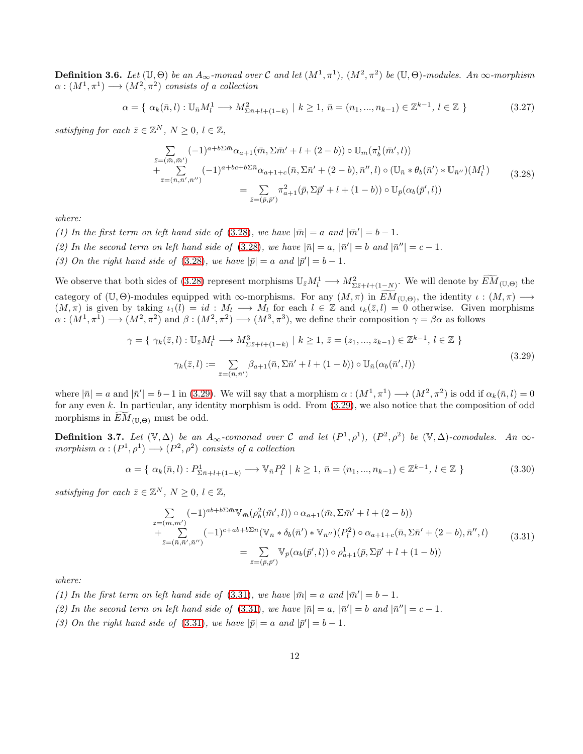**Definition 3.6.** *Let $(\mathbb{U},\Theta)$ be an $A_\infty$-monad over $\mathcal{C}$ and let $(M^1,\pi^1)$, $(M^2,\pi^2)$ be $(\mathbb{U},\Theta)$-modules. An $\infty$-morphism $\alpha:(M^1,\pi^1)\longrightarrow(M^2,\pi^2)$ consists of a collection*

$$\alpha=\{\ \alpha_k(\bar{n},l):\mathbb{U}_{\bar{n}}M^1_l\longrightarrow M^2_{\Sigma\bar{n}+l+(1-k)}\ |\ k\geq 1,\ \bar{n}=(n_1,...,n_{k-1})\in\mathbb{Z}^{k-1},\ l\in\mathbb{Z}\ \}\tag{3.27}$$

*satisfying for each $\bar{z}\in\mathbb{Z}^N$, $N\geq 0$, $l\in\mathbb{Z}$,*

$$\begin{array}{c}\sum\limits_{\bar{z}=(\bar{m},\bar{m}')}(-1)^{a+b\Sigma\bar{m}}\alpha_{a+1}(\bar{m},\Sigma\bar{m}'+l+(2-b))\circ\mathbb{U}_{\bar{m}}(\pi^1_b(\bar{m}',l))\\ +\sum\limits_{\bar{z}=(\bar{n},\bar{n}',\bar{n}'')}(-1)^{a+bc+b\Sigma\bar{n}}\alpha_{a+1+c}(\bar{n},\Sigma\bar{n}'+(2-b),\bar{n}'',l)\circ(\mathbb{U}_{\bar{n}}*\theta_b(\bar{n}')*\mathbb{U}_{\bar{n}''})(M^1_l)\\ =\sum\limits_{\bar{z}=(\bar{p},\bar{p}')}\pi^2_{a+1}(\bar{p},\Sigma\bar{p}'+l+(1-b))\circ\mathbb{U}_{\bar{p}}(\alpha_b(\bar{p}',l))\end{array}\tag{3.28}$$

*where:*

*(1) In the first term on left hand side of (3.28), we have $|\bar{m}|=a$ and $|\bar{m}'|=b-1$.*

*(2) In the second term on left hand side of (3.28), we have $|\bar{n}|=a$, $|\bar{n}'|=b$ and $|\bar{n}''|=c-1$.*

*(3) On the right hand side of (3.28), we have $|\bar{p}|=a$ and $|\bar{p}'|=b-1$.*

We observe that both sides of (3.28) represent morphisms $\mathbb{U}_{\bar{z}}M^1_l\longrightarrow M^2_{\Sigma\bar{z}+l+(1-N)}$. We will denote by $\widetilde{EM}_{(\mathbb{U},\Theta)}$ the category of $(\mathbb{U},\Theta)$-modules equipped with $\infty$-morphisms. For any $(M,\pi)$ in $\widetilde{EM}_{(\mathbb{U},\Theta)}$, the identity $\iota:(M,\pi)\longrightarrow(M,\pi)$ is given by taking $\iota_1(l)=id:M_l\longrightarrow M_l$ for each $l\in\mathbb{Z}$ and $\iota_k(\bar{z},l)=0$ otherwise. Given morphisms $\alpha:(M^1,\pi^1)\longrightarrow(M^2,\pi^2)$ and $\beta:(M^2,\pi^2)\longrightarrow(M^3,\pi^3)$, we define their composition $\gamma=\beta\alpha$ as follows

$$\begin{array}{c}\gamma=\{\ \gamma_k(\bar{z},l):\mathbb{U}_{\bar{z}}M^1_l\longrightarrow M^3_{\Sigma\bar{z}+l+(1-k)}\ |\ k\geq 1,\ \bar{z}=(z_1,...,z_{k-1})\in\mathbb{Z}^{k-1},\ l\in\mathbb{Z}\ \}\\ \gamma_k(\bar{z},l):=\sum\limits_{\bar{z}=(\bar{n},\bar{n}')}\beta_{a+1}(\bar{n},\Sigma\bar{n}'+l+(1-b))\circ\mathbb{U}_{\bar{n}}(\alpha_b(\bar{n}',l))\end{array}\tag{3.29}$$

where $|\bar{n}|=a$ and $|\bar{n}'|=b-1$ in (3.29). We will say that a morphism $\alpha:(M^1,\pi^1)\longrightarrow(M^2,\pi^2)$ is odd if $\alpha_k(\bar{n},l)=0$ for any even $k$. In particular, any identity morphism is odd. From (3.29), we also notice that the composition of odd morphisms in $\widetilde{EM}_{(\mathbb{U},\Theta)}$ must be odd.

**Definition 3.7.** *Let $(\mathbb{V},\Delta)$ be an $A_\infty$-comonad over $\mathcal{C}$ and let $(P^1,\rho^1)$, $(P^2,\rho^2)$ be $(\mathbb{V},\Delta)$-comodules. An $\infty$-morphism $\alpha:(P^1,\rho^1)\longrightarrow(P^2,\rho^2)$ consists of a collection*

$$\alpha=\{\ \alpha_k(\bar{n},l):P^1_{\Sigma\bar{n}+l+(1-k)}\longrightarrow\mathbb{V}_{\bar{n}}P^2_l\ |\ k\geq 1,\ \bar{n}=(n_1,...,n_{k-1})\in\mathbb{Z}^{k-1},\ l\in\mathbb{Z}\ \}\tag{3.30}$$

*satisfying for each $\bar{z}\in\mathbb{Z}^N$, $N\geq 0$, $l\in\mathbb{Z}$,*

$$\begin{array}{c}\sum\limits_{\bar{z}=(\bar{m},\bar{m}')}(-1)^{ab+b\Sigma\bar{m}}\mathbb{V}_{\bar{m}}(\rho^2_b(\bar{m}',l))\circ\alpha_{a+1}(\bar{m},\Sigma\bar{m}'+l+(2-b))\\ +\sum\limits_{\bar{z}=(\bar{n},\bar{n}',\bar{n}'')}(-1)^{c+ab+b\Sigma\bar{n}}(\mathbb{V}_{\bar{n}}*\delta_b(\bar{n}')*\mathbb{V}_{\bar{n}''})(P^2_l)\circ\alpha_{a+1+c}(\bar{n},\Sigma\bar{n}'+(2-b),\bar{n}'',l)\\ =\sum\limits_{\bar{z}=(\bar{p},\bar{p}')}\mathbb{V}_{\bar{p}}(\alpha_b(\bar{p}',l))\circ\rho^1_{a+1}(\bar{p},\Sigma\bar{p}'+l+(1-b))\end{array}\tag{3.31}$$

*where:*

*(1) In the first term on left hand side of (3.31), we have $|\bar{m}|=a$ and $|\bar{m}'|=b-1$.*

*(2) In the second term on left hand side of (3.31), we have $|\bar{n}|=a$, $|\bar{n}'|=b$ and $|\bar{n}''|=c-1$.*

*(3) On the right hand side of (3.31), we have $|\bar{p}|=a$ and $|\bar{p}'|=b-1$.*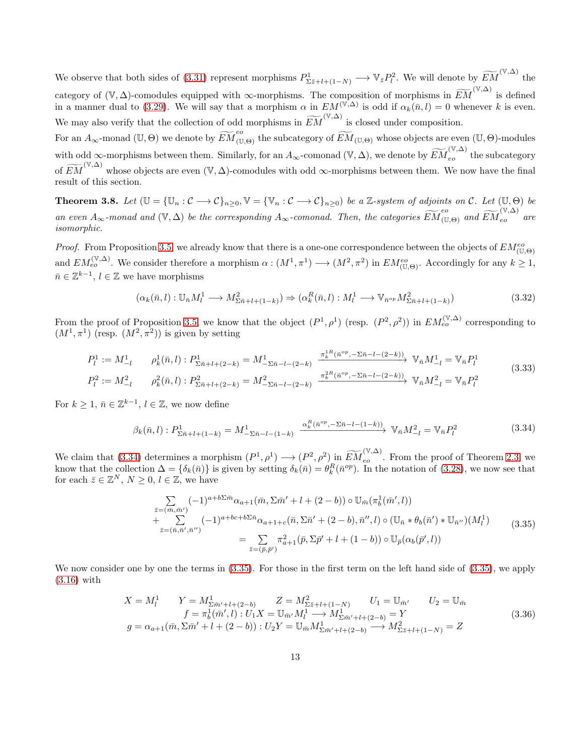We observe that both sides of (3.31) represent morphisms $P^1_{\Sigma\bar{z}+l+(1-N)} \longrightarrow \mathbb{V}_{\bar{z}}P^2_l$. We will denote by $\widetilde{EM}^{(\mathbb{V},\Delta)}$ the category of $(\mathbb{V},\Delta)$-comodules equipped with $\infty$-morphisms. The composition of morphisms in $\widetilde{EM}^{(\mathbb{V},\Delta)}$ is defined in a manner dual to (3.29). We will say that a morphism $\alpha$ in $EM^{(\mathbb{V},\Delta)}$ is odd if $\alpha_k(\bar{n},l)=0$ whenever $k$ is even. We may also verify that the collection of odd morphisms in $\widetilde{EM}^{(\mathbb{V},\Delta)}$ is closed under composition.

For an $A_\infty$-monad $(\mathbb{U},\Theta)$ we denote by $\widetilde{EM}^{eo}_{(\mathbb{U},\Theta)}$ the subcategory of $\widetilde{EM}_{(\mathbb{U},\Theta)}$ whose objects are even $(\mathbb{U},\Theta)$-modules with odd $\infty$-morphisms between them. Similarly, for an $A_\infty$-comonad $(\mathbb{V},\Delta)$, we denote by $\widetilde{EM}^{(\mathbb{V},\Delta)}_{eo}$ the subcategory of $\widetilde{EM}^{(\mathbb{V},\Delta)}$ whose objects are even $(\mathbb{V},\Delta)$-comodules with odd $\infty$-morphisms between them. We now have the final result of this section.

**Theorem 3.8.** *Let $(\mathbb{U}=\{\mathbb{U}_n:\mathcal{C}\longrightarrow\mathcal{C}\}_{n\geq 0},\mathbb{V}=\{\mathbb{V}_n:\mathcal{C}\longrightarrow\mathcal{C}\}_{n\geq 0})$ be a $\mathbb{Z}$-system of adjoints on $\mathcal{C}$. Let $(\mathbb{U},\Theta)$ be an even $A_\infty$-monad and $(\mathbb{V},\Delta)$ be the corresponding $A_\infty$-comonad. Then, the categories $\widetilde{EM}^{eo}_{(\mathbb{U},\Theta)}$ and $\widetilde{EM}^{(\mathbb{V},\Delta)}_{eo}$ are isomorphic.*

*Proof.* From Proposition 3.5, we already know that there is a one-one correspondence between the objects of $EM^{eo}_{(\mathbb{U},\Theta)}$ and $EM^{(\mathbb{V},\Delta)}_{eo}$. We consider therefore a morphism $\alpha:(M^1,\pi^1)\longrightarrow(M^2,\pi^2)$ in $EM^{eo}_{(\mathbb{U},\Theta)}$. Accordingly for any $k\geq 1$, $\bar{n}\in\mathbb{Z}^{k-1}$, $l\in\mathbb{Z}$ we have morphisms

$$(\alpha_k(\bar{n},l):\mathbb{U}_{\bar{n}}M^1_l\longrightarrow M^2_{\Sigma\bar{n}+l+(1-k)})\Rightarrow(\alpha^R_k(\bar{n},l):M^1_l\longrightarrow\mathbb{V}_{\bar{n}^{op}}M^2_{\Sigma\bar{n}+l+(1-k)}) \tag{3.32}$$

From the proof of Proposition 3.5, we know that the object $(P^1,\rho^1)$ (resp. $(P^2,\rho^2)$) in $EM^{(\mathbb{V},\Delta)}_{eo}$ corresponding to $(M^1,\pi^1)$ (resp. $(M^2,\pi^2)$) is given by setting

$$\begin{array}{ll}
P^1_l:=M^1_{-l} & \rho^1_k(\bar{n},l):P^1_{\Sigma\bar{n}+l+(2-k)}=M^1_{-\Sigma\bar{n}-l-(2-k)}\xrightarrow{\pi^{1R}_k(\bar{n}^{op},-\Sigma\bar{n}-l-(2-k))}\mathbb{V}_{\bar{n}}M^1_{-l}=\mathbb{V}_{\bar{n}}P^1_l\\
P^2_l:=M^2_{-l} & \rho^2_k(\bar{n},l):P^2_{\Sigma\bar{n}+l+(2-k)}=M^2_{-\Sigma\bar{n}-l-(2-k)}\xrightarrow{\pi^{2R}_k(\bar{n}^{op},-\Sigma\bar{n}-l-(2-k))}\mathbb{V}_{\bar{n}}M^2_{-l}=\mathbb{V}_{\bar{n}}P^2_l
\end{array} \tag{3.33}$$

For $k\geq 1$, $\bar{n}\in\mathbb{Z}^{k-1}$, $l\in\mathbb{Z}$, we now define

$$\beta_k(\bar{n},l):P^1_{\Sigma\bar{n}+l+(1-k)}=M^1_{-\Sigma\bar{n}-l-(1-k)}\xrightarrow{\alpha^R_k(\bar{n}^{op},-\Sigma\bar{n}-l-(1-k))}\mathbb{V}_{\bar{n}}M^2_{-l}=\mathbb{V}_{\bar{n}}P^2_l \tag{3.34}$$

We claim that (3.34) determines a morphism $(P^1,\rho^1)\longrightarrow(P^2,\rho^2)$ in $\widetilde{EM}^{(\mathbb{V},\Delta)}_{eo}$. From the proof of Theorem 2.3, we know that the collection $\Delta=\{\delta_k(\bar{n})\}$ is given by setting $\delta_k(\bar{n})=\theta^R_k(\bar{n}^{op})$. In the notation of (3.28), we now see that for each $\bar{z}\in\mathbb{Z}^N$, $N\geq 0$, $l\in\mathbb{Z}$, we have

$$\begin{array}{c}
\sum\limits_{\bar{z}=(\bar{m},\bar{m}')}(-1)^{a+b\Sigma\bar{m}}\alpha_{a+1}(\bar{m},\Sigma\bar{m}'+l+(2-b))\circ\mathbb{U}_{\bar{m}}(\pi^1_b(\bar{m}',l))\\
+\sum\limits_{\bar{z}=(\bar{n},\bar{n}',\bar{n}'')}(-1)^{a+bc+b\Sigma\bar{n}}\alpha_{a+1+c}(\bar{n},\Sigma\bar{n}'+(2-b),\bar{n}'',l)\circ(\mathbb{U}_{\bar{n}}*\theta_b(\bar{n}')*\mathbb{U}_{\bar{n}''})(M^1_l)\\
=\sum\limits_{\bar{z}=(\bar{p},\bar{p}')}\pi^2_{a+1}(\bar{p},\Sigma\bar{p}'+l+(1-b))\circ\mathbb{U}_{\bar{p}}(\alpha_b(\bar{p}',l))
\end{array} \tag{3.35}$$

We now consider one by one the terms in (3.35). For those in the first term on the left hand side of (3.35), we apply (3.16) with

$$\begin{array}{c}
X=M^1_l\qquad Y=M^1_{\Sigma\bar{m}'+l+(2-b)}\qquad Z=M^2_{\Sigma\bar{z}+l+(1-N)}\qquad U_1=\mathbb{U}_{\bar{m}'}\qquad U_2=\mathbb{U}_{\bar{m}}\\
f=\pi^1_b(\bar{m}',l):U_1X=\mathbb{U}_{\bar{m}'}M^1_l\longrightarrow M^1_{\Sigma\bar{m}'+l+(2-b)}=Y\\
g=\alpha_{a+1}(\bar{m},\Sigma\bar{m}'+l+(2-b)):U_2Y=\mathbb{U}_{\bar{m}}M^1_{\Sigma\bar{m}'+l+(2-b)}\longrightarrow M^2_{\Sigma\bar{z}+l+(1-N)}=Z
\end{array} \tag{3.36}$$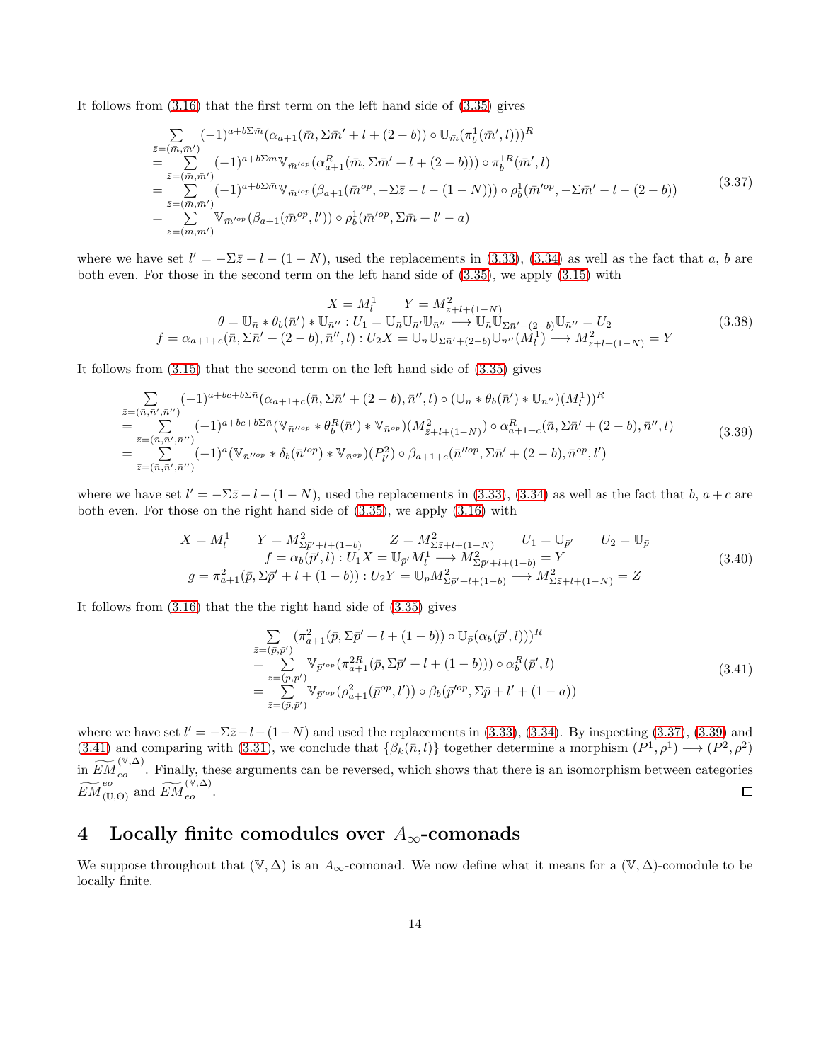It follows from (3.16) that the first term on the left hand side of (3.35) gives

$$
\begin{aligned}
&\sum_{\bar{z}=(\bar{m},\bar{m}')}(-1)^{a+b\Sigma\bar{m}}(\alpha_{a+1}(\bar{m},\Sigma\bar{m}'+l+(2-b))\circ\mathbb{U}_{\bar{m}}(\pi_b^1(\bar{m}',l)))^R\\
&=\sum_{\bar{z}=(\bar{m},\bar{m}')}(-1)^{a+b\Sigma\bar{m}}\mathbb{V}_{\bar{m}'^{op}}(\alpha_{a+1}^R(\bar{m},\Sigma\bar{m}'+l+(2-b)))\circ\pi_b^{1R}(\bar{m}',l)\\
&=\sum_{\bar{z}=(\bar{m},\bar{m}')}(-1)^{a+b\Sigma\bar{m}}\mathbb{V}_{\bar{m}'^{op}}(\beta_{a+1}(\bar{m}^{op},-\Sigma\bar{z}-l-(1-N)))\circ\rho_b^1(\bar{m}'^{op},-\Sigma\bar{m}'-l-(2-b))\\
&=\sum_{\bar{z}=(\bar{m},\bar{m}')}\mathbb{V}_{\bar{m}'^{op}}(\beta_{a+1}(\bar{m}^{op},l'))\circ\rho_b^1(\bar{m}'^{op},\Sigma\bar{m}+l'-a)
\end{aligned}
\tag{3.37}
$$

where we have set $l'=-\Sigma\bar{z}-l-(1-N)$, used the replacements in (3.33), (3.34) as well as the fact that $a$, $b$ are both even. For those in the second term on the left hand side of (3.35), we apply (3.15) with

$$
\begin{aligned}
X=M_l^1 \qquad & Y=M^2_{\bar{z}+l+(1-N)}\\
\theta=\mathbb{U}_{\bar{n}}*\theta_b(\bar{n}')*\mathbb{U}_{\bar{n}''}:U_1=\mathbb{U}_{\bar{n}}&\mathbb{U}_{\bar{n}'}\mathbb{U}_{\bar{n}''}\longrightarrow\mathbb{U}_{\bar{n}}\mathbb{U}_{\Sigma\bar{n}'+(2-b)}\mathbb{U}_{\bar{n}''}=U_2\\
f=\alpha_{a+1+c}(\bar{n},\Sigma\bar{n}'+(2-b),\bar{n}'',l):U_2X=&\mathbb{U}_{\bar{n}}\mathbb{U}_{\Sigma\bar{n}'+(2-b)}\mathbb{U}_{\bar{n}''}(M_l^1)\longrightarrow M^2_{\bar{z}+l+(1-N)}=Y
\end{aligned}
\tag{3.38}
$$

It follows from (3.15) that the second term on the left hand side of (3.35) gives

$$
\begin{aligned}
&\sum_{\bar{z}=(\bar{n},\bar{n}',\bar{n}'')}(-1)^{a+bc+b\Sigma\bar{n}}(\alpha_{a+1+c}(\bar{n},\Sigma\bar{n}'+(2-b),\bar{n}'',l)\circ(\mathbb{U}_{\bar{n}}*\theta_b(\bar{n}')*\mathbb{U}_{\bar{n}''})(M_l^1))^R\\
&=\sum_{\bar{z}=(\bar{n},\bar{n}',\bar{n}'')}(-1)^{a+bc+b\Sigma\bar{n}}(\mathbb{V}_{\bar{n}''^{op}}*\theta_b^R(\bar{n}')*\mathbb{V}_{\bar{n}^{op}})(M^2_{\bar{z}+l+(1-N)})\circ\alpha^R_{a+1+c}(\bar{n},\Sigma\bar{n}'+(2-b),\bar{n}'',l)\\
&=\sum_{\bar{z}=(\bar{n},\bar{n}',\bar{n}'')}(-1)^{a}(\mathbb{V}_{\bar{n}''^{op}}*\delta_b(\bar{n}'^{op})*\mathbb{V}_{\bar{n}^{op}})(P^2_{l'})\circ\beta_{a+1+c}(\bar{n}''^{op},\Sigma\bar{n}'+(2-b),\bar{n}^{op},l')
\end{aligned}
\tag{3.39}
$$

where we have set $l'=-\Sigma\bar{z}-l-(1-N)$, used the replacements in (3.33), (3.34) as well as the fact that $b$, $a+c$ are both even. For those on the right hand side of (3.35), we apply (3.16) with

$$
\begin{aligned}
X=M_l^1 \qquad Y=M^2_{\Sigma\bar{p}'+l+(1-b)} \qquad & Z=M^2_{\Sigma\bar{z}+l+(1-N)} \qquad U_1=\mathbb{U}_{\bar{p}'} \qquad U_2=\mathbb{U}_{\bar{p}}\\
f=\alpha_b(\bar{p}',l):U_1X=\mathbb{U}_{\bar{p}'}&M_l^1\longrightarrow M^2_{\Sigma\bar{p}'+l+(1-b)}=Y\\
g=\pi^2_{a+1}(\bar{p},\Sigma\bar{p}'+l+(1-b)):U_2Y=&\mathbb{U}_{\bar{p}}M^2_{\Sigma\bar{p}'+l+(1-b)}\longrightarrow M^2_{\Sigma\bar{z}+l+(1-N)}=Z
\end{aligned}
\tag{3.40}
$$

It follows from (3.16) that the the right hand side of (3.35) gives

$$
\begin{aligned}
&\sum_{\bar{z}=(\bar{p},\bar{p}')}(\pi^2_{a+1}(\bar{p},\Sigma\bar{p}'+l+(1-b))\circ\mathbb{U}_{\bar{p}}(\alpha_b(\bar{p}',l)))^R\\
&=\sum_{\bar{z}=(\bar{p},\bar{p}')}\mathbb{V}_{\bar{p}'^{op}}(\pi^{2R}_{a+1}(\bar{p},\Sigma\bar{p}'+l+(1-b)))\circ\alpha_b^R(\bar{p}',l)\\
&=\sum_{\bar{z}=(\bar{p},\bar{p}')}\mathbb{V}_{\bar{p}'^{op}}(\rho^2_{a+1}(\bar{p}^{op},l'))\circ\beta_b(\bar{p}'^{op},\Sigma\bar{p}+l'+(1-a))
\end{aligned}
\tag{3.41}
$$

where we have set $l'=-\Sigma\bar{z}-l-(1-N)$ and used the replacements in (3.33), (3.34). By inspecting (3.37), (3.39) and (3.41) and comparing with (3.31), we conclude that $\{\beta_k(\bar{n},l)\}$ together determine a morphism $(P^1,\rho^1)\longrightarrow(P^2,\rho^2)$ in $\widetilde{EM}^{(\mathbb{V},\Delta)}_{eo}$. Finally, these arguments can be reversed, which shows that there is an isomorphism between categories $\widetilde{EM}^{eo}_{(\mathbb{U},\Theta)}$ and $\widetilde{EM}^{(\mathbb{V},\Delta)}_{eo}$. □

# 4 Locally finite comodules over $A_\infty$-comonads

We suppose throughout that $(\mathbb{V},\Delta)$ is an $A_\infty$-comonad. We now define what it means for a $(\mathbb{V},\Delta)$-comodule to be locally finite.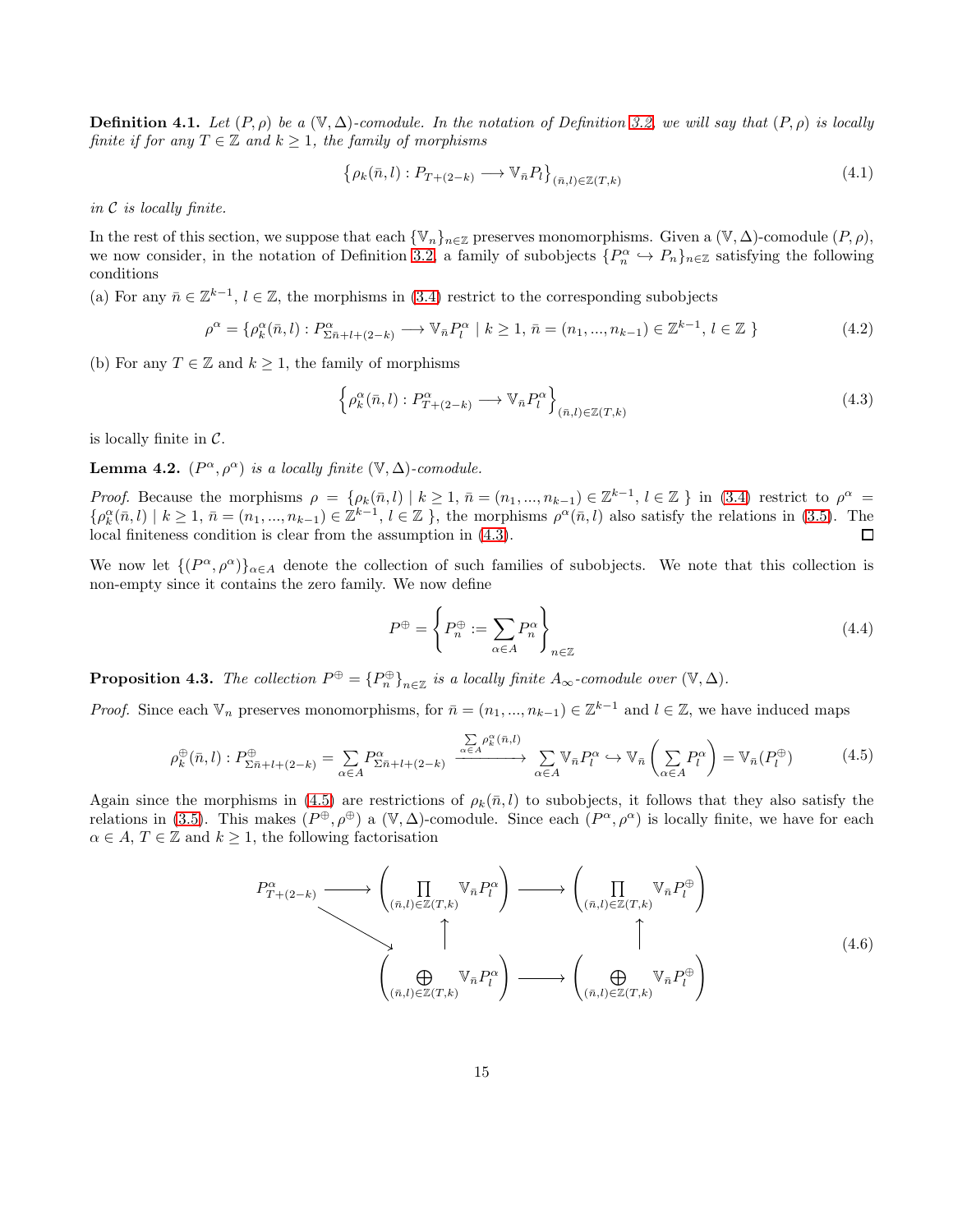**Definition 4.1.** *Let $(P,\rho)$ be a $(\mathbb{V},\Delta)$-comodule. In the notation of Definition 3.2, we will say that $(P,\rho)$ is locally finite if for any $T\in\mathbb{Z}$ and $k\geq 1$, the family of morphisms*

$$\left\{\rho_k(\bar{n},l) : P_{T+(2-k)} \longrightarrow \mathbb{V}_{\bar{n}}P_l\right\}_{(\bar{n},l)\in\mathbb{Z}(T,k)} \tag{4.1}$$

*in $\mathcal{C}$ is locally finite.*

In the rest of this section, we suppose that each $\{\mathbb{V}_n\}_{n\in\mathbb{Z}}$ preserves monomorphisms. Given a $(\mathbb{V},\Delta)$-comodule $(P,\rho)$, we now consider, in the notation of Definition 3.2, a family of subobjects $\{P_n^\alpha \hookrightarrow P_n\}_{n\in\mathbb{Z}}$ satisfying the following conditions

(a) For any $\bar{n}\in\mathbb{Z}^{k-1}$, $l\in\mathbb{Z}$, the morphisms in (3.4) restrict to the corresponding subobjects

$$\rho^\alpha = \{\rho_k^\alpha(\bar{n},l) : P^\alpha_{\Sigma\bar{n}+l+(2-k)} \longrightarrow \mathbb{V}_{\bar{n}}P_l^\alpha \mid k\geq 1,\ \bar{n}=(n_1,...,n_{k-1})\in\mathbb{Z}^{k-1},\ l\in\mathbb{Z}\ \} \tag{4.2}$$

(b) For any $T\in\mathbb{Z}$ and $k\geq 1$, the family of morphisms

$$\left\{\rho_k^\alpha(\bar{n},l) : P^\alpha_{T+(2-k)} \longrightarrow \mathbb{V}_{\bar{n}}P_l^\alpha\right\}_{(\bar{n},l)\in\mathbb{Z}(T,k)} \tag{4.3}$$

is locally finite in $\mathcal{C}$.

**Lemma 4.2.** *$(P^\alpha,\rho^\alpha)$ is a locally finite $(\mathbb{V},\Delta)$-comodule.*

*Proof.* Because the morphisms $\rho = \{\rho_k(\bar{n},l) \mid k\geq 1,\ \bar{n}=(n_1,...,n_{k-1})\in\mathbb{Z}^{k-1},\ l\in\mathbb{Z}\ \}$ in (3.4) restrict to $\rho^\alpha = \{\rho_k^\alpha(\bar{n},l) \mid k\geq 1,\ \bar{n}=(n_1,...,n_{k-1})\in\mathbb{Z}^{k-1},\ l\in\mathbb{Z}\ \}$, the morphisms $\rho^\alpha(\bar{n},l)$ also satisfy the relations in (3.5). The local finiteness condition is clear from the assumption in (4.3). ◻

We now let $\{(P^\alpha,\rho^\alpha)\}_{\alpha\in A}$ denote the collection of such families of subobjects. We note that this collection is non-empty since it contains the zero family. We now define

$$P^\oplus = \left\{P_n^\oplus := \sum_{\alpha\in A} P_n^\alpha\right\}_{n\in\mathbb{Z}} \tag{4.4}$$

**Proposition 4.3.** *The collection $P^\oplus = \{P_n^\oplus\}_{n\in\mathbb{Z}}$ is a locally finite $A_\infty$-comodule over $(\mathbb{V},\Delta)$.*

*Proof.* Since each $\mathbb{V}_n$ preserves monomorphisms, for $\bar{n}=(n_1,...,n_{k-1})\in\mathbb{Z}^{k-1}$ and $l\in\mathbb{Z}$, we have induced maps

$$\rho_k^\oplus(\bar{n},l) : P^\oplus_{\Sigma\bar{n}+l+(2-k)} = \sum_{\alpha\in A} P^\alpha_{\Sigma\bar{n}+l+(2-k)} \xrightarrow{\sum\limits_{\alpha\in A}\rho_k^\alpha(\bar{n},l)} \sum_{\alpha\in A}\mathbb{V}_{\bar{n}}P_l^\alpha \hookrightarrow \mathbb{V}_{\bar{n}}\left(\sum_{\alpha\in A}P_l^\alpha\right) = \mathbb{V}_{\bar{n}}(P_l^\oplus) \tag{4.5}$$

Again since the morphisms in (4.5) are restrictions of $\rho_k(\bar{n},l)$ to subobjects, it follows that they also satisfy the relations in (3.5). This makes $(P^\oplus,\rho^\oplus)$ a $(\mathbb{V},\Delta)$-comodule. Since each $(P^\alpha,\rho^\alpha)$ is locally finite, we have for each $\alpha\in A$, $T\in\mathbb{Z}$ and $k\geq 1$, the following factorisation

$$\begin{array}{ccccc}
P^\alpha_{T+(2-k)} & \longrightarrow & \left(\prod\limits_{(\bar{n},l)\in\mathbb{Z}(T,k)}\mathbb{V}_{\bar{n}}P_l^\alpha\right) & \longrightarrow & \left(\prod\limits_{(\bar{n},l)\in\mathbb{Z}(T,k)}\mathbb{V}_{\bar{n}}P_l^\oplus\right) \\
 & \searrow & \uparrow & & \uparrow \\
 & & \left(\bigoplus\limits_{(\bar{n},l)\in\mathbb{Z}(T,k)}\mathbb{V}_{\bar{n}}P_l^\alpha\right) & \longrightarrow & \left(\bigoplus\limits_{(\bar{n},l)\in\mathbb{Z}(T,k)}\mathbb{V}_{\bar{n}}P_l^\oplus\right)
\end{array} \tag{4.6}$$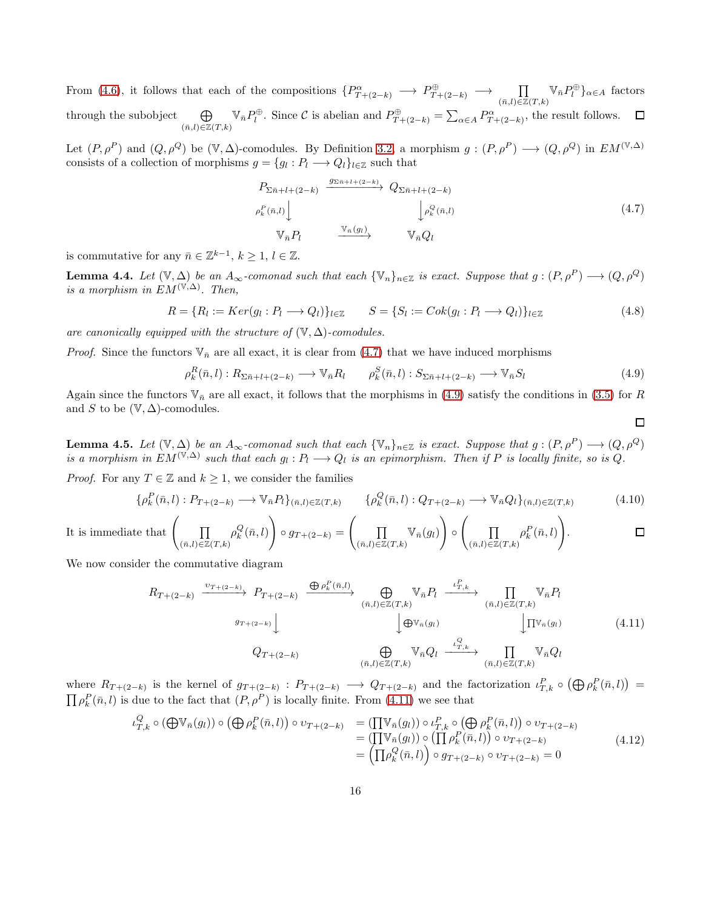From (4.6), it follows that each of the compositions $\{P^{\alpha}_{T+(2-k)} \longrightarrow P^{\oplus}_{T+(2-k)} \longrightarrow \prod\limits_{(\bar{n},l)\in\mathbb{Z}(T,k)} \mathbb{V}_{\bar{n}}P^{\oplus}_l\}_{\alpha\in A}$ factors through the subobject $\bigoplus\limits_{(\bar{n},l)\in\mathbb{Z}(T,k)} \mathbb{V}_{\bar{n}}P^{\oplus}_l$. Since $\mathcal{C}$ is abelian and $P^{\oplus}_{T+(2-k)} = \sum_{\alpha\in A} P^{\alpha}_{T+(2-k)}$, the result follows. ◻

Let $(P,\rho^P)$ and $(Q,\rho^Q)$ be $(\mathbb{V},\Delta)$-comodules. By Definition 3.2, a morphism $g:(P,\rho^P)\longrightarrow(Q,\rho^Q)$ in $EM^{(\mathbb{V},\Delta)}$ consists of a collection of morphisms $g=\{g_l : P_l \longrightarrow Q_l\}_{l\in\mathbb{Z}}$ such that

$$\begin{array}{ccc}
P_{\Sigma\bar{n}+l+(2-k)} & \xrightarrow{g_{\Sigma\bar{n}+l+(2-k)}} & Q_{\Sigma\bar{n}+l+(2-k)} \\
{\scriptstyle \rho^P_k(\bar{n},l)}\downarrow & & \downarrow{\scriptstyle \rho^Q_k(\bar{n},l)} \\
\mathbb{V}_{\bar{n}}P_l & \xrightarrow{\mathbb{V}_{\bar{n}}(g_l)} & \mathbb{V}_{\bar{n}}Q_l
\end{array} \tag{4.7}$$

is commutative for any $\bar{n}\in\mathbb{Z}^{k-1}$, $k\geq 1$, $l\in\mathbb{Z}$.

**Lemma 4.4.** *Let $(\mathbb{V},\Delta)$ be an $A_\infty$-comonad such that each $\{\mathbb{V}_n\}_{n\in\mathbb{Z}}$ is exact. Suppose that $g:(P,\rho^P)\longrightarrow(Q,\rho^Q)$ is a morphism in $EM^{(\mathbb{V},\Delta)}$. Then,*

$$R=\{R_l := Ker(g_l : P_l \longrightarrow Q_l)\}_{l\in\mathbb{Z}} \qquad S=\{S_l := Cok(g_l : P_l \longrightarrow Q_l)\}_{l\in\mathbb{Z}} \tag{4.8}$$

*are canonically equipped with the structure of $(\mathbb{V},\Delta)$-comodules.*

*Proof.* Since the functors $\mathbb{V}_{\bar{n}}$ are all exact, it is clear from (4.7) that we have induced morphisms

$$\rho^R_k(\bar{n},l) : R_{\Sigma\bar{n}+l+(2-k)} \longrightarrow \mathbb{V}_{\bar{n}}R_l \qquad \rho^S_k(\bar{n},l) : S_{\Sigma\bar{n}+l+(2-k)} \longrightarrow \mathbb{V}_{\bar{n}}S_l \tag{4.9}$$

Again since the functors $\mathbb{V}_{\bar{n}}$ are all exact, it follows that the morphisms in (4.9) satisfy the conditions in (3.5) for $R$ and $S$ to be $(\mathbb{V},\Delta)$-comodules.

◻

**Lemma 4.5.** *Let $(\mathbb{V},\Delta)$ be an $A_\infty$-comonad such that each $\{\mathbb{V}_n\}_{n\in\mathbb{Z}}$ is exact. Suppose that $g:(P,\rho^P)\longrightarrow(Q,\rho^Q)$ is a morphism in $EM^{(\mathbb{V},\Delta)}$ such that each $g_l : P_l \longrightarrow Q_l$ is an epimorphism. Then if $P$ is locally finite, so is $Q$.*

*Proof.* For any $T\in\mathbb{Z}$ and $k\geq 1$, we consider the families

$$\{\rho^P_k(\bar{n},l) : P_{T+(2-k)} \longrightarrow \mathbb{V}_{\bar{n}}P_l\}_{(\bar{n},l)\in\mathbb{Z}(T,k)} \qquad \{\rho^Q_k(\bar{n},l) : Q_{T+(2-k)} \longrightarrow \mathbb{V}_{\bar{n}}Q_l\}_{(\bar{n},l)\in\mathbb{Z}(T,k)} \tag{4.10}$$

It is immediate that $\left(\prod\limits_{(\bar{n},l)\in\mathbb{Z}(T,k)} \rho^Q_k(\bar{n},l)\right)\circ g_{T+(2-k)} = \left(\prod\limits_{(\bar{n},l)\in\mathbb{Z}(T,k)} \mathbb{V}_{\bar{n}}(g_l)\right)\circ\left(\prod\limits_{(\bar{n},l)\in\mathbb{Z}(T,k)} \rho^P_k(\bar{n},l)\right)$. ◻

We now consider the commutative diagram

$$\begin{array}{ccccccc}
R_{T+(2-k)} & \xrightarrow{\upsilon_{T+(2-k)}} & P_{T+(2-k)} & \xrightarrow{\bigoplus \rho^P_k(\bar{n},l)} & \bigoplus\limits_{(\bar{n},l)\in\mathbb{Z}(T,k)} \mathbb{V}_{\bar{n}}P_l & \xrightarrow{\iota^P_{T,k}} & \prod\limits_{(\bar{n},l)\in\mathbb{Z}(T,k)} \mathbb{V}_{\bar{n}}P_l \\
 & & {\scriptstyle g_{T+(2-k)}}\downarrow & & \downarrow{\scriptstyle \bigoplus\mathbb{V}_{\bar{n}}(g_l)} & & \downarrow{\scriptstyle \prod\mathbb{V}_{\bar{n}}(g_l)} \\
 & & Q_{T+(2-k)} & & \bigoplus\limits_{(\bar{n},l)\in\mathbb{Z}(T,k)} \mathbb{V}_{\bar{n}}Q_l & \xrightarrow{\iota^Q_{T,k}} & \prod\limits_{(\bar{n},l)\in\mathbb{Z}(T,k)} \mathbb{V}_{\bar{n}}Q_l
\end{array} \tag{4.11}$$

where $R_{T+(2-k)}$ is the kernel of $g_{T+(2-k)} : P_{T+(2-k)} \longrightarrow Q_{T+(2-k)}$ and the factorization $\iota^P_{T,k}\circ\left(\bigoplus\rho^P_k(\bar{n},l)\right) = \prod\rho^P_k(\bar{n},l)$ is due to the fact that $(P,\rho^P)$ is locally finite. From (4.11) we see that

$$\begin{aligned}
\iota^Q_{T,k}\circ\left(\bigoplus\mathbb{V}_{\bar{n}}(g_l)\right)\circ\left(\bigoplus\rho^P_k(\bar{n},l)\right)\circ\upsilon_{T+(2-k)} &= \left(\prod\mathbb{V}_{\bar{n}}(g_l)\right)\circ\iota^P_{T,k}\circ\left(\bigoplus\rho^P_k(\bar{n},l)\right)\circ\upsilon_{T+(2-k)} \\
&= \left(\prod\mathbb{V}_{\bar{n}}(g_l)\right)\circ\left(\prod\rho^P_k(\bar{n},l)\right)\circ\upsilon_{T+(2-k)} \\
&= \left(\prod\rho^Q_k(\bar{n},l)\right)\circ g_{T+(2-k)}\circ\upsilon_{T+(2-k)} = 0
\end{aligned} \tag{4.12}$$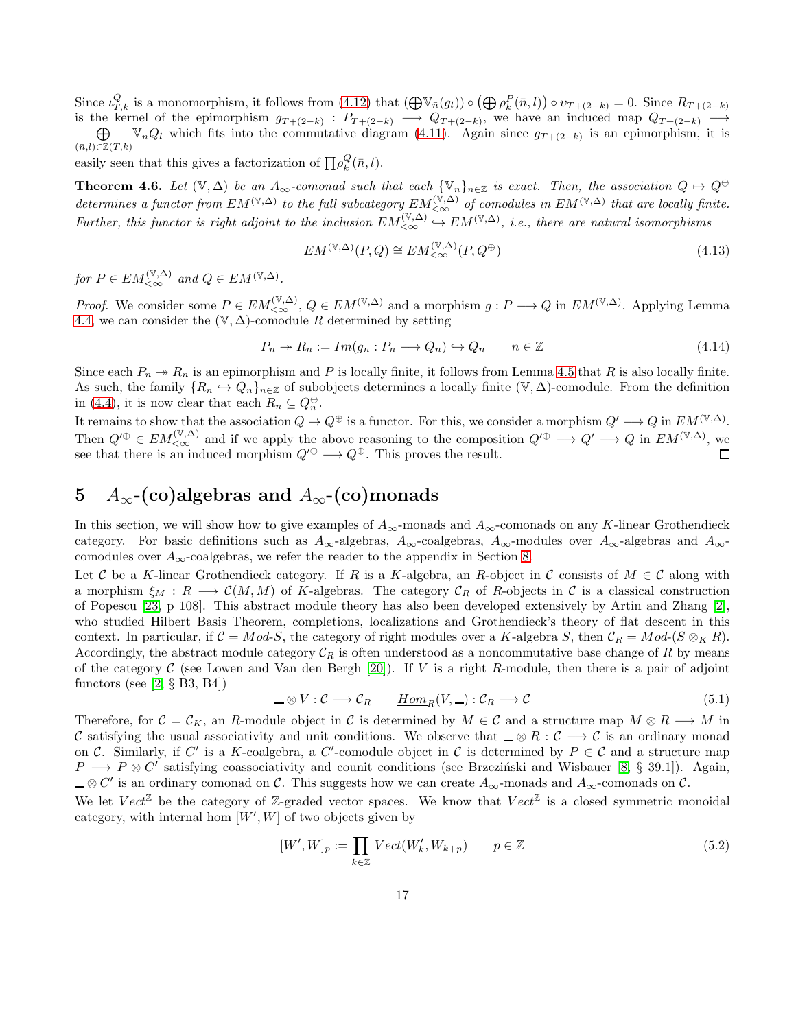Since $\iota^Q_{T,k}$ is a monomorphism, it follows from (4.12) that $\left(\bigoplus \mathbb{V}_{\bar{n}}(g_l)\right) \circ \left(\bigoplus \rho^P_k(\bar{n}, l)\right) \circ \upsilon_{T+(2-k)} = 0$. Since $R_{T+(2-k)}$ is the kernel of the epimorphism $g_{T+(2-k)} : P_{T+(2-k)} \longrightarrow Q_{T+(2-k)}$, we have an induced map $Q_{T+(2-k)} \longrightarrow \bigoplus_{(\bar{n},l)\in\mathbb{Z}(T,k)} \mathbb{V}_{\bar{n}} Q_l$ which fits into the commutative diagram (4.11). Again since $g_{T+(2-k)}$ is an epimorphism, it is easily seen that this gives a factorization of $\prod \rho^Q_k(\bar{n}, l)$.

**Theorem 4.6.** *Let $(\mathbb{V}, \Delta)$ be an $A_\infty$-comonad such that each $\{\mathbb{V}_n\}_{n\in\mathbb{Z}}$ is exact. Then, the association $Q \mapsto Q^\oplus$ determines a functor from $EM^{(\mathbb{V},\Delta)}$ to the full subcategory $EM^{(\mathbb{V},\Delta)}_{<\infty}$ of comodules in $EM^{(\mathbb{V},\Delta)}$ that are locally finite. Further, this functor is right adjoint to the inclusion $EM^{(\mathbb{V},\Delta)}_{<\infty} \hookrightarrow EM^{(\mathbb{V},\Delta)}$, i.e., there are natural isomorphisms*

$$EM^{(\mathbb{V},\Delta)}(P, Q) \cong EM^{(\mathbb{V},\Delta)}_{<\infty}(P, Q^\oplus) \tag{4.13}$$

*for $P \in EM^{(\mathbb{V},\Delta)}_{<\infty}$ and $Q \in EM^{(\mathbb{V},\Delta)}$.*

*Proof.* We consider some $P \in EM^{(\mathbb{V},\Delta)}_{<\infty}$, $Q \in EM^{(\mathbb{V},\Delta)}$ and a morphism $g : P \longrightarrow Q$ in $EM^{(\mathbb{V},\Delta)}$. Applying Lemma 4.4, we can consider the $(\mathbb{V}, \Delta)$-comodule $R$ determined by setting

$$P_n \twoheadrightarrow R_n := Im(g_n : P_n \longrightarrow Q_n) \hookrightarrow Q_n \qquad n \in \mathbb{Z} \tag{4.14}$$

Since each $P_n \twoheadrightarrow R_n$ is an epimorphism and $P$ is locally finite, it follows from Lemma 4.5 that $R$ is also locally finite. As such, the family $\{R_n \hookrightarrow Q_n\}_{n\in\mathbb{Z}}$ of subobjects determines a locally finite $(\mathbb{V}, \Delta)$-comodule. From the definition in (4.4), it is now clear that each $R_n \subseteq Q^\oplus_n$.

It remains to show that the association $Q \mapsto Q^\oplus$ is a functor. For this, we consider a morphism $Q' \longrightarrow Q$ in $EM^{(\mathbb{V},\Delta)}$. Then $Q'^\oplus \in EM^{(\mathbb{V},\Delta)}_{<\infty}$ and if we apply the above reasoning to the composition $Q'^\oplus \longrightarrow Q' \longrightarrow Q$ in $EM^{(\mathbb{V},\Delta)}$, we see that there is an induced morphism $Q'^\oplus \longrightarrow Q^\oplus$. This proves the result. $\square$

# 5 $A_\infty$-(co)algebras and $A_\infty$-(co)monads

In this section, we will show how to give examples of $A_\infty$-monads and $A_\infty$-comonads on any $K$-linear Grothendieck category. For basic definitions such as $A_\infty$-algebras, $A_\infty$-coalgebras, $A_\infty$-modules over $A_\infty$-algebras and $A_\infty$-comodules over $A_\infty$-coalgebras, we refer the reader to the appendix in Section 8.

Let $\mathcal{C}$ be a $K$-linear Grothendieck category. If $R$ is a $K$-algebra, an $R$-object in $\mathcal{C}$ consists of $M \in \mathcal{C}$ along with a morphism $\xi_M : R \longrightarrow \mathcal{C}(M, M)$ of $K$-algebras. The category $\mathcal{C}_R$ of $R$-objects in $\mathcal{C}$ is a classical construction of Popescu [23, p 108]. This abstract module theory has also been developed extensively by Artin and Zhang [2], who studied Hilbert Basis Theorem, completions, localizations and Grothendieck's theory of flat descent in this context. In particular, if $\mathcal{C} = Mod\text{-}S$, the category of right modules over a $K$-algebra $S$, then $\mathcal{C}_R = Mod\text{-}(S \otimes_K R)$. Accordingly, the abstract module category $\mathcal{C}_R$ is often understood as a noncommutative base change of $R$ by means of the category $\mathcal{C}$ (see Lowen and Van den Bergh [20]). If $V$ is a right $R$-module, then there is a pair of adjoint functors (see [2, § B3, B4])

$$\_\otimes V : \mathcal{C} \longrightarrow \mathcal{C}_R \qquad \underline{Hom}_R(V, \_) : \mathcal{C}_R \longrightarrow \mathcal{C} \tag{5.1}$$

Therefore, for $\mathcal{C} = \mathcal{C}_K$, an $R$-module object in $\mathcal{C}$ is determined by $M \in \mathcal{C}$ and a structure map $M \otimes R \longrightarrow M$ in $\mathcal{C}$ satisfying the usual associativity and unit conditions. We observe that $\_\otimes R : \mathcal{C} \longrightarrow \mathcal{C}$ is an ordinary monad on $\mathcal{C}$. Similarly, if $C'$ is a $K$-coalgebra, a $C'$-comodule object in $\mathcal{C}$ is determined by $P \in \mathcal{C}$ and a structure map $P \longrightarrow P \otimes C'$ satisfying coassociativity and counit conditions (see Brzeziński and Wisbauer [8, § 39.1]). Again, $\_\otimes C'$ is an ordinary comonad on $\mathcal{C}$. This suggests how we can create $A_\infty$-monads and $A_\infty$-comonads on $\mathcal{C}$.

We let $Vect^{\mathbb{Z}}$ be the category of $\mathbb{Z}$-graded vector spaces. We know that $Vect^{\mathbb{Z}}$ is a closed symmetric monoidal category, with internal hom $[W', W]$ of two objects given by

$$[W', W]_p := \prod_{k\in\mathbb{Z}} Vect(W'_k, W_{k+p}) \qquad p \in \mathbb{Z} \tag{5.2}$$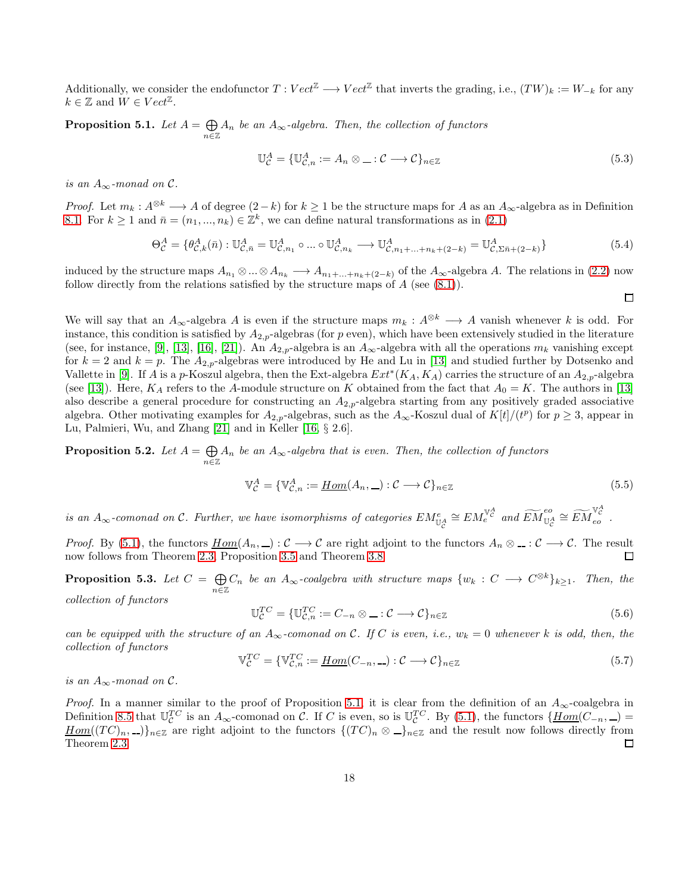Additionally, we consider the endofunctor $T : Vect^{\mathbb{Z}} \longrightarrow Vect^{\mathbb{Z}}$ that inverts the grading, i.e., $(TW)_k := W_{-k}$ for any $k \in \mathbb{Z}$ and $W \in Vect^{\mathbb{Z}}$.

**Proposition 5.1.** *Let $A = \bigoplus_{n\in\mathbb{Z}} A_n$ be an $A_\infty$-algebra. Then, the collection of functors*

$$\mathbb{U}^A_{\mathcal{C}} = \{\mathbb{U}^A_{\mathcal{C},n} := A_n \otimes \_ : \mathcal{C} \longrightarrow \mathcal{C}\}_{n\in\mathbb{Z}} \tag{5.3}$$

*is an $A_\infty$-monad on $\mathcal{C}$.*

*Proof.* Let $m_k : A^{\otimes k} \longrightarrow A$ of degree $(2-k)$ for $k \geq 1$ be the structure maps for $A$ as an $A_\infty$-algebra as in Definition 8.1. For $k \geq 1$ and $\bar{n} = (n_1, ..., n_k) \in \mathbb{Z}^k$, we can define natural transformations as in (2.1)

$$\Theta^A_{\mathcal{C}} = \{\theta^A_{\mathcal{C},k}(\bar{n}) : \mathbb{U}^A_{\mathcal{C},\bar{n}} = \mathbb{U}^A_{\mathcal{C},n_1} \circ ... \circ \mathbb{U}^A_{\mathcal{C},n_k} \longrightarrow \mathbb{U}^A_{\mathcal{C},n_1+...+n_k+(2-k)} = \mathbb{U}^A_{\mathcal{C},\Sigma\bar{n}+(2-k)}\} \tag{5.4}$$

induced by the structure maps $A_{n_1} \otimes ... \otimes A_{n_k} \longrightarrow A_{n_1+...+n_k+(2-k)}$ of the $A_\infty$-algebra $A$. The relations in (2.2) now follow directly from the relations satisfied by the structure maps of $A$ (see (8.1)). $\square$

We will say that an $A_\infty$-algebra $A$ is even if the structure maps $m_k : A^{\otimes k} \longrightarrow A$ vanish whenever $k$ is odd. For instance, this condition is satisfied by $A_{2,p}$-algebras (for $p$ even), which have been extensively studied in the literature (see, for instance, [9], [13], [16], [21]). An $A_{2,p}$-algebra is an $A_\infty$-algebra with all the operations $m_k$ vanishing except for $k = 2$ and $k = p$. The $A_{2,p}$-algebras were introduced by He and Lu in [13] and studied further by Dotsenko and Vallette in [9]. If $A$ is a $p$-Koszul algebra, then the Ext-algebra $Ext^*(K_A, K_A)$ carries the structure of an $A_{2,p}$-algebra (see [13]). Here, $K_A$ refers to the $A$-module structure on $K$ obtained from the fact that $A_0 = K$. The authors in [13] also describe a general procedure for constructing an $A_{2,p}$-algebra starting from any positively graded associative algebra. Other motivating examples for $A_{2,p}$-algebras, such as the $A_\infty$-Koszul dual of $K[t]/(t^p)$ for $p \geq 3$, appear in Lu, Palmieri, Wu, and Zhang [21] and in Keller [16, § 2.6].

**Proposition 5.2.** *Let $A = \bigoplus_{n\in\mathbb{Z}} A_n$ be an $A_\infty$-algebra that is even. Then, the collection of functors*

$$\mathbb{V}^A_{\mathcal{C}} = \{\mathbb{V}^A_{\mathcal{C},n} := \underline{Hom}(A_n, \_) : \mathcal{C} \longrightarrow \mathcal{C}\}_{n\in\mathbb{Z}} \tag{5.5}$$

*is an $A_\infty$-comonad on $\mathcal{C}$. Further, we have isomorphisms of categories $EM^e_{\mathbb{U}^A_{\mathcal{C}}} \cong EM_e^{\mathbb{V}^A_{\mathcal{C}}}$ and $\widetilde{EM}^{eo}_{\mathbb{U}^A_{\mathcal{C}}} \cong \widetilde{EM}_{eo}^{\mathbb{V}^A_{\mathcal{C}}}$.*

*Proof.* By (5.1), the functors $\underline{Hom}(A_n, \_) : \mathcal{C} \longrightarrow \mathcal{C}$ are right adjoint to the functors $A_n \otimes \_ : \mathcal{C} \longrightarrow \mathcal{C}$. The result now follows from Theorem 2.3, Proposition 3.5 and Theorem 3.8. $\square$

**Proposition 5.3.** *Let $C = \bigoplus_{n\in\mathbb{Z}} C_n$ be an $A_\infty$-coalgebra with structure maps $\{w_k : C \longrightarrow C^{\otimes k}\}_{k\geq 1}$. Then, the collection of functors*

$$\mathbb{U}^{TC}_{\mathcal{C}} = \{\mathbb{U}^{TC}_{\mathcal{C},n} := C_{-n} \otimes \_ : \mathcal{C} \longrightarrow \mathcal{C}\}_{n\in\mathbb{Z}} \tag{5.6}$$

*can be equipped with the structure of an $A_\infty$-comonad on $\mathcal{C}$. If $C$ is even, i.e., $w_k = 0$ whenever $k$ is odd, then, the collection of functors*

$$\mathbb{V}^{TC}_{\mathcal{C}} = \{\mathbb{V}^{TC}_{\mathcal{C},n} := \underline{Hom}(C_{-n}, \_) : \mathcal{C} \longrightarrow \mathcal{C}\}_{n\in\mathbb{Z}} \tag{5.7}$$

*is an $A_\infty$-monad on $\mathcal{C}$.*

*Proof.* In a manner similar to the proof of Proposition 5.1, it is clear from the definition of an $A_\infty$-coalgebra in Definition 8.5 that $\mathbb{U}^{TC}_{\mathcal{C}}$ is an $A_\infty$-comonad on $\mathcal{C}$. If $C$ is even, so is $\mathbb{U}^{TC}_{\mathcal{C}}$. By (5.1), the functors $\{\underline{Hom}(C_{-n}, \_) = \underline{Hom}((TC)_n, \_)\}_{n\in\mathbb{Z}}$ are right adjoint to the functors $\{(TC)_n \otimes \_\}_{n\in\mathbb{Z}}$ and the result now follows directly from Theorem 2.3. $\square$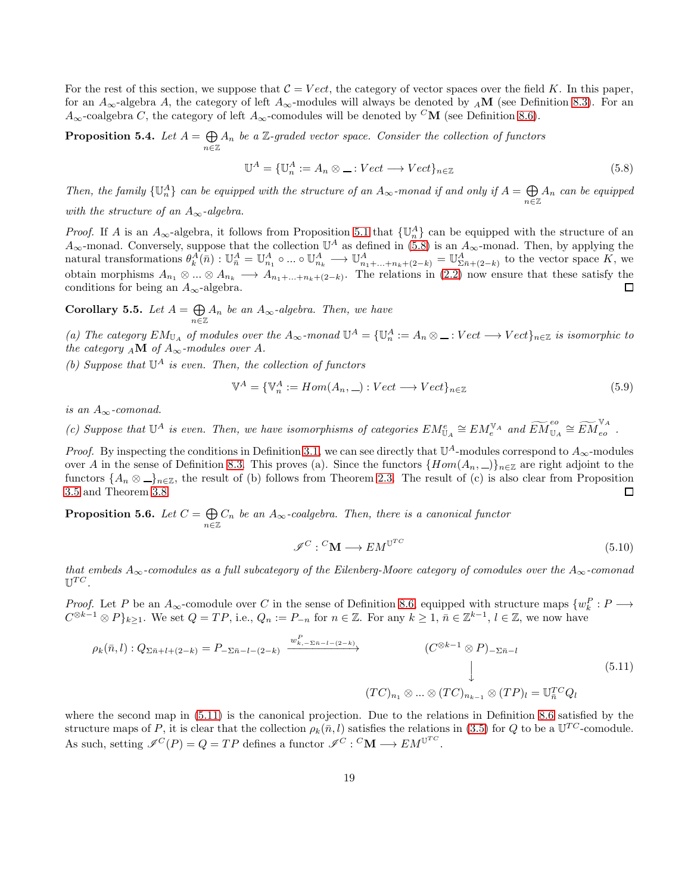For the rest of this section, we suppose that $\mathcal{C} = Vect$, the category of vector spaces over the field $K$. In this paper, for an $A_\infty$-algebra $A$, the category of left $A_\infty$-modules will always be denoted by ${}_A\mathbf{M}$ (see Definition 8.3). For an $A_\infty$-coalgebra $C$, the category of left $A_\infty$-comodules will be denoted by ${}^C\mathbf{M}$ (see Definition 8.6).

**Proposition 5.4.** *Let $A = \bigoplus_{n\in\mathbb{Z}} A_n$ be a $\mathbb{Z}$-graded vector space. Consider the collection of functors*

$$\mathbb{U}^A = \{\mathbb{U}^A_n := A_n \otimes \_ : Vect \longrightarrow Vect\}_{n\in\mathbb{Z}} \tag{5.8}$$

*Then, the family $\{\mathbb{U}^A_n\}$ can be equipped with the structure of an $A_\infty$-monad if and only if $A = \bigoplus_{n\in\mathbb{Z}} A_n$ can be equipped with the structure of an $A_\infty$-algebra.*

*Proof.* If $A$ is an $A_\infty$-algebra, it follows from Proposition 5.1 that $\{\mathbb{U}^A_n\}$ can be equipped with the structure of an $A_\infty$-monad. Conversely, suppose that the collection $\mathbb{U}^A$ as defined in (5.8) is an $A_\infty$-monad. Then, by applying the natural transformations $\theta^A_k(\bar{n}) : \mathbb{U}^A_{\bar{n}} = \mathbb{U}^A_{n_1} \circ ... \circ \mathbb{U}^A_{n_k} \longrightarrow \mathbb{U}^A_{n_1+...+n_k+(2-k)} = \mathbb{U}^A_{\Sigma\bar{n}+(2-k)}$ to the vector space $K$, we obtain morphisms $A_{n_1} \otimes ... \otimes A_{n_k} \longrightarrow A_{n_1+...+n_k+(2-k)}$. The relations in (2.2) now ensure that these satisfy the conditions for being an $A_\infty$-algebra. ◻

**Corollary 5.5.** *Let $A = \bigoplus_{n\in\mathbb{Z}} A_n$ be an $A_\infty$-algebra. Then, we have*

*(a) The category $EM_{\mathbb{U}_A}$ of modules over the $A_\infty$-monad $\mathbb{U}^A = \{\mathbb{U}^A_n := A_n \otimes \_ : Vect \longrightarrow Vect\}_{n\in\mathbb{Z}}$ is isomorphic to the category ${}_A\mathbf{M}$ of $A_\infty$-modules over $A$.*

*(b) Suppose that $\mathbb{U}^A$ is even. Then, the collection of functors*

$$\mathbb{V}^A = \{\mathbb{V}^A_n := Hom(A_n, \_) : Vect \longrightarrow Vect\}_{n\in\mathbb{Z}} \tag{5.9}$$

*is an $A_\infty$-comonad.*

*(c) Suppose that $\mathbb{U}^A$ is even. Then, we have isomorphisms of categories $EM^e_{\mathbb{U}_A} \cong EM^{\mathbb{V}_A}_e$ and $\widetilde{EM}^{eo}_{\mathbb{U}_A} \cong \widetilde{EM}^{\mathbb{V}_A}_{eo}$ .*

*Proof.* By inspecting the conditions in Definition 3.1, we can see directly that $\mathbb{U}^A$-modules correspond to $A_\infty$-modules over $A$ in the sense of Definition 8.3. This proves (a). Since the functors $\{Hom(A_n, \_)\}_{n\in\mathbb{Z}}$ are right adjoint to the functors $\{A_n \otimes \_\}_{n\in\mathbb{Z}}$, the result of (b) follows from Theorem 2.3. The result of (c) is also clear from Proposition 3.5 and Theorem 3.8. ◻

**Proposition 5.6.** *Let $C = \bigoplus_{n\in\mathbb{Z}} C_n$ be an $A_\infty$-coalgebra. Then, there is a canonical functor*

$$\mathscr{I}^C : {}^C\mathbf{M} \longrightarrow EM^{\mathbb{U}^{TC}} \tag{5.10}$$

*that embeds $A_\infty$-comodules as a full subcategory of the Eilenberg-Moore category of comodules over the $A_\infty$-comonad $\mathbb{U}^{TC}$.*

*Proof.* Let $P$ be an $A_\infty$-comodule over $C$ in the sense of Definition 8.6, equipped with structure maps $\{w^P_k : P \longrightarrow C^{\otimes k-1} \otimes P\}_{k\geq 1}$. We set $Q = TP$, i.e., $Q_n := P_{-n}$ for $n \in \mathbb{Z}$. For any $k \geq 1$, $\bar{n} \in \mathbb{Z}^{k-1}$, $l \in \mathbb{Z}$, we now have

$$\begin{array}{ccc}
\rho_k(\bar{n}, l) : Q_{\Sigma\bar{n}+l+(2-k)} = P_{-\Sigma\bar{n}-l-(2-k)} & \xrightarrow{w^P_{k,-\Sigma\bar{n}-l-(2-k)}} & (C^{\otimes k-1} \otimes P)_{-\Sigma\bar{n}-l} \\
& & \downarrow \\
& & (TC)_{n_1} \otimes ... \otimes (TC)_{n_{k-1}} \otimes (TP)_l = \mathbb{U}^{TC}_{\bar{n}} Q_l
\end{array} \tag{5.11}$$

where the second map in (5.11) is the canonical projection. Due to the relations in Definition 8.6 satisfied by the structure maps of $P$, it is clear that the collection $\rho_k(\bar{n}, l)$ satisfies the relations in (3.5) for $Q$ to be a $\mathbb{U}^{TC}$-comodule. As such, setting $\mathscr{I}^C(P) = Q = TP$ defines a functor $\mathscr{I}^C : {}^C\mathbf{M} \longrightarrow EM^{\mathbb{U}^{TC}}$.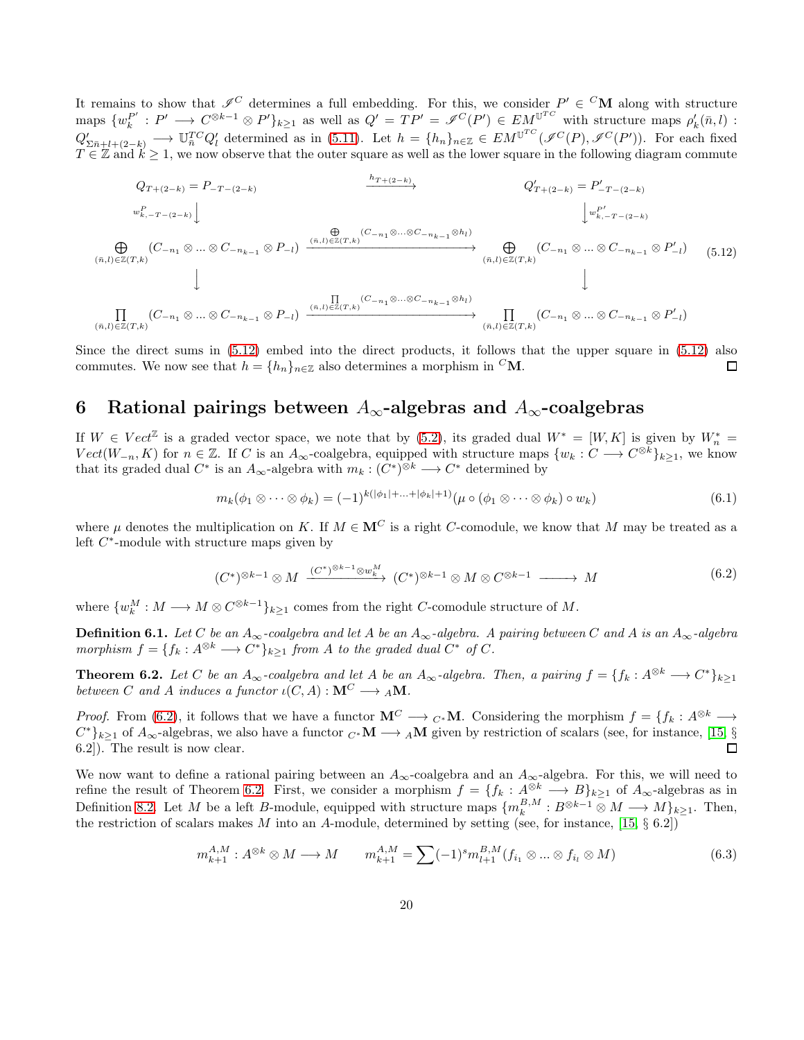It remains to show that $\mathscr{I}^C$ determines a full embedding. For this, we consider $P' \in {}^C\mathbf{M}$ along with structure maps $\{w_k^{P'} : P' \longrightarrow C^{\otimes k-1} \otimes P'\}_{k\geq 1}$ as well as $Q' = TP' = \mathscr{I}^C(P') \in EM^{\mathbb{U}^{TC}}$ with structure maps $\rho'_k(\bar{n}, l) : Q'_{\Sigma\bar{n}+l+(2-k)} \longrightarrow \mathbb{U}_{\bar{n}}^{TC} Q'_l$ determined as in (5.11). Let $h = \{h_n\}_{n\in\mathbb{Z}} \in EM^{\mathbb{U}^{TC}}(\mathscr{I}^C(P), \mathscr{I}^C(P'))$. For each fixed $T \in \mathbb{Z}$ and $k \geq 1$, we now observe that the outer square as well as the lower square in the following diagram commute

$$
\begin{array}{ccc}
Q_{T+(2-k)} = P_{-T-(2-k)} & \xrightarrow{h_{T+(2-k)}} & Q'_{T+(2-k)} = P'_{-T-(2-k)} \\
\Big\downarrow {\scriptstyle w^P_{k,-T-(2-k)}} & & \Big\downarrow {\scriptstyle w^{P'}_{k,-T-(2-k)}} \\
\bigoplus\limits_{(\bar{n},l)\in\mathbb{Z}(T,k)} (C_{-n_1} \otimes \dots \otimes C_{-n_{k-1}} \otimes P_{-l}) & \xrightarrow{\bigoplus\limits_{(\bar{n},l)\in\mathbb{Z}(T,k)} (C_{-n_1}\otimes\dots\otimes C_{-n_{k-1}}\otimes h_l)} & \bigoplus\limits_{(\bar{n},l)\in\mathbb{Z}(T,k)} (C_{-n_1} \otimes \dots \otimes C_{-n_{k-1}} \otimes P'_{-l}) \\
\Big\downarrow & & \Big\downarrow \\
\prod\limits_{(\bar{n},l)\in\mathbb{Z}(T,k)} (C_{-n_1} \otimes \dots \otimes C_{-n_{k-1}} \otimes P_{-l}) & \xrightarrow{\prod\limits_{(\bar{n},l)\in\mathbb{Z}(T,k)} (C_{-n_1}\otimes\dots\otimes C_{-n_{k-1}}\otimes h_l)} & \prod\limits_{(\bar{n},l)\in\mathbb{Z}(T,k)} (C_{-n_1} \otimes \dots \otimes C_{-n_{k-1}} \otimes P'_{-l})
\end{array}
\tag{5.12}
$$

Since the direct sums in (5.12) embed into the direct products, it follows that the upper square in (5.12) also commutes. We now see that $h = \{h_n\}_{n\in\mathbb{Z}}$ also determines a morphism in ${}^C\mathbf{M}$. ◻

# 6 Rational pairings between $A_\infty$-algebras and $A_\infty$-coalgebras

If $W \in Vect^{\mathbb{Z}}$ is a graded vector space, we note that by (5.2), its graded dual $W^* = [W, K]$ is given by $W^*_n = Vect(W_{-n}, K)$ for $n \in \mathbb{Z}$. If $C$ is an $A_\infty$-coalgebra, equipped with structure maps $\{w_k : C \longrightarrow C^{\otimes k}\}_{k\geq 1}$, we know that its graded dual $C^*$ is an $A_\infty$-algebra with $m_k : (C^*)^{\otimes k} \longrightarrow C^*$ determined by

$$
m_k(\phi_1 \otimes \cdots \otimes \phi_k) = (-1)^{k(|\phi_1|+\ldots+|\phi_k|+1)}(\mu \circ (\phi_1 \otimes \cdots \otimes \phi_k) \circ w_k) \tag{6.1}
$$

where $\mu$ denotes the multiplication on $K$. If $M \in \mathbf{M}^C$ is a right $C$-comodule, we know that $M$ may be treated as a left $C^*$-module with structure maps given by

$$
(C^*)^{\otimes k-1} \otimes M \xrightarrow{(C^*)^{\otimes k-1} \otimes w_k^M} (C^*)^{\otimes k-1} \otimes M \otimes C^{\otimes k-1} \longrightarrow M \tag{6.2}
$$

where $\{w_k^M : M \longrightarrow M \otimes C^{\otimes k-1}\}_{k\geq 1}$ comes from the right $C$-comodule structure of $M$.

**Definition 6.1.** *Let $C$ be an $A_\infty$-coalgebra and let $A$ be an $A_\infty$-algebra. A pairing between $C$ and $A$ is an $A_\infty$-algebra morphism $f = \{f_k : A^{\otimes k} \longrightarrow C^*\}_{k\geq 1}$ from $A$ to the graded dual $C^*$ of $C$.*

**Theorem 6.2.** *Let $C$ be an $A_\infty$-coalgebra and let $A$ be an $A_\infty$-algebra. Then, a pairing $f = \{f_k : A^{\otimes k} \longrightarrow C^*\}_{k\geq 1}$ between $C$ and $A$ induces a functor $\iota(C, A) : \mathbf{M}^C \longrightarrow {}_A\mathbf{M}$.*

*Proof.* From (6.2), it follows that we have a functor $\mathbf{M}^C \longrightarrow {}_{C^*}\mathbf{M}$. Considering the morphism $f = \{f_k : A^{\otimes k} \longrightarrow C^*\}_{k\geq 1}$ of $A_\infty$-algebras, we also have a functor ${}_{C^*}\mathbf{M} \longrightarrow {}_A\mathbf{M}$ given by restriction of scalars (see, for instance, [15, § 6.2]). The result is now clear. ◻

We now want to define a rational pairing between an $A_\infty$-coalgebra and an $A_\infty$-algebra. For this, we will need to refine the result of Theorem 6.2. First, we consider a morphism $f = \{f_k : A^{\otimes k} \longrightarrow B\}_{k\geq 1}$ of $A_\infty$-algebras as in Definition 8.2. Let $M$ be a left $B$-module, equipped with structure maps $\{m_k^{B,M} : B^{\otimes k-1} \otimes M \longrightarrow M\}_{k\geq 1}$. Then, the restriction of scalars makes $M$ into an $A$-module, determined by setting (see, for instance, [15, § 6.2])

$$
m_{k+1}^{A,M} : A^{\otimes k} \otimes M \longrightarrow M \qquad m_{k+1}^{A,M} = \sum (-1)^s m_{l+1}^{B,M}(f_{i_1} \otimes \ldots \otimes f_{i_l} \otimes M) \tag{6.3}
$$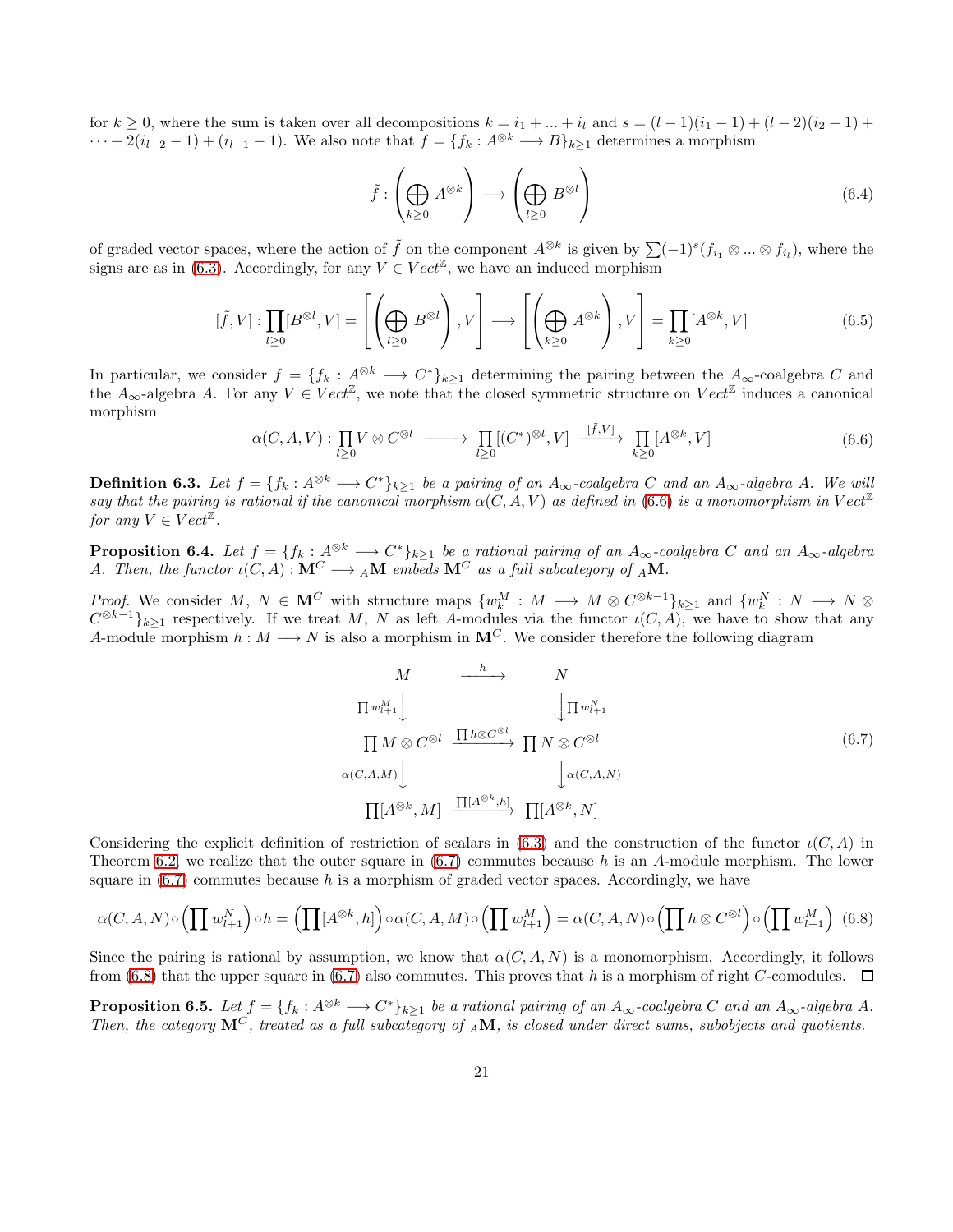for $k \geq 0$, where the sum is taken over all decompositions $k = i_1 + ... + i_l$ and $s = (l-1)(i_1 - 1) + (l-2)(i_2 - 1) + \cdots + 2(i_{l-2} - 1) + (i_{l-1} - 1)$. We also note that $f = \{f_k : A^{\otimes k} \longrightarrow B\}_{k \geq 1}$ determines a morphism

$$\tilde{f} : \left( \bigoplus_{k \geq 0} A^{\otimes k} \right) \longrightarrow \left( \bigoplus_{l \geq 0} B^{\otimes l} \right) \tag{6.4}$$

of graded vector spaces, where the action of $\tilde{f}$ on the component $A^{\otimes k}$ is given by $\sum (-1)^s (f_{i_1} \otimes ... \otimes f_{i_l})$, where the signs are as in (6.3). Accordingly, for any $V \in Vect^{\mathbb{Z}}$, we have an induced morphism

$$[\tilde{f}, V] : \prod_{l \geq 0} [B^{\otimes l}, V] = \left[ \left( \bigoplus_{l \geq 0} B^{\otimes l} \right), V \right] \longrightarrow \left[ \left( \bigoplus_{k \geq 0} A^{\otimes k} \right), V \right] = \prod_{k \geq 0} [A^{\otimes k}, V] \tag{6.5}$$

In particular, we consider $f = \{f_k : A^{\otimes k} \longrightarrow C^*\}_{k \geq 1}$ determining the pairing between the $A_\infty$-coalgebra $C$ and the $A_\infty$-algebra $A$. For any $V \in Vect^{\mathbb{Z}}$, we note that the closed symmetric structure on $Vect^{\mathbb{Z}}$ induces a canonical morphism

$$\alpha(C, A, V) : \prod_{l \geq 0} V \otimes C^{\otimes l} \longrightarrow \prod_{l \geq 0} [(C^*)^{\otimes l}, V] \xrightarrow{[\tilde{f}, V]} \prod_{k \geq 0} [A^{\otimes k}, V] \tag{6.6}$$

**Definition 6.3.** *Let $f = \{f_k : A^{\otimes k} \longrightarrow C^*\}_{k \geq 1}$ be a pairing of an $A_\infty$-coalgebra $C$ and an $A_\infty$-algebra $A$. We will say that the pairing is rational if the canonical morphism $\alpha(C, A, V)$ as defined in (6.6) is a monomorphism in $Vect^{\mathbb{Z}}$ for any $V \in Vect^{\mathbb{Z}}$.*

**Proposition 6.4.** *Let $f = \{f_k : A^{\otimes k} \longrightarrow C^*\}_{k \geq 1}$ be a rational pairing of an $A_\infty$-coalgebra $C$ and an $A_\infty$-algebra $A$. Then, the functor $\iota(C, A) : \mathbf{M}^C \longrightarrow {}_A\mathbf{M}$ embeds $\mathbf{M}^C$ as a full subcategory of ${}_A\mathbf{M}$.*

*Proof.* We consider $M, N \in \mathbf{M}^C$ with structure maps $\{w_k^M : M \longrightarrow M \otimes C^{\otimes k-1}\}_{k \geq 1}$ and $\{w_k^N : N \longrightarrow N \otimes C^{\otimes k-1}\}_{k \geq 1}$ respectively. If we treat $M$, $N$ as left $A$-modules via the functor $\iota(C, A)$, we have to show that any $A$-module morphism $h : M \longrightarrow N$ is also a morphism in $\mathbf{M}^C$. We consider therefore the following diagram

$$\begin{array}{ccc}
M & \xrightarrow{\quad h \quad} & N \\
{\scriptstyle \prod w_{l+1}^M} \downarrow & & \downarrow {\scriptstyle \prod w_{l+1}^N} \\
\prod M \otimes C^{\otimes l} & \xrightarrow{\prod h \otimes C^{\otimes l}} & \prod N \otimes C^{\otimes l} \\
{\scriptstyle \alpha(C,A,M)} \downarrow & & \downarrow {\scriptstyle \alpha(C,A,N)} \\
\prod [A^{\otimes k}, M] & \xrightarrow{\prod [A^{\otimes k}, h]} & \prod [A^{\otimes k}, N]
\end{array} \tag{6.7}$$

Considering the explicit definition of restriction of scalars in (6.3) and the construction of the functor $\iota(C, A)$ in Theorem 6.2, we realize that the outer square in (6.7) commutes because $h$ is an $A$-module morphism. The lower square in (6.7) commutes because $h$ is a morphism of graded vector spaces. Accordingly, we have

$$\alpha(C,A,N) \circ \left( \prod w_{l+1}^N \right) \circ h = \left( \prod [A^{\otimes k}, h] \right) \circ \alpha(C,A,M) \circ \left( \prod w_{l+1}^M \right) = \alpha(C,A,N) \circ \left( \prod h \otimes C^{\otimes l} \right) \circ \left( \prod w_{l+1}^M \right) \tag{6.8}$$

Since the pairing is rational by assumption, we know that $\alpha(C, A, N)$ is a monomorphism. Accordingly, it follows from (6.8) that the upper square in (6.7) also commutes. This proves that $h$ is a morphism of right $C$-comodules. $\square$

**Proposition 6.5.** *Let $f = \{f_k : A^{\otimes k} \longrightarrow C^*\}_{k \geq 1}$ be a rational pairing of an $A_\infty$-coalgebra $C$ and an $A_\infty$-algebra $A$. Then, the category $\mathbf{M}^C$, treated as a full subcategory of ${}_A\mathbf{M}$, is closed under direct sums, subobjects and quotients.*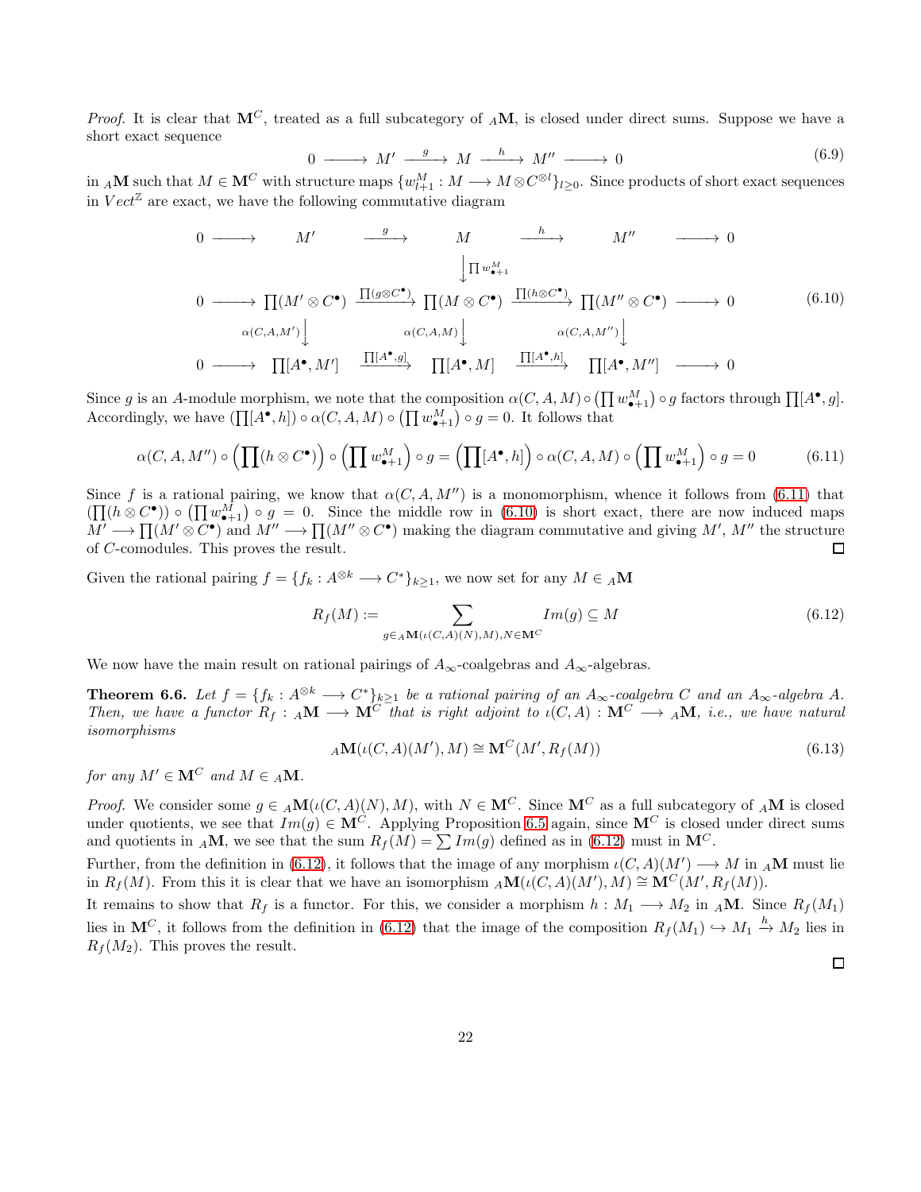*Proof.* It is clear that $\mathbf{M}^C$, treated as a full subcategory of ${}_A\mathbf{M}$, is closed under direct sums. Suppose we have a short exact sequence

$$0 \longrightarrow M' \xrightarrow{\ g\ } M \xrightarrow{\ h\ } M'' \longrightarrow 0 \tag{6.9}$$

in ${}_A\mathbf{M}$ such that $M \in \mathbf{M}^C$ with structure maps $\{w^M_{l+1} : M \longrightarrow M \otimes C^{\otimes l}\}_{l \geq 0}$. Since products of short exact sequences in $Vect^{\mathbb{Z}}$ are exact, we have the following commutative diagram

$$\begin{array}{ccccccccc}
0 & \longrightarrow & M' & \xrightarrow{\ g\ } & M & \xrightarrow{\ h\ } & M'' & \longrightarrow & 0 \\
 & & & & \big\downarrow \prod w^M_{\bullet+1} & & & & \\
0 & \longrightarrow & \prod(M' \otimes C^\bullet) & \xrightarrow{\prod(g \otimes C^\bullet)} & \prod(M \otimes C^\bullet) & \xrightarrow{\prod(h \otimes C^\bullet)} & \prod(M'' \otimes C^\bullet) & \longrightarrow & 0 \\
 & & \big\downarrow \alpha(C,A,M') & & \big\downarrow \alpha(C,A,M) & & \big\downarrow \alpha(C,A,M'') & & \\
0 & \longrightarrow & \prod[A^\bullet, M'] & \xrightarrow{\prod[A^\bullet, g]} & \prod[A^\bullet, M] & \xrightarrow{\prod[A^\bullet, h]} & \prod[A^\bullet, M''] & \longrightarrow & 0
\end{array} \tag{6.10}$$

Since $g$ is an $A$-module morphism, we note that the composition $\alpha(C,A,M) \circ \left(\prod w^M_{\bullet+1}\right) \circ g$ factors through $\prod[A^\bullet, g]$. Accordingly, we have $\left(\prod[A^\bullet, h]\right) \circ \alpha(C,A,M) \circ \left(\prod w^M_{\bullet+1}\right) \circ g = 0$. It follows that

$$\alpha(C,A,M'') \circ \left(\prod(h \otimes C^\bullet)\right) \circ \left(\prod w^M_{\bullet+1}\right) \circ g = \left(\prod[A^\bullet, h]\right) \circ \alpha(C,A,M) \circ \left(\prod w^M_{\bullet+1}\right) \circ g = 0 \tag{6.11}$$

Since $f$ is a rational pairing, we know that $\alpha(C,A,M'')$ is a monomorphism, whence it follows from (6.11) that $\left(\prod(h \otimes C^\bullet)\right) \circ \left(\prod w^M_{\bullet+1}\right) \circ g = 0$. Since the middle row in (6.10) is short exact, there are now induced maps $M' \longrightarrow \prod(M' \otimes C^\bullet)$ and $M'' \longrightarrow \prod(M'' \otimes C^\bullet)$ making the diagram commutative and giving $M'$, $M''$ the structure of $C$-comodules. This proves the result. ∎

Given the rational pairing $f = \{f_k : A^{\otimes k} \longrightarrow C^*\}_{k \geq 1}$, we now set for any $M \in {}_A\mathbf{M}$

$$R_f(M) := \sum_{g \in {}_A\mathbf{M}(\iota(C,A)(N), M),\, N \in \mathbf{M}^C} Im(g) \subseteq M \tag{6.12}$$

We now have the main result on rational pairings of $A_\infty$-coalgebras and $A_\infty$-algebras.

**Theorem 6.6.** *Let $f = \{f_k : A^{\otimes k} \longrightarrow C^*\}_{k \geq 1}$ be a rational pairing of an $A_\infty$-coalgebra $C$ and an $A_\infty$-algebra $A$. Then, we have a functor $R_f : {}_A\mathbf{M} \longrightarrow \mathbf{M}^C$ that is right adjoint to $\iota(C,A) : \mathbf{M}^C \longrightarrow {}_A\mathbf{M}$, i.e., we have natural isomorphisms*

$${}_A\mathbf{M}(\iota(C,A)(M'), M) \cong \mathbf{M}^C(M', R_f(M)) \tag{6.13}$$

*for any $M' \in \mathbf{M}^C$ and $M \in {}_A\mathbf{M}$.*

*Proof.* We consider some $g \in {}_A\mathbf{M}(\iota(C,A)(N), M)$, with $N \in \mathbf{M}^C$. Since $\mathbf{M}^C$ as a full subcategory of ${}_A\mathbf{M}$ is closed under quotients, we see that $Im(g) \in \mathbf{M}^C$. Applying Proposition 6.5 again, since $\mathbf{M}^C$ is closed under direct sums and quotients in ${}_A\mathbf{M}$, we see that the sum $R_f(M) = \sum Im(g)$ defined as in (6.12) must in $\mathbf{M}^C$.

Further, from the definition in (6.12), it follows that the image of any morphism $\iota(C,A)(M') \longrightarrow M$ in ${}_A\mathbf{M}$ must lie in $R_f(M)$. From this it is clear that we have an isomorphism ${}_A\mathbf{M}(\iota(C,A)(M'), M) \cong \mathbf{M}^C(M', R_f(M))$.

It remains to show that $R_f$ is a functor. For this, we consider a morphism $h : M_1 \longrightarrow M_2$ in ${}_A\mathbf{M}$. Since $R_f(M_1)$ lies in $\mathbf{M}^C$, it follows from the definition in (6.12) that the image of the composition $R_f(M_1) \hookrightarrow M_1 \xrightarrow{h} M_2$ lies in $R_f(M_2)$. This proves the result. ∎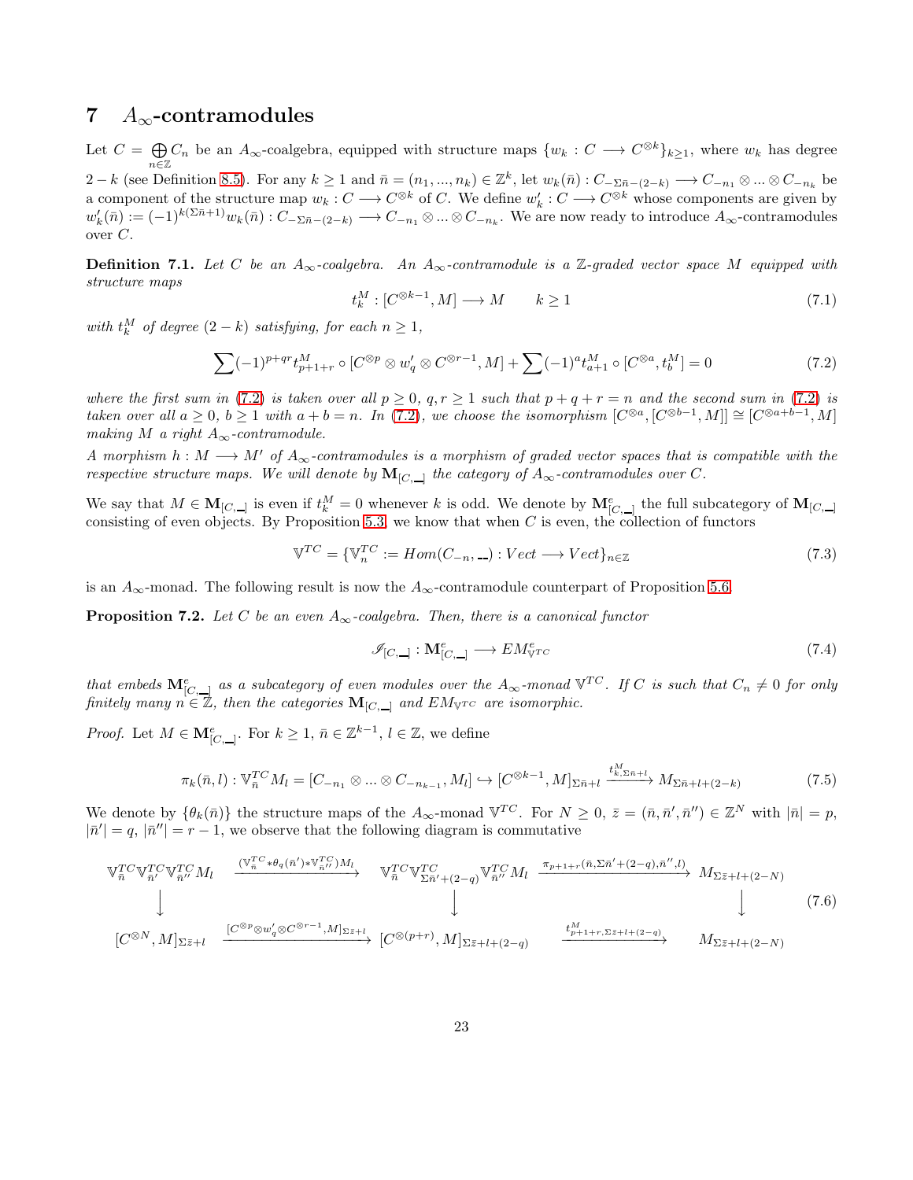## 7 $A_\infty$-contramodules

Let $C = \bigoplus_{n\in\mathbb{Z}} C_n$ be an $A_\infty$-coalgebra, equipped with structure maps $\{w_k : C \longrightarrow C^{\otimes k}\}_{k\geq 1}$, where $w_k$ has degree $2-k$ (see Definition 8.5). For any $k \geq 1$ and $\bar{n} = (n_1, ..., n_k) \in \mathbb{Z}^k$, let $w_k(\bar{n}) : C_{-\Sigma\bar{n}-(2-k)} \longrightarrow C_{-n_1} \otimes ... \otimes C_{-n_k}$ be a component of the structure map $w_k : C \longrightarrow C^{\otimes k}$ of $C$. We define $w'_k : C \longrightarrow C^{\otimes k}$ whose components are given by $w'_k(\bar{n}) := (-1)^{k(\Sigma\bar{n}+1)} w_k(\bar{n}) : C_{-\Sigma\bar{n}-(2-k)} \longrightarrow C_{-n_1} \otimes ... \otimes C_{-n_k}$. We are now ready to introduce $A_\infty$-contramodules over $C$.

**Definition 7.1.** *Let $C$ be an $A_\infty$-coalgebra. An $A_\infty$-contramodule is a $\mathbb{Z}$-graded vector space $M$ equipped with structure maps*

$$t^M_k : [C^{\otimes k-1}, M] \longrightarrow M \qquad k \geq 1 \tag{7.1}$$

*with $t^M_k$ of degree $(2-k)$ satisfying, for each $n \geq 1$,*

$$\sum (-1)^{p+qr} t^M_{p+1+r} \circ [C^{\otimes p} \otimes w'_q \otimes C^{\otimes r-1}, M] + \sum (-1)^a t^M_{a+1} \circ [C^{\otimes a}, t^M_b] = 0 \tag{7.2}$$

*where the first sum in (7.2) is taken over all $p \geq 0$, $q, r \geq 1$ such that $p+q+r = n$ and the second sum in (7.2) is taken over all $a \geq 0$, $b \geq 1$ with $a+b = n$. In (7.2), we choose the isomorphism $[C^{\otimes a}, [C^{\otimes b-1}, M]] \cong [C^{\otimes a+b-1}, M]$ making $M$ a right $A_\infty$-contramodule.*

*A morphism $h : M \longrightarrow M'$ of $A_\infty$-contramodules is a morphism of graded vector spaces that is compatible with the respective structure maps. We will denote by $\mathbf{M}_{[C,\_]}$ the category of $A_\infty$-contramodules over $C$.*

We say that $M \in \mathbf{M}_{[C,\_]}$ is even if $t^M_k = 0$ whenever $k$ is odd. We denote by $\mathbf{M}^e_{[C,\_]}$ the full subcategory of $\mathbf{M}_{[C,\_]}$ consisting of even objects. By Proposition 5.3, we know that when $C$ is even, the collection of functors

$$\mathbb{V}^{TC} = \{\mathbb{V}^{TC}_n := Hom(C_{-n}, \_\_) : Vect \longrightarrow Vect\}_{n\in\mathbb{Z}} \tag{7.3}$$

is an $A_\infty$-monad. The following result is now the $A_\infty$-contramodule counterpart of Proposition 5.6.

**Proposition 7.2.** *Let $C$ be an even $A_\infty$-coalgebra. Then, there is a canonical functor*

$$\mathscr{I}_{[C,\_]} : \mathbf{M}^e_{[C,\_]} \longrightarrow EM^e_{\mathbb{V}^{TC}} \tag{7.4}$$

*that embeds $\mathbf{M}^e_{[C,\_]}$ as a subcategory of even modules over the $A_\infty$-monad $\mathbb{V}^{TC}$. If $C$ is such that $C_n \neq 0$ for only finitely many $n \in \mathbb{Z}$, then the categories $\mathbf{M}_{[C,\_]}$ and $EM_{\mathbb{V}^{TC}}$ are isomorphic.*

*Proof.* Let $M \in \mathbf{M}^e_{[C,\_]}$. For $k \geq 1$, $\bar{n} \in \mathbb{Z}^{k-1}$, $l \in \mathbb{Z}$, we define

$$\pi_k(\bar{n}, l) : \mathbb{V}^{TC}_{\bar{n}} M_l = [C_{-n_1} \otimes ... \otimes C_{-n_{k-1}}, M_l] \hookrightarrow [C^{\otimes k-1}, M]_{\Sigma\bar{n}+l} \xrightarrow{t^M_{k,\Sigma\bar{n}+l}} M_{\Sigma\bar{n}+l+(2-k)} \tag{7.5}$$

We denote by $\{\theta_k(\bar{n})\}$ the structure maps of the $A_\infty$-monad $\mathbb{V}^{TC}$. For $N \geq 0$, $\bar{z} = (\bar{n}, \bar{n}', \bar{n}'') \in \mathbb{Z}^N$ with $|\bar{n}| = p$, $|\bar{n}'| = q$, $|\bar{n}''| = r-1$, we observe that the following diagram is commutative

$$\begin{array}{ccccc}
\mathbb{V}^{TC}_{\bar{n}}\mathbb{V}^{TC}_{\bar{n}'}\mathbb{V}^{TC}_{\bar{n}''}M_l & \xrightarrow{(\mathbb{V}^{TC}_{\bar{n}} * \theta_q(\bar{n}') * \mathbb{V}^{TC}_{\bar{n}''})M_l} & \mathbb{V}^{TC}_{\bar{n}}\mathbb{V}^{TC}_{\Sigma\bar{n}'+(2-q)}\mathbb{V}^{TC}_{\bar{n}''}M_l & \xrightarrow{\pi_{p+1+r}(\bar{n}, \Sigma\bar{n}'+(2-q), \bar{n}'', l)} & M_{\Sigma\bar{z}+l+(2-N)} \\
\downarrow & & \downarrow & & \downarrow \\
[C^{\otimes N}, M]_{\Sigma\bar{z}+l} & \xrightarrow{[C^{\otimes p}\otimes w'_q \otimes C^{\otimes r-1}, M]_{\Sigma\bar{z}+l}} & [C^{\otimes(p+r)}, M]_{\Sigma\bar{z}+l+(2-q)} & \xrightarrow{t^M_{p+1+r, \Sigma\bar{z}+l+(2-q)}} & M_{\Sigma\bar{z}+l+(2-N)}
\end{array} \tag{7.6}$$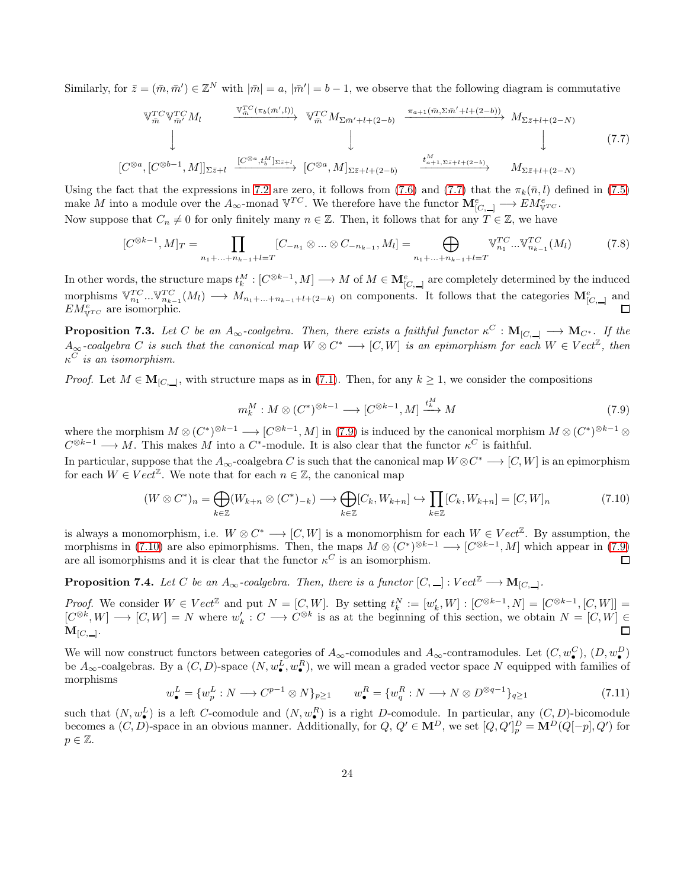Similarly, for $\bar{z} = (\bar{m}, \bar{m}') \in \mathbb{Z}^N$ with $|\bar{m}| = a$, $|\bar{m}'| = b-1$, we observe that the following diagram is commutative

$$
\begin{array}{ccccc}
\mathbb{V}^{TC}_{\bar{m}}\mathbb{V}^{TC}_{\bar{m}'}M_l & \xrightarrow{\mathbb{V}^{TC}_{\bar{m}}(\pi_b(\bar{m}',l))} & \mathbb{V}^{TC}_{\bar{m}}M_{\Sigma\bar{m}'+l+(2-b)} & \xrightarrow{\pi_{a+1}(\bar{m},\Sigma\bar{m}'+l+(2-b))} & M_{\Sigma\bar{z}+l+(2-N)} \\
\downarrow & & \downarrow & & \downarrow \\
[C^{\otimes a}, [C^{\otimes b-1}, M]]_{\Sigma\bar{z}+l} & \xrightarrow{[C^{\otimes a}, t^M_b]_{\Sigma\bar{z}+l}} & [C^{\otimes a}, M]_{\Sigma\bar{z}+l+(2-b)} & \xrightarrow{t^M_{a+1,\Sigma\bar{z}+l+(2-b)}} & M_{\Sigma\bar{z}+l+(2-N)}
\end{array}
\tag{7.7}
$$

Using the fact that the expressions in 7.2 are zero, it follows from (7.6) and (7.7) that the $\pi_k(\bar{n}, l)$ defined in (7.5) make $M$ into a module over the $A_\infty$-monad $\mathbb{V}^{TC}$. We therefore have the functor $\mathbf{M}^e_{[C,\_]} \longrightarrow EM^e_{\mathbb{V}^{TC}}$.
Now suppose that $C_n \neq 0$ for only finitely many $n \in \mathbb{Z}$. Then, it follows that for any $T \in \mathbb{Z}$, we have

$$
[C^{\otimes k-1}, M]_T = \prod_{n_1+\ldots+n_{k-1}+l=T} [C_{-n_1} \otimes \ldots \otimes C_{-n_{k-1}}, M_l] = \bigoplus_{n_1+\ldots+n_{k-1}+l=T} \mathbb{V}^{TC}_{n_1} \ldots \mathbb{V}^{TC}_{n_{k-1}}(M_l) \tag{7.8}
$$

In other words, the structure maps $t^M_k : [C^{\otimes k-1}, M] \longrightarrow M$ of $M \in \mathbf{M}^e_{[C,\_]}$ are completely determined by the induced morphisms $\mathbb{V}^{TC}_{n_1} \ldots \mathbb{V}^{TC}_{n_{k-1}}(M_l) \longrightarrow M_{n_1+\ldots+n_{k-1}+l+(2-k)}$ on components. It follows that the categories $\mathbf{M}^e_{[C,\_]}$ and $EM^e_{\mathbb{V}^{TC}}$ are isomorphic. $\square$

**Proposition 7.3.** *Let $C$ be an $A_\infty$-coalgebra. Then, there exists a faithful functor $\kappa^C : \mathbf{M}_{[C,\_]} \longrightarrow \mathbf{M}_{C^*}$. If the $A_\infty$-coalgebra $C$ is such that the canonical map $W \otimes C^* \longrightarrow [C, W]$ is an epimorphism for each $W \in Vect^{\mathbb{Z}}$, then $\kappa^C$ is an isomorphism.*

*Proof.* Let $M \in \mathbf{M}_{[C,\_]}$, with structure maps as in (7.1). Then, for any $k \geq 1$, we consider the compositions

$$
m^M_k : M \otimes (C^*)^{\otimes k-1} \longrightarrow [C^{\otimes k-1}, M] \xrightarrow{t^M_k} M \tag{7.9}
$$

where the morphism $M \otimes (C^*)^{\otimes k-1} \longrightarrow [C^{\otimes k-1}, M]$ in (7.9) is induced by the canonical morphism $M \otimes (C^*)^{\otimes k-1} \otimes C^{\otimes k-1} \longrightarrow M$. This makes $M$ into a $C^*$-module. It is also clear that the functor $\kappa^C$ is faithful.
In particular, suppose that the $A_\infty$-coalgebra $C$ is such that the canonical map $W \otimes C^* \longrightarrow [C, W]$ is an epimorphism for each $W \in Vect^{\mathbb{Z}}$. We note that for each $n \in \mathbb{Z}$, the canonical map

$$
(W \otimes C^*)_n = \bigoplus_{k\in\mathbb{Z}} (W_{k+n} \otimes (C^*)_{-k}) \longrightarrow \bigoplus_{k\in\mathbb{Z}} [C_k, W_{k+n}] \hookrightarrow \prod_{k\in\mathbb{Z}} [C_k, W_{k+n}] = [C, W]_n \tag{7.10}
$$

is always a monomorphism, i.e. $W \otimes C^* \longrightarrow [C, W]$ is a monomorphism for each $W \in Vect^{\mathbb{Z}}$. By assumption, the morphisms in (7.10) are also epimorphisms. Then, the maps $M \otimes (C^*)^{\otimes k-1} \longrightarrow [C^{\otimes k-1}, M]$ which appear in (7.9) are all isomorphisms and it is clear that the functor $\kappa^C$ is an isomorphism. $\square$

**Proposition 7.4.** *Let $C$ be an $A_\infty$-coalgebra. Then, there is a functor $[C, \_] : Vect^{\mathbb{Z}} \longrightarrow \mathbf{M}_{[C,\_]}$.*

*Proof.* We consider $W \in Vect^{\mathbb{Z}}$ and put $N = [C, W]$. By setting $t^N_k := [w'_k, W] : [C^{\otimes k-1}, N] = [C^{\otimes k-1}, [C, W]] = [C^{\otimes k}, W] \longrightarrow [C, W] = N$ where $w'_k : C \longrightarrow C^{\otimes k}$ is as at the beginning of this section, we obtain $N = [C, W] \in \mathbf{M}_{[C,\_]}$. $\square$

We will now construct functors between categories of $A_\infty$-comodules and $A_\infty$-contramodules. Let $(C, w^C_\bullet)$, $(D, w^D_\bullet)$ be $A_\infty$-coalgebras. By a $(C, D)$-space $(N, w^L_\bullet, w^R_\bullet)$, we will mean a graded vector space $N$ equipped with families of morphisms

$$
w^L_\bullet = \{w^L_p : N \longrightarrow C^{p-1} \otimes N\}_{p\geq 1} \qquad w^R_\bullet = \{w^R_q : N \longrightarrow N \otimes D^{\otimes q-1}\}_{q\geq 1} \tag{7.11}
$$

such that $(N, w^L_\bullet)$ is a left $C$-comodule and $(N, w^R_\bullet)$ is a right $D$-comodule. In particular, any $(C, D)$-bicomodule becomes a $(C, D)$-space in an obvious manner. Additionally, for $Q, Q' \in \mathbf{M}^D$, we set $[Q, Q']^D_p = \mathbf{M}^D(Q[-p], Q')$ for $p \in \mathbb{Z}$.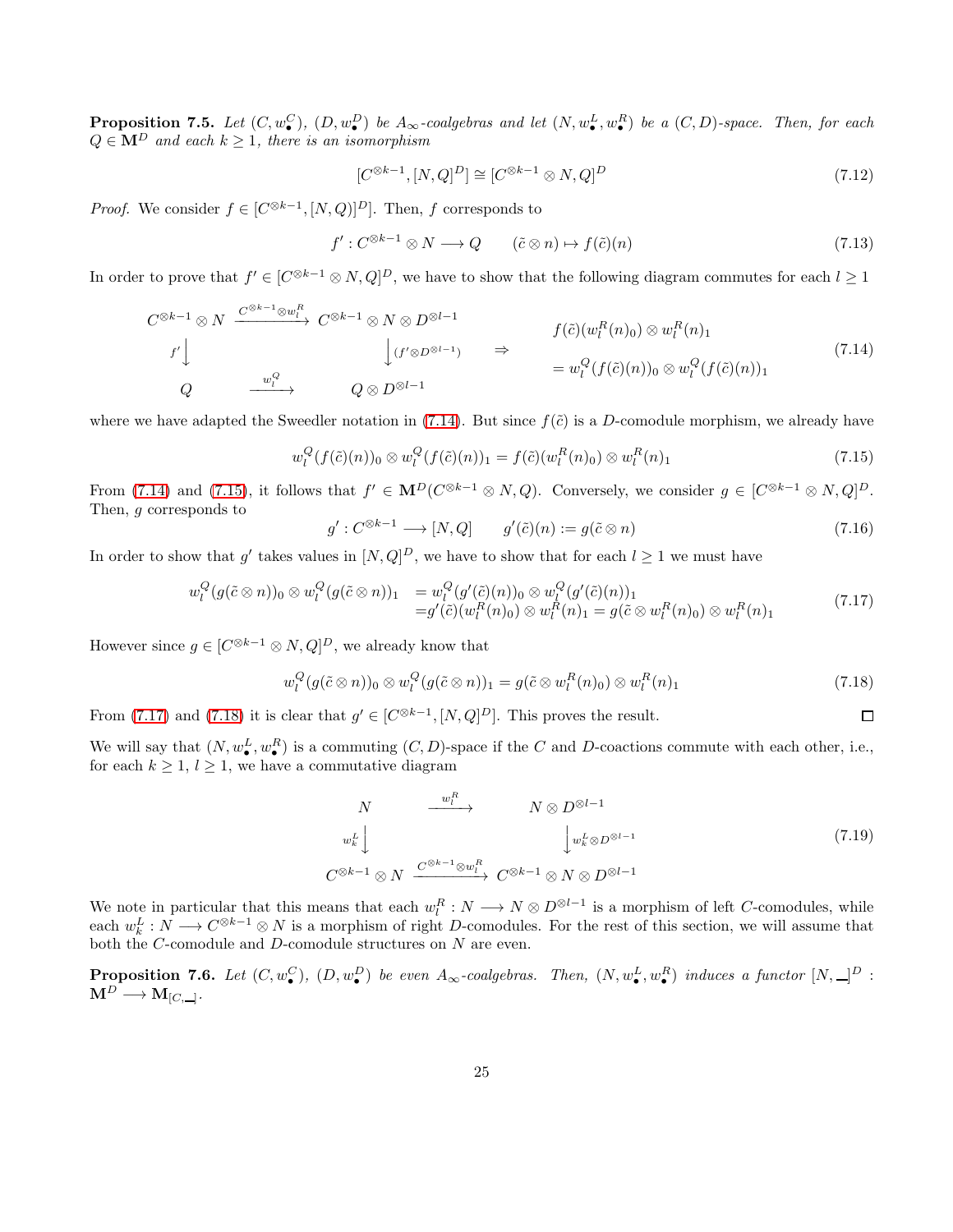**Proposition 7.5.** *Let $(C, w_\bullet^C)$, $(D, w_\bullet^D)$ be $A_\infty$-coalgebras and let $(N, w_\bullet^L, w_\bullet^R)$ be a $(C,D)$-space. Then, for each $Q \in \mathbf{M}^D$ and each $k \geq 1$, there is an isomorphism*

$$[C^{\otimes k-1}, [N,Q]^D] \cong [C^{\otimes k-1} \otimes N, Q]^D \tag{7.12}$$

*Proof.* We consider $f \in [C^{\otimes k-1}, [N,Q)]^D]$. Then, $f$ corresponds to

$$f' : C^{\otimes k-1} \otimes N \longrightarrow Q \qquad (\tilde{c} \otimes n) \mapsto f(\tilde{c})(n) \tag{7.13}$$

In order to prove that $f' \in [C^{\otimes k-1} \otimes N, Q]^D$, we have to show that the following diagram commutes for each $l \geq 1$

$$\begin{array}{ccc} C^{\otimes k-1} \otimes N & \xrightarrow{C^{\otimes k-1} \otimes w_l^R} & C^{\otimes k-1} \otimes N \otimes D^{\otimes l-1} \\ {\scriptstyle f'}\downarrow & & \downarrow{\scriptstyle (f' \otimes D^{\otimes l-1})} \\ Q & \xrightarrow{w_l^Q} & Q \otimes D^{\otimes l-1} \end{array} \quad \Rightarrow \quad \begin{array}{l} f(\tilde{c})(w_l^R(n)_0) \otimes w_l^R(n)_1 \\ = w_l^Q(f(\tilde{c})(n))_0 \otimes w_l^Q(f(\tilde{c})(n))_1 \end{array} \tag{7.14}$$

where we have adapted the Sweedler notation in (7.14). But since $f(\tilde{c})$ is a $D$-comodule morphism, we already have

$$w_l^Q(f(\tilde{c})(n))_0 \otimes w_l^Q(f(\tilde{c})(n))_1 = f(\tilde{c})(w_l^R(n)_0) \otimes w_l^R(n)_1 \tag{7.15}$$

From (7.14) and (7.15), it follows that $f' \in \mathbf{M}^D(C^{\otimes k-1} \otimes N, Q)$. Conversely, we consider $g \in [C^{\otimes k-1} \otimes N, Q]^D$. Then, $g$ corresponds to

$$g' : C^{\otimes k-1} \longrightarrow [N,Q] \qquad g'(\tilde{c})(n) := g(\tilde{c} \otimes n) \tag{7.16}$$

In order to show that $g'$ takes values in $[N,Q]^D$, we have to show that for each $l \geq 1$ we must have

$$\begin{aligned} w_l^Q(g(\tilde{c} \otimes n))_0 \otimes w_l^Q(g(\tilde{c} \otimes n))_1 &= w_l^Q(g'(\tilde{c})(n))_0 \otimes w_l^Q(g'(\tilde{c})(n))_1 \\ &= g'(\tilde{c})(w_l^R(n)_0) \otimes w_l^R(n)_1 = g(\tilde{c} \otimes w_l^R(n)_0) \otimes w_l^R(n)_1 \end{aligned} \tag{7.17}$$

However since $g \in [C^{\otimes k-1} \otimes N, Q]^D$, we already know that

$$w_l^Q(g(\tilde{c} \otimes n))_0 \otimes w_l^Q(g(\tilde{c} \otimes n))_1 = g(\tilde{c} \otimes w_l^R(n)_0) \otimes w_l^R(n)_1 \tag{7.18}$$

From (7.17) and (7.18) it is clear that $g' \in [C^{\otimes k-1}, [N,Q]^D]$. This proves the result. $\square$

We will say that $(N, w_\bullet^L, w_\bullet^R)$ is a commuting $(C,D)$-space if the $C$ and $D$-coactions commute with each other, i.e., for each $k \geq 1$, $l \geq 1$, we have a commutative diagram

$$\begin{array}{ccc} N & \xrightarrow{w_l^R} & N \otimes D^{\otimes l-1} \\ {\scriptstyle w_k^L}\downarrow & & \downarrow{\scriptstyle w_k^L \otimes D^{\otimes l-1}} \\ C^{\otimes k-1} \otimes N & \xrightarrow{C^{\otimes k-1} \otimes w_l^R} & C^{\otimes k-1} \otimes N \otimes D^{\otimes l-1} \end{array} \tag{7.19}$$

We note in particular that this means that each $w_l^R : N \longrightarrow N \otimes D^{\otimes l-1}$ is a morphism of left $C$-comodules, while each $w_k^L : N \longrightarrow C^{\otimes k-1} \otimes N$ is a morphism of right $D$-comodules. For the rest of this section, we will assume that both the $C$-comodule and $D$-comodule structures on $N$ are even.

**Proposition 7.6.** *Let $(C, w_\bullet^C)$, $(D, w_\bullet^D)$ be even $A_\infty$-coalgebras. Then, $(N, w_\bullet^L, w_\bullet^R)$ induces a functor $[N, \_]^D : \mathbf{M}^D \longrightarrow \mathbf{M}_{[C,\_]}$.*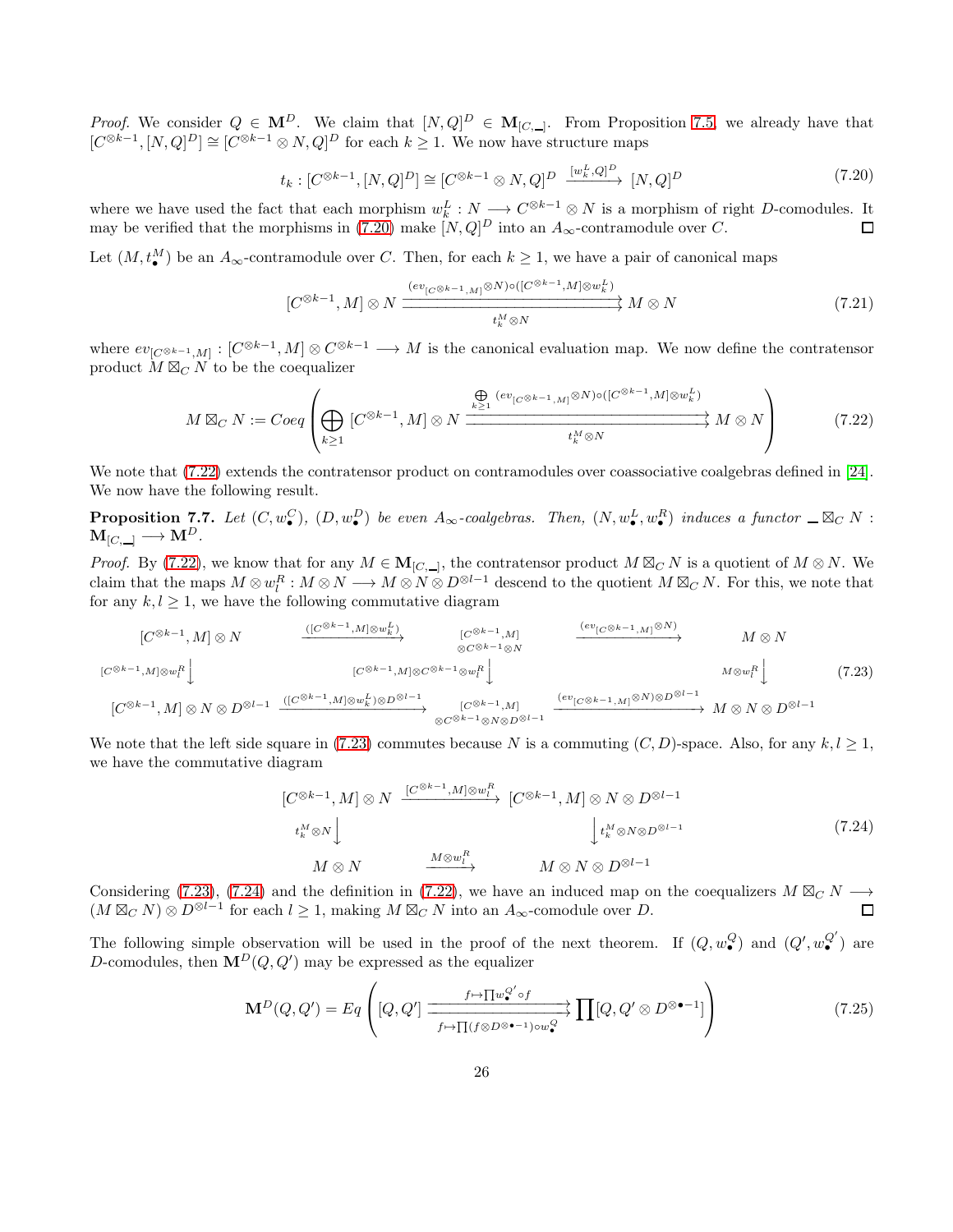*Proof.* We consider $Q \in \mathbf{M}^D$. We claim that $[N,Q]^D \in \mathbf{M}_{[C,\_]}$. From Proposition 7.5, we already have that $[C^{\otimes k-1},[N,Q]^D] \cong [C^{\otimes k-1}\otimes N, Q]^D$ for each $k\geq 1$. We now have structure maps

$$t_k : [C^{\otimes k-1},[N,Q]^D] \cong [C^{\otimes k-1}\otimes N, Q]^D \xrightarrow{[w_k^L,Q]^D} [N,Q]^D \tag{7.20}$$

where we have used the fact that each morphism $w_k^L : N \longrightarrow C^{\otimes k-1}\otimes N$ is a morphism of right $D$-comodules. It may be verified that the morphisms in (7.20) make $[N,Q]^D$ into an $A_\infty$-contramodule over $C$. ☐

Let $(M, t_\bullet^M)$ be an $A_\infty$-contramodule over $C$. Then, for each $k\geq 1$, we have a pair of canonical maps

$$[C^{\otimes k-1}, M]\otimes N \underset{t_k^M\otimes N}{\overset{(ev_{[C^{\otimes k-1},M]}\otimes N)\circ([C^{\otimes k-1},M]\otimes w_k^L)}{\rightrightarrows}} M\otimes N \tag{7.21}$$

where $ev_{[C^{\otimes k-1},M]} : [C^{\otimes k-1},M]\otimes C^{\otimes k-1} \longrightarrow M$ is the canonical evaluation map. We now define the contratensor product $M \boxtimes_C N$ to be the coequalizer

$$M\boxtimes_C N := Coeq\left(\bigoplus_{k\geq 1}[C^{\otimes k-1}, M]\otimes N \underset{t_k^M\otimes N}{\overset{\underset{k\geq 1}{\bigoplus}(ev_{[C^{\otimes k-1},M]}\otimes N)\circ([C^{\otimes k-1},M]\otimes w_k^L)}{\rightrightarrows}} M\otimes N\right) \tag{7.22}$$

We note that (7.22) extends the contratensor product on contramodules over coassociative coalgebras defined in [24]. We now have the following result.

**Proposition 7.7.** *Let $(C, w_\bullet^C)$, $(D, w_\bullet^D)$ be even $A_\infty$-coalgebras. Then, $(N, w_\bullet^L, w_\bullet^R)$ induces a functor $\_\boxtimes_C N : \mathbf{M}_{[C,\_]} \longrightarrow \mathbf{M}^D$.*

*Proof.* By (7.22), we know that for any $M\in \mathbf{M}_{[C,\_]}$, the contratensor product $M\boxtimes_C N$ is a quotient of $M\otimes N$. We claim that the maps $M\otimes w_l^R : M\otimes N \longrightarrow M\otimes N\otimes D^{\otimes l-1}$ descend to the quotient $M\boxtimes_C N$. For this, we note that for any $k,l\geq 1$, we have the following commutative diagram

$$\begin{array}{ccccc}
[C^{\otimes k-1},M]\otimes N & \xrightarrow{([C^{\otimes k-1},M]\otimes w_k^L)} & [C^{\otimes k-1},M]\otimes C^{\otimes k-1}\otimes N & \xrightarrow{(ev_{[C^{\otimes k-1},M]}\otimes N)} & M\otimes N \\
\downarrow {\scriptstyle [C^{\otimes k-1},M]\otimes w_l^R} & & \downarrow {\scriptstyle [C^{\otimes k-1},M]\otimes C^{\otimes k-1}\otimes w_l^R} & & \downarrow {\scriptstyle M\otimes w_l^R} \\
[C^{\otimes k-1},M]\otimes N\otimes D^{\otimes l-1} & \xrightarrow{([C^{\otimes k-1},M]\otimes w_k^L)\otimes D^{\otimes l-1}} & [C^{\otimes k-1},M]\otimes C^{\otimes k-1}\otimes N\otimes D^{\otimes l-1} & \xrightarrow{(ev_{[C^{\otimes k-1},M]}\otimes N)\otimes D^{\otimes l-1}} & M\otimes N\otimes D^{\otimes l-1}
\end{array} \tag{7.23}$$

We note that the left side square in (7.23) commutes because $N$ is a commuting $(C,D)$-space. Also, for any $k,l\geq 1$, we have the commutative diagram

$$\begin{array}{ccc}
[C^{\otimes k-1},M]\otimes N & \xrightarrow{[C^{\otimes k-1},M]\otimes w_l^R} & [C^{\otimes k-1},M]\otimes N\otimes D^{\otimes l-1} \\
\downarrow {\scriptstyle t_k^M\otimes N} & & \downarrow {\scriptstyle t_k^M\otimes N\otimes D^{\otimes l-1}} \\
M\otimes N & \xrightarrow{M\otimes w_l^R} & M\otimes N\otimes D^{\otimes l-1}
\end{array} \tag{7.24}$$

Considering (7.23), (7.24) and the definition in (7.22), we have an induced map on the coequalizers $M\boxtimes_C N \longrightarrow (M\boxtimes_C N)\otimes D^{\otimes l-1}$ for each $l\geq 1$, making $M\boxtimes_C N$ into an $A_\infty$-comodule over $D$. ☐

The following simple observation will be used in the proof of the next theorem. If $(Q, w_\bullet^Q)$ and $(Q', w_\bullet^{Q'})$ are $D$-comodules, then $\mathbf{M}^D(Q,Q')$ may be expressed as the equalizer

$$\mathbf{M}^D(Q,Q') = Eq\left([Q,Q'] \underset{f\mapsto \prod (f\otimes D^{\otimes \bullet -1})\circ w_\bullet^Q}{\overset{f\mapsto \prod w_\bullet^{Q'}\circ f}{\rightrightarrows}} \prod [Q, Q'\otimes D^{\otimes \bullet -1}]\right) \tag{7.25}$$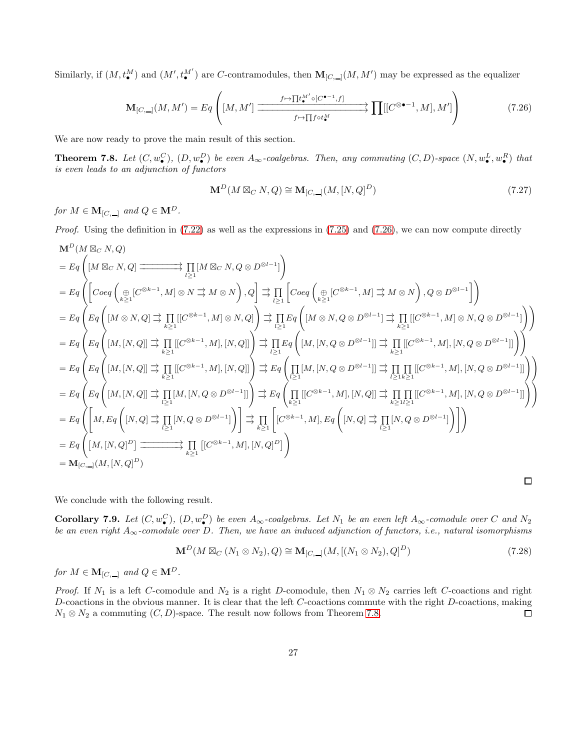Similarly, if $(M, t_\bullet^M)$ and $(M', t_\bullet^{M'})$ are $C$-contramodules, then $\mathbf{M}_{[C,\_]}(M, M')$ may be expressed as the equalizer

$$
\mathbf{M}_{[C,\_]}(M,M') = Eq\left( [M,M'] \overset{f\mapsto \prod t_\bullet^{M'}\circ[C^{\bullet-1},f]}{\underset{f\mapsto \prod f\circ t_\bullet^M}{\rightrightarrows}} \prod [[C^{\otimes \bullet -1}, M], M'] \right) \tag{7.26}
$$

We are now ready to prove the main result of this section.

**Theorem 7.8.** *Let $(C, w_\bullet^C)$, $(D, w_\bullet^D)$ be even $A_\infty$-coalgebras. Then, any commuting $(C,D)$-space $(N, w_\bullet^L, w_\bullet^R)$ that is even leads to an adjunction of functors*

$$
\mathbf{M}^D(M \boxtimes_C N, Q) \cong \mathbf{M}_{[C,\_]}(M, [N,Q]^D) \tag{7.27}
$$

*for $M \in \mathbf{M}_{[C,\_]}$ and $Q \in \mathbf{M}^D$.*

*Proof.* Using the definition in (7.22) as well as the expressions in (7.25) and (7.26), we can now compute directly

$$
\begin{aligned}
&\mathbf{M}^D(M \boxtimes_C N, Q)\\
&= Eq\left( [M\boxtimes_C N, Q] \rightrightarrows \prod_{l\geq 1} [M \boxtimes_C N, Q\otimes D^{\otimes l-1}] \right)\\
&= Eq\left( \left[ Coeq\left( \underset{k\geq 1}{\oplus} [C^{\otimes k-1}, M]\otimes N \rightrightarrows M\otimes N \right), Q\right] \rightrightarrows \prod_{l\geq 1} \left[ Coeq\left( \underset{k\geq 1}{\oplus} [C^{\otimes k-1}, M] \rightrightarrows M\otimes N \right), Q\otimes D^{\otimes l-1}\right] \right)\\
&= Eq\left( Eq\left( [M\otimes N, Q] \rightrightarrows \prod_{k\geq 1} [[C^{\otimes k-1}, M]\otimes N, Q] \right) \rightrightarrows \prod_{l\geq 1} Eq\left( [M\otimes N, Q\otimes D^{\otimes l-1}] \rightrightarrows \prod_{k\geq 1} [[C^{\otimes k-1}, M]\otimes N, Q\otimes D^{\otimes l-1}] \right) \right)\\
&= Eq\left( Eq\left( [M, [N,Q]] \rightrightarrows \prod_{k\geq 1} [[C^{\otimes k-1}, M], [N,Q]] \right) \rightrightarrows \prod_{l\geq 1} Eq\left( [M, [N, Q\otimes D^{\otimes l-1}]] \rightrightarrows \prod_{k\geq 1} [[C^{\otimes k-1}, M], [N, Q\otimes D^{\otimes l-1}]] \right) \right)\\
&= Eq\left( Eq\left( [M, [N,Q]] \rightrightarrows \prod_{k\geq 1} [[C^{\otimes k-1}, M], [N,Q]] \right) \rightrightarrows Eq\left( \prod_{l\geq 1} [M, [N, Q\otimes D^{\otimes l-1}]] \rightrightarrows \prod_{l\geq 1}\prod_{k\geq 1} [[C^{\otimes k-1}, M], [N, Q\otimes D^{\otimes l-1}]] \right) \right)\\
&= Eq\left( Eq\left( [M, [N,Q]] \rightrightarrows \prod_{l\geq 1} [M, [N, Q\otimes D^{\otimes l-1}]] \right) \rightrightarrows Eq\left( \prod_{k\geq 1} [[C^{\otimes k-1}, M], [N,Q]] \rightrightarrows \prod_{k\geq 1}\prod_{l\geq 1} [[C^{\otimes k-1}, M], [N, Q\otimes D^{\otimes l-1}]] \right) \right)\\
&= Eq\left( \left[ M, Eq\left( [N,Q] \rightrightarrows \prod_{l\geq 1} [N, Q\otimes D^{\otimes l-1}] \right) \right] \rightrightarrows \prod_{k\geq 1} \left[ [C^{\otimes k-1}, M], Eq\left( [N,Q] \rightrightarrows \prod_{l\geq 1} [N, Q\otimes D^{\otimes l-1}] \right) \right] \right)\\
&= Eq\left( [M, [N,Q]^D] \rightrightarrows \prod_{k\geq 1} [[C^{\otimes k-1}, M], [N,Q]^D] \right)\\
&= \mathbf{M}_{[C,\_]}(M, [N,Q]^D)
\end{aligned}
$$

□

We conclude with the following result.

**Corollary 7.9.** *Let $(C, w_\bullet^C)$, $(D, w_\bullet^D)$ be even $A_\infty$-coalgebras. Let $N_1$ be an even left $A_\infty$-comodule over $C$ and $N_2$ be an even right $A_\infty$-comodule over $D$. Then, we have an induced adjunction of functors, i.e., natural isomorphisms*

$$
\mathbf{M}^D(M \boxtimes_C (N_1 \otimes N_2), Q) \cong \mathbf{M}_{[C,\_]}(M, [(N_1\otimes N_2), Q]^D) \tag{7.28}
$$

*for $M \in \mathbf{M}_{[C,\_]}$ and $Q \in \mathbf{M}^D$.*

*Proof.* If $N_1$ is a left $C$-comodule and $N_2$ is a right $D$-comodule, then $N_1 \otimes N_2$ carries left $C$-coactions and right $D$-coactions in the obvious manner. It is clear that the left $C$-coactions commute with the right $D$-coactions, making $N_1 \otimes N_2$ a commuting $(C,D)$-space. The result now follows from Theorem 7.8. □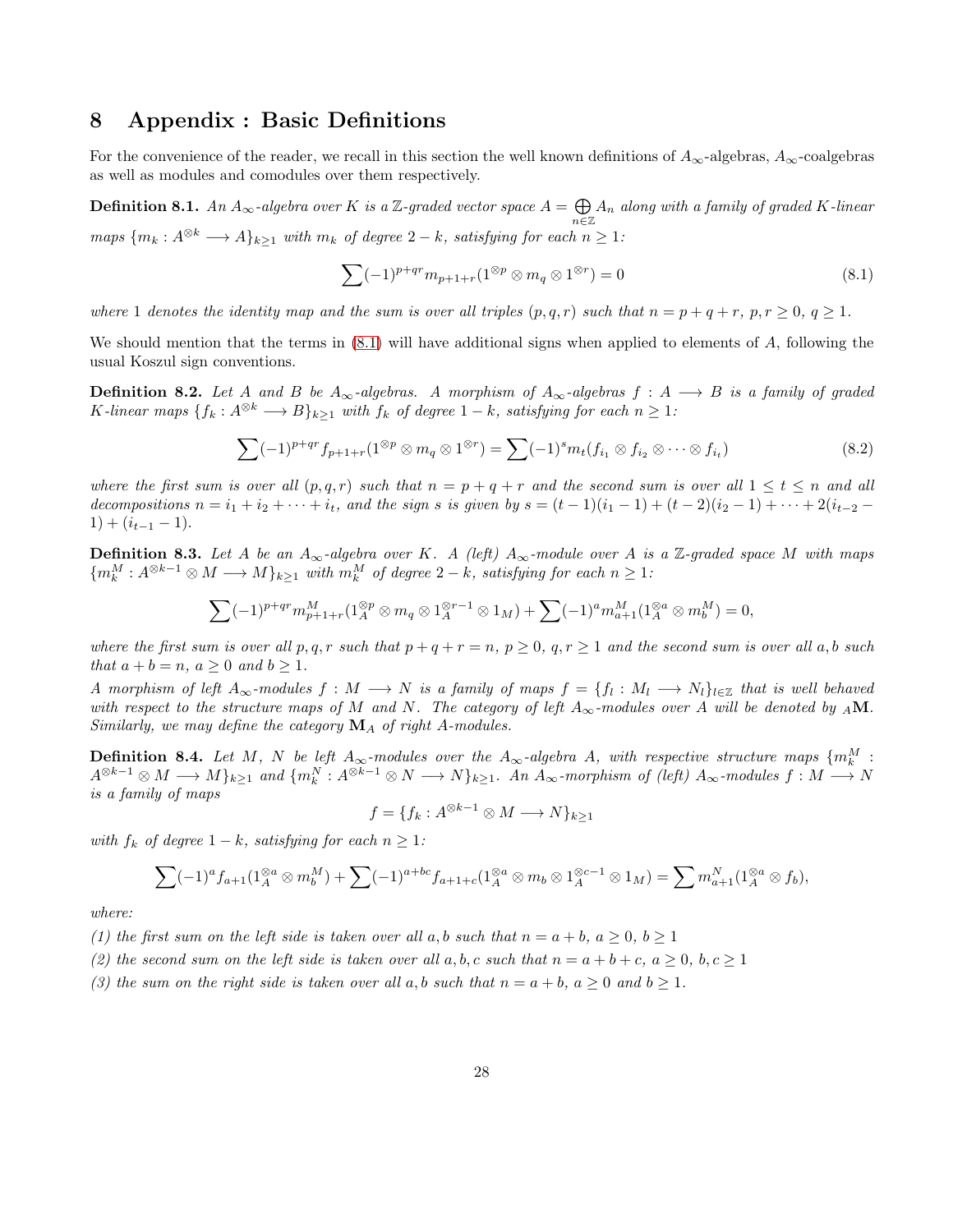# 8 Appendix : Basic Definitions

For the convenience of the reader, we recall in this section the well known definitions of $A_\infty$-algebras, $A_\infty$-coalgebras as well as modules and comodules over them respectively.

**Definition 8.1.** *An $A_\infty$-algebra over $K$ is a $\mathbb{Z}$-graded vector space $A = \bigoplus_{n\in\mathbb{Z}} A_n$ along with a family of graded $K$-linear maps $\{m_k : A^{\otimes k} \longrightarrow A\}_{k\geq 1}$ with $m_k$ of degree $2-k$, satisfying for each $n \geq 1$:*

$$\sum (-1)^{p+qr} m_{p+1+r}(1^{\otimes p} \otimes m_q \otimes 1^{\otimes r}) = 0 \tag{8.1}$$

*where 1 denotes the identity map and the sum is over all triples $(p, q, r)$ such that $n = p+q+r$, $p, r \geq 0$, $q \geq 1$.*

We should mention that the terms in (8.1) will have additional signs when applied to elements of $A$, following the usual Koszul sign conventions.

**Definition 8.2.** *Let $A$ and $B$ be $A_\infty$-algebras. A morphism of $A_\infty$-algebras $f : A \longrightarrow B$ is a family of graded $K$-linear maps $\{f_k : A^{\otimes k} \longrightarrow B\}_{k\geq 1}$ with $f_k$ of degree $1-k$, satisfying for each $n \geq 1$:*

$$\sum (-1)^{p+qr} f_{p+1+r}(1^{\otimes p} \otimes m_q \otimes 1^{\otimes r}) = \sum (-1)^s m_t(f_{i_1} \otimes f_{i_2} \otimes \cdots \otimes f_{i_t}) \tag{8.2}$$

*where the first sum is over all $(p, q, r)$ such that $n = p + q + r$ and the second sum is over all $1 \leq t \leq n$ and all decompositions $n = i_1 + i_2 + \cdots + i_t$, and the sign $s$ is given by $s = (t-1)(i_1 - 1) + (t-2)(i_2 - 1) + \cdots + 2(i_{t-2} - 1) + (i_{t-1} - 1)$.*

**Definition 8.3.** *Let $A$ be an $A_\infty$-algebra over $K$. A (left) $A_\infty$-module over $A$ is a $\mathbb{Z}$-graded space $M$ with maps $\{m_k^M : A^{\otimes k-1} \otimes M \longrightarrow M\}_{k\geq 1}$ with $m_k^M$ of degree $2-k$, satisfying for each $n \geq 1$:*

$$\sum (-1)^{p+qr} m^M_{p+1+r}(1_A^{\otimes p} \otimes m_q \otimes 1_A^{\otimes r-1} \otimes 1_M) + \sum (-1)^a m^M_{a+1}(1_A^{\otimes a} \otimes m_b^M) = 0,$$

*where the first sum is over all $p, q, r$ such that $p + q + r = n$, $p \geq 0$, $q, r \geq 1$ and the second sum is over all $a, b$ such that $a + b = n$, $a \geq 0$ and $b \geq 1$.*
*A morphism of left $A_\infty$-modules $f : M \longrightarrow N$ is a family of maps $f = \{f_l : M_l \longrightarrow N_l\}_{l\in\mathbb{Z}}$ that is well behaved with respect to the structure maps of $M$ and $N$. The category of left $A_\infty$-modules over $A$ will be denoted by ${}_A\mathbf{M}$. Similarly, we may define the category $\mathbf{M}_A$ of right $A$-modules.*

**Definition 8.4.** *Let $M$, $N$ be left $A_\infty$-modules over the $A_\infty$-algebra $A$, with respective structure maps $\{m_k^M : A^{\otimes k-1} \otimes M \longrightarrow M\}_{k\geq 1}$ and $\{m_k^N : A^{\otimes k-1} \otimes N \longrightarrow N\}_{k\geq 1}$. An $A_\infty$-morphism of (left) $A_\infty$-modules $f : M \longrightarrow N$ is a family of maps*

$$f = \{f_k : A^{\otimes k-1} \otimes M \longrightarrow N\}_{k\geq 1}$$

*with $f_k$ of degree $1-k$, satisfying for each $n \geq 1$:*

$$\sum (-1)^a f_{a+1}(1_A^{\otimes a} \otimes m_b^M) + \sum (-1)^{a+bc} f_{a+1+c}(1_A^{\otimes a} \otimes m_b \otimes 1_A^{\otimes c-1} \otimes 1_M) = \sum m^N_{a+1}(1_A^{\otimes a} \otimes f_b),$$

*where:*

*(1) the first sum on the left side is taken over all $a, b$ such that $n = a + b$, $a \geq 0$, $b \geq 1$*

*(2) the second sum on the left side is taken over all $a, b, c$ such that $n = a + b + c$, $a \geq 0$, $b, c \geq 1$*

*(3) the sum on the right side is taken over all $a, b$ such that $n = a + b$, $a \geq 0$ and $b \geq 1$.*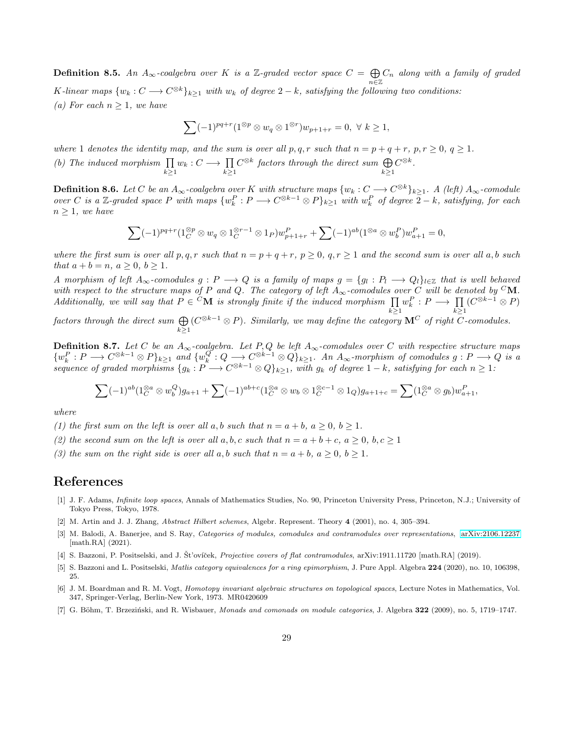**Definition 8.5.** *An $A_\infty$-coalgebra over $K$ is a $\mathbb{Z}$-graded vector space $C = \bigoplus_{n\in\mathbb{Z}} C_n$ along with a family of graded $K$-linear maps $\{w_k : C \longrightarrow C^{\otimes k}\}_{k\geq 1}$ with $w_k$ of degree $2-k$, satisfying the following two conditions:*

*(a) For each $n \geq 1$, we have*

$$\sum (-1)^{pq+r}(1^{\otimes p} \otimes w_q \otimes 1^{\otimes r})w_{p+1+r} = 0, \ \forall \ k \geq 1,$$

*where 1 denotes the identity map, and the sum is over all $p, q, r$ such that $n = p+q+r$, $p, r \geq 0$, $q \geq 1$.*

*(b) The induced morphism $\prod_{k\geq 1} w_k : C \longrightarrow \prod_{k\geq 1} C^{\otimes k}$ factors through the direct sum $\bigoplus_{k\geq 1} C^{\otimes k}$.*

**Definition 8.6.** *Let $C$ be an $A_\infty$-coalgebra over $K$ with structure maps $\{w_k : C \longrightarrow C^{\otimes k}\}_{k\geq 1}$. A (left) $A_\infty$-comodule over $C$ is a $\mathbb{Z}$-graded space $P$ with maps $\{w_k^P : P \longrightarrow C^{\otimes k-1} \otimes P\}_{k\geq 1}$ with $w_k^P$ of degree $2-k$, satisfying, for each $n \geq 1$, we have*

$$\sum (-1)^{pq+r}(1_C^{\otimes p} \otimes w_q \otimes 1_C^{\otimes r-1} \otimes 1_P)w^P_{p+1+r} + \sum (-1)^{ab}(1^{\otimes a} \otimes w_b^P)w^P_{a+1} = 0,$$

*where the first sum is over all $p, q, r$ such that $n = p+q+r$, $p \geq 0$, $q, r \geq 1$ and the second sum is over all $a, b$ such that $a + b = n$, $a \geq 0$, $b \geq 1$.*

*A morphism of left $A_\infty$-comodules $g : P \longrightarrow Q$ is a family of maps $g = \{g_l : P_l \longrightarrow Q_l\}_{l\in\mathbb{Z}}$ that is well behaved with respect to the structure maps of $P$ and $Q$. The category of left $A_\infty$-comodules over $C$ will be denoted by ${}^C\mathbf{M}$. Additionally, we will say that $P \in {}^C\mathbf{M}$ is strongly finite if the induced morphism $\prod_{k\geq 1} w_k^P : P \longrightarrow \prod_{k\geq 1}(C^{\otimes k-1} \otimes P)$ factors through the direct sum $\bigoplus_{k\geq 1}(C^{\otimes k-1} \otimes P)$. Similarly, we may define the category $\mathbf{M}^C$ of right $C$-comodules.*

**Definition 8.7.** *Let $C$ be an $A_\infty$-coalgebra. Let $P, Q$ be left $A_\infty$-comodules over $C$ with respective structure maps $\{w_k^P : P \longrightarrow C^{\otimes k-1} \otimes P\}_{k\geq 1}$ and $\{w_k^Q : Q \longrightarrow C^{\otimes k-1} \otimes Q\}_{k\geq 1}$. An $A_\infty$-morphism of comodules $g : P \longrightarrow Q$ is a sequence of graded morphisms $\{g_k : P \longrightarrow C^{\otimes k-1} \otimes Q\}_{k\geq 1}$, with $g_k$ of degree $1-k$, satisfying for each $n \geq 1$:*

$$\sum (-1)^{ab}(1_C^{\otimes a} \otimes w_b^Q)g_{a+1} + \sum (-1)^{ab+c}(1_C^{\otimes a} \otimes w_b \otimes 1_C^{\otimes c-1} \otimes 1_Q)g_{a+1+c} = \sum (1_C^{\otimes a} \otimes g_b)w^P_{a+1},$$

*where*

*(1) the first sum on the left is over all $a, b$ such that $n = a+b$, $a \geq 0$, $b \geq 1$.*

*(2) the second sum on the left is over all $a, b, c$ such that $n = a+b+c$, $a \geq 0$, $b, c \geq 1$*

*(3) the sum on the right side is over all $a, b$ such that $n = a+b$, $a \geq 0$, $b \geq 1$.*

# References

[1] J. F. Adams, *Infinite loop spaces*, Annals of Mathematics Studies, No. 90, Princeton University Press, Princeton, N.J.; University of Tokyo Press, Tokyo, 1978.

[2] M. Artin and J. J. Zhang, *Abstract Hilbert schemes*, Algebr. Represent. Theory **4** (2001), no. 4, 305–394.

[3] M. Balodi, A. Banerjee, and S. Ray, *Categories of modules, comodules and contramodules over representations*, arXiv:2106.12237 [math.RA] (2021).

[4] S. Bazzoni, P. Positselski, and J. Šťovíček, *Projective covers of flat contramodules*, arXiv:1911.11720 [math.RA] (2019).

[5] S. Bazzoni and L. Positselski, *Matlis category equivalences for a ring epimorphism*, J. Pure Appl. Algebra **224** (2020), no. 10, 106398, 25.

[6] J. M. Boardman and R. M. Vogt, *Homotopy invariant algebraic structures on topological spaces*, Lecture Notes in Mathematics, Vol. 347, Springer-Verlag, Berlin-New York, 1973. MR0420609

[7] G. Böhm, T. Brzeziński, and R. Wisbauer, *Monads and comonads on module categories*, J. Algebra **322** (2009), no. 5, 1719–1747.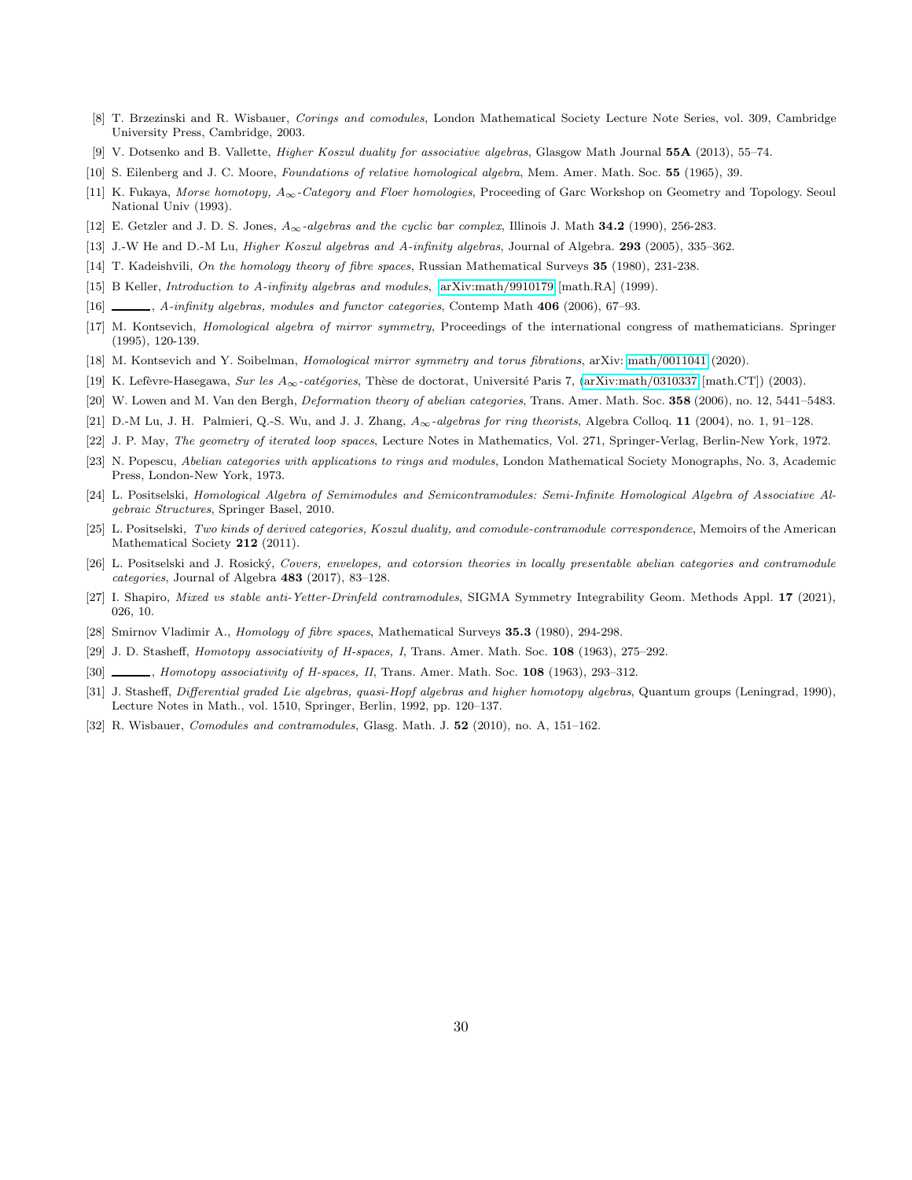[8] T. Brzezinski and R. Wisbauer, *Corings and comodules*, London Mathematical Society Lecture Note Series, vol. 309, Cambridge University Press, Cambridge, 2003.

[9] V. Dotsenko and B. Vallette, *Higher Koszul duality for associative algebras*, Glasgow Math Journal **55A** (2013), 55–74.

[10] S. Eilenberg and J. C. Moore, *Foundations of relative homological algebra*, Mem. Amer. Math. Soc. **55** (1965), 39.

[11] K. Fukaya, *Morse homotopy, $A_\infty$-Category and Floer homologies*, Proceeding of Garc Workshop on Geometry and Topology. Seoul National Univ (1993).

[12] E. Getzler and J. D. S. Jones, *$A_\infty$-algebras and the cyclic bar complex*, Illinois J. Math **34.2** (1990), 256-283.

[13] J.-W He and D.-M Lu, *Higher Koszul algebras and A-infinity algebras*, Journal of Algebra. **293** (2005), 335–362.

[14] T. Kadeishvili, *On the homology theory of fibre spaces*, Russian Mathematical Surveys **35** (1980), 231-238.

[15] B Keller, *Introduction to A-infinity algebras and modules*, arXiv:math/9910179 [math.RA] (1999).

[16] ———, *A-infinity algebras, modules and functor categories*, Contemp Math **406** (2006), 67–93.

[17] M. Kontsevich, *Homological algebra of mirror symmetry*, Proceedings of the international congress of mathematicians. Springer (1995), 120-139.

[18] M. Kontsevich and Y. Soibelman, *Homological mirror symmetry and torus fibrations*, arXiv: math/0011041 (2020).

[19] K. Lefèvre-Hasegawa, *Sur les $A_\infty$-catégories*, Thèse de doctorat, Université Paris 7, (arXiv:math/0310337 [math.CT]) (2003).

[20] W. Lowen and M. Van den Bergh, *Deformation theory of abelian categories*, Trans. Amer. Math. Soc. **358** (2006), no. 12, 5441–5483.

[21] D.-M Lu, J. H. Palmieri, Q.-S. Wu, and J. J. Zhang, *$A_\infty$-algebras for ring theorists*, Algebra Colloq. **11** (2004), no. 1, 91–128.

[22] J. P. May, *The geometry of iterated loop spaces*, Lecture Notes in Mathematics, Vol. 271, Springer-Verlag, Berlin-New York, 1972.

[23] N. Popescu, *Abelian categories with applications to rings and modules*, London Mathematical Society Monographs, No. 3, Academic Press, London-New York, 1973.

[24] L. Positselski, *Homological Algebra of Semimodules and Semicontramodules: Semi-Infinite Homological Algebra of Associative Algebraic Structures*, Springer Basel, 2010.

[25] L. Positselski, *Two kinds of derived categories, Koszul duality, and comodule-contramodule correspondence*, Memoirs of the American Mathematical Society **212** (2011).

[26] L. Positselski and J. Rosický, *Covers, envelopes, and cotorsion theories in locally presentable abelian categories and contramodule categories*, Journal of Algebra **483** (2017), 83–128.

[27] I. Shapiro, *Mixed vs stable anti-Yetter-Drinfeld contramodules*, SIGMA Symmetry Integrability Geom. Methods Appl. **17** (2021), 026, 10.

[28] Smirnov Vladimir A., *Homology of fibre spaces*, Mathematical Surveys **35.3** (1980), 294-298.

[29] J. D. Stasheff, *Homotopy associativity of H-spaces, I*, Trans. Amer. Math. Soc. **108** (1963), 275–292.

[30] ———, *Homotopy associativity of H-spaces, II*, Trans. Amer. Math. Soc. **108** (1963), 293–312.

[31] J. Stasheff, *Differential graded Lie algebras, quasi-Hopf algebras and higher homotopy algebras*, Quantum groups (Leningrad, 1990), Lecture Notes in Math., vol. 1510, Springer, Berlin, 1992, pp. 120–137.

[32] R. Wisbauer, *Comodules and contramodules*, Glasg. Math. J. **52** (2010), no. A, 151–162.